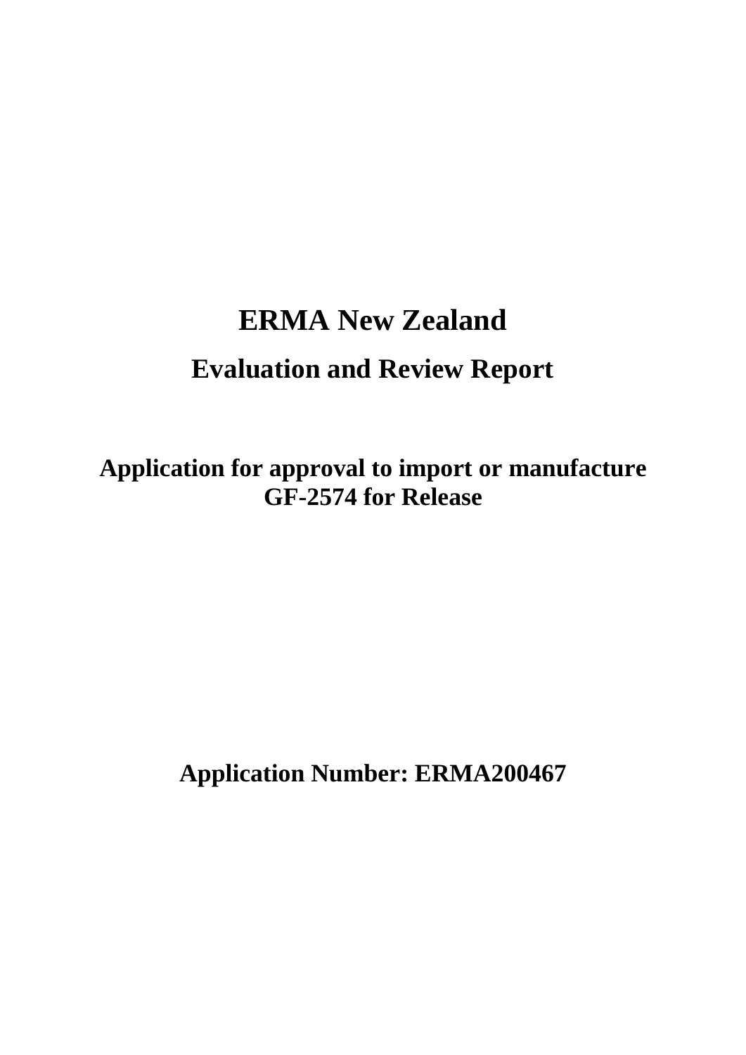# ERMA New Zealand

## Evaluation and Review Report

### Application for approval to import or manufacture GF-2574 for Release

### Application Number: ERMA200467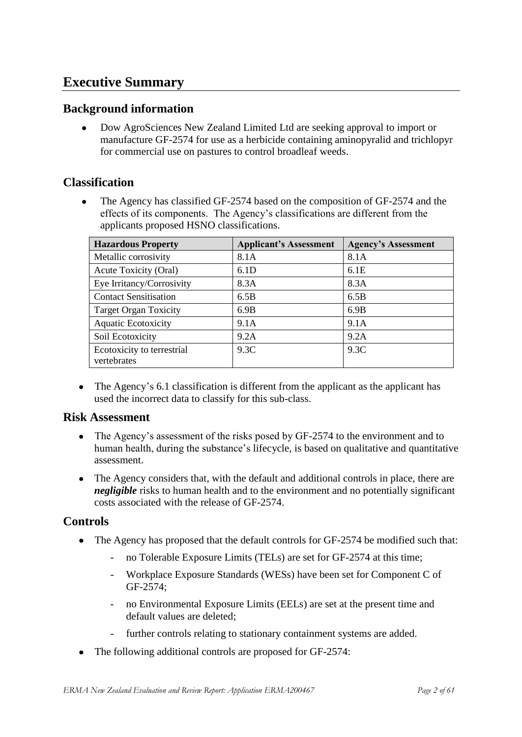# Executive Summary

## Background information

- Dow AgroSciences New Zealand Limited Ltd are seeking approval to import or manufacture GF-2574 for use as a herbicide containing aminopyralid and trichlopyr for commercial use on pastures to control broadleaf weeds.

## Classification

- The Agency has classified GF-2574 based on the composition of GF-2574 and the effects of its components. The Agency's classifications are different from the applicants proposed HSNO classifications.

| Hazardous Property | Applicant's Assessment | Agency's Assessment |
|---|---|---|
| Metallic corrosivity | 8.1A | 8.1A |
| Acute Toxicity (Oral) | 6.1D | 6.1E |
| Eye Irritancy/Corrosivity | 8.3A | 8.3A |
| Contact Sensitisation | 6.5B | 6.5B |
| Target Organ Toxicity | 6.9B | 6.9B |
| Aquatic Ecotoxicity | 9.1A | 9.1A |
| Soil Ecotoxicity | 9.2A | 9.2A |
| Ecotoxicity to terrestrial vertebrates | 9.3C | 9.3C |

- The Agency's 6.1 classification is different from the applicant as the applicant has used the incorrect data to classify for this sub-class.

## Risk Assessment

- The Agency's assessment of the risks posed by GF-2574 to the environment and to human health, during the substance's lifecycle, is based on qualitative and quantitative assessment.
- The Agency considers that, with the default and additional controls in place, there are ***negligible*** risks to human health and to the environment and no potentially significant costs associated with the release of GF-2574.

## Controls

- The Agency has proposed that the default controls for GF-2574 be modified such that:
  - no Tolerable Exposure Limits (TELs) are set for GF-2574 at this time;
  - Workplace Exposure Standards (WESs) have been set for Component C of GF-2574;
  - no Environmental Exposure Limits (EELs) are set at the present time and default values are deleted;
  - further controls relating to stationary containment systems are added.
- The following additional controls are proposed for GF-2574: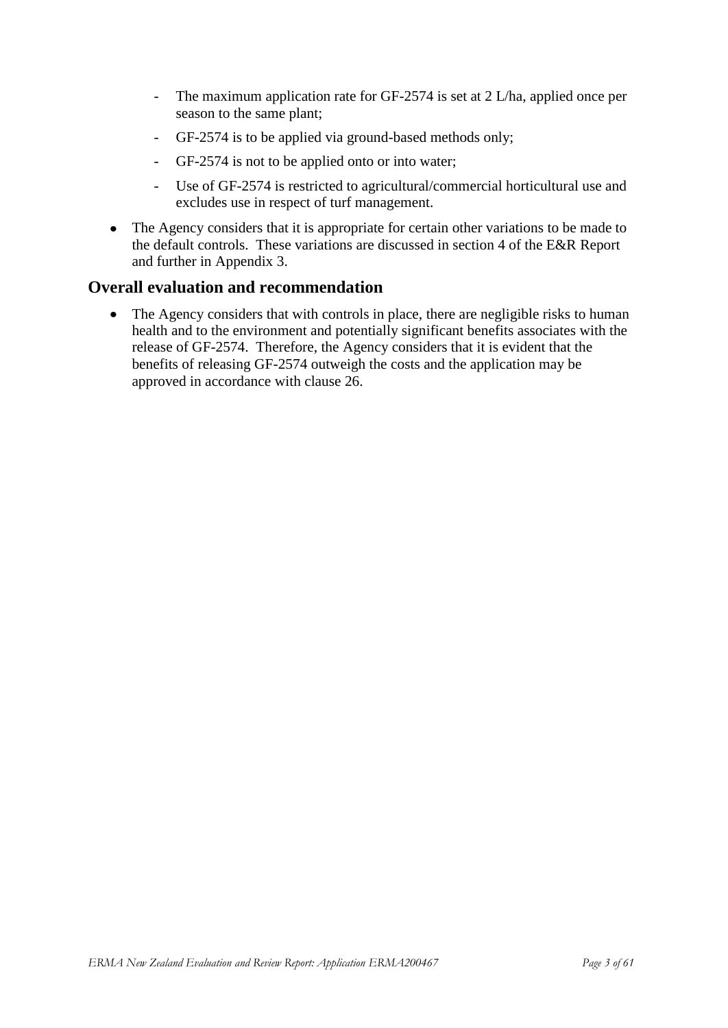- The maximum application rate for GF-2574 is set at 2 L/ha, applied once per season to the same plant;
  - GF-2574 is to be applied via ground-based methods only;
  - GF-2574 is not to be applied onto or into water;
  - Use of GF-2574 is restricted to agricultural/commercial horticultural use and excludes use in respect of turf management.

- The Agency considers that it is appropriate for certain other variations to be made to the default controls. These variations are discussed in section 4 of the E&R Report and further in Appendix 3.

## Overall evaluation and recommendation

- The Agency considers that with controls in place, there are negligible risks to human health and to the environment and potentially significant benefits associates with the release of GF-2574. Therefore, the Agency considers that it is evident that the benefits of releasing GF-2574 outweigh the costs and the application may be approved in accordance with clause 26.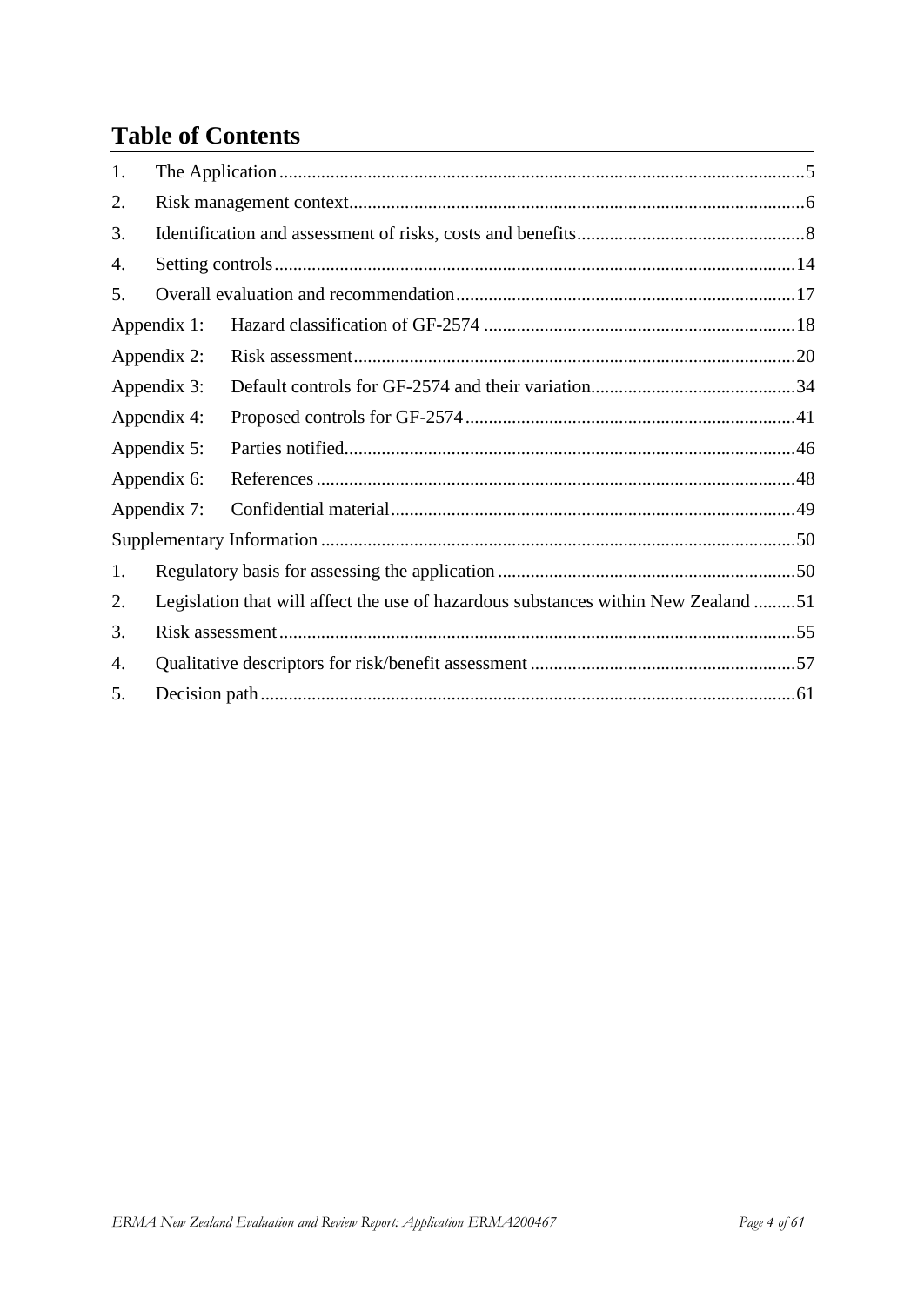# Table of Contents

| | | |
|---|---|---|
| 1. | The Application | 5 |
| 2. | Risk management context | 6 |
| 3. | Identification and assessment of risks, costs and benefits | 8 |
| 4. | Setting controls | 14 |
| 5. | Overall evaluation and recommendation | 17 |
| Appendix 1: | Hazard classification of GF-2574 | 18 |
| Appendix 2: | Risk assessment | 20 |
| Appendix 3: | Default controls for GF-2574 and their variation | 34 |
| Appendix 4: | Proposed controls for GF-2574 | 41 |
| Appendix 5: | Parties notified | 46 |
| Appendix 6: | References | 48 |
| Appendix 7: | Confidential material | 49 |
| Supplementary Information | | 50 |
| 1. | Regulatory basis for assessing the application | 50 |
| 2. | Legislation that will affect the use of hazardous substances within New Zealand | 51 |
| 3. | Risk assessment | 55 |
| 4. | Qualitative descriptors for risk/benefit assessment | 57 |
| 5. | Decision path | 61 |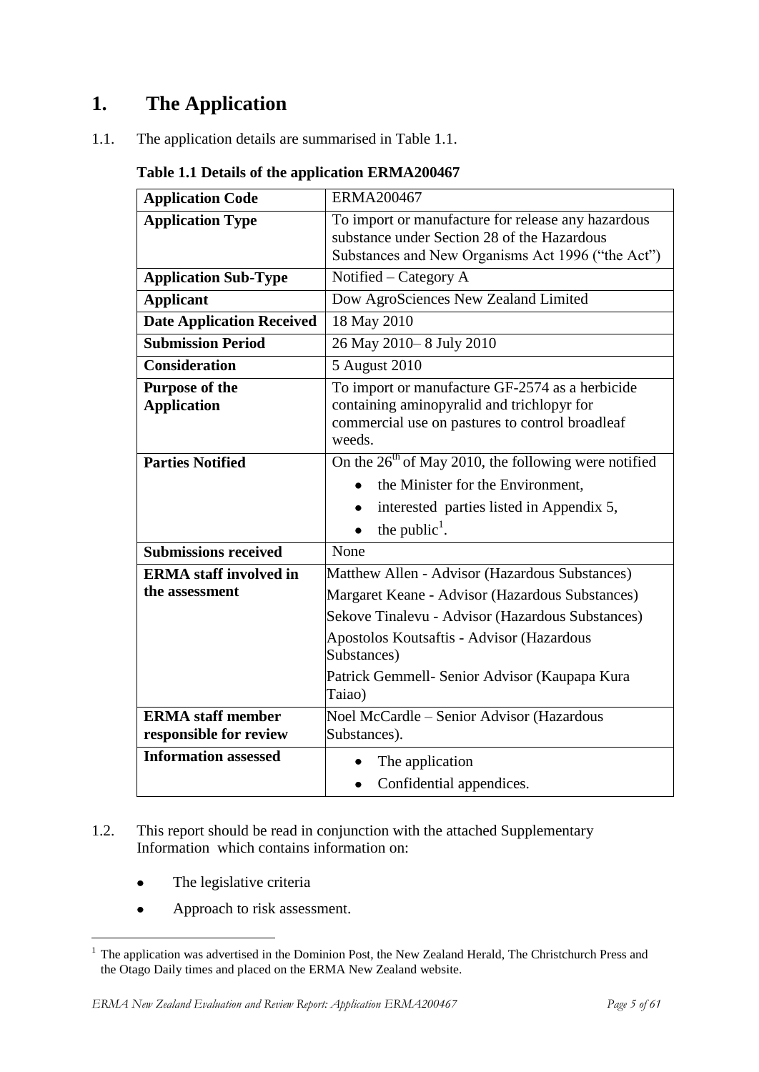# 1. The Application

1.1. The application details are summarised in Table 1.1.

**Table 1.1 Details of the application ERMA200467**

| | |
|---|---|
| **Application Code** | ERMA200467 |
| **Application Type** | To import or manufacture for release any hazardous substance under Section 28 of the Hazardous Substances and New Organisms Act 1996 ("the Act") |
| **Application Sub-Type** | Notified – Category A |
| **Applicant** | Dow AgroSciences New Zealand Limited |
| **Date Application Received** | 18 May 2010 |
| **Submission Period** | 26 May 2010– 8 July 2010 |
| **Consideration** | 5 August 2010 |
| **Purpose of the Application** | To import or manufacture GF-2574 as a herbicide containing aminopyralid and trichlopyr for commercial use on pastures to control broadleaf weeds. |
| **Parties Notified** | On the 26th of May 2010, the following were notified<br>• the Minister for the Environment,<br>• interested parties listed in Appendix 5,<br>• the public[1]. |
| **Submissions received** | None |
| **ERMA staff involved in the assessment** | Matthew Allen - Advisor (Hazardous Substances)<br>Margaret Keane - Advisor (Hazardous Substances)<br>Sekove Tinalevu - Advisor (Hazardous Substances)<br>Apostolos Koutsaftis - Advisor (Hazardous Substances)<br>Patrick Gemmell- Senior Advisor (Kaupapa Kura Taiao) |
| **ERMA staff member responsible for review** | Noel McCardle – Senior Advisor (Hazardous Substances). |
| **Information assessed** | • The application<br>• Confidential appendices. |

1.2. This report should be read in conjunction with the attached Supplementary Information which contains information on:

- The legislative criteria
- Approach to risk assessment.

[1] The application was advertised in the Dominion Post, the New Zealand Herald, The Christchurch Press and the Otago Daily times and placed on the ERMA New Zealand website.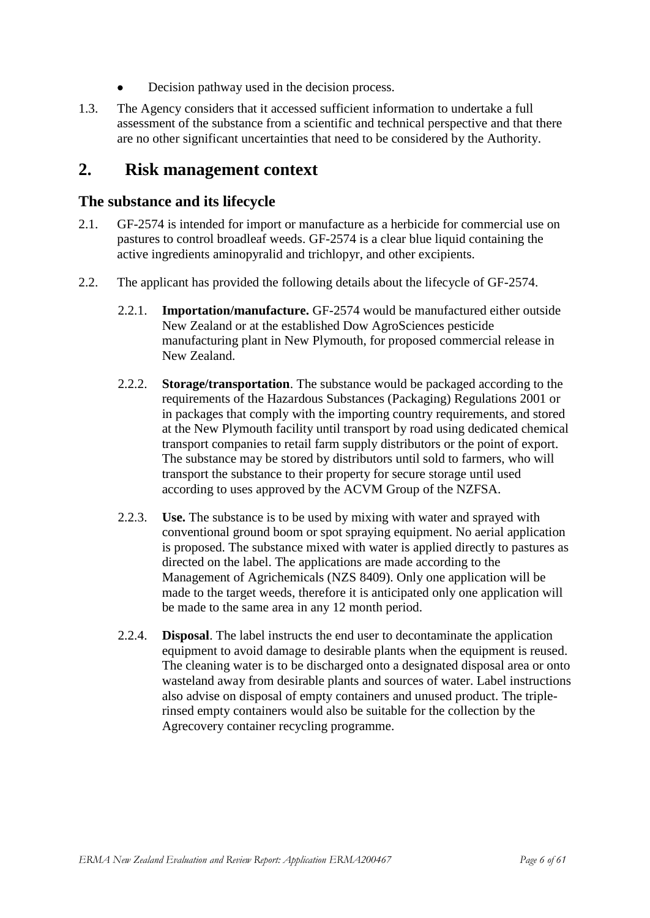- Decision pathway used in the decision process.

1.3. The Agency considers that it accessed sufficient information to undertake a full assessment of the substance from a scientific and technical perspective and that there are no other significant uncertainties that need to be considered by the Authority.

## 2. Risk management context

### The substance and its lifecycle

2.1. GF-2574 is intended for import or manufacture as a herbicide for commercial use on pastures to control broadleaf weeds. GF-2574 is a clear blue liquid containing the active ingredients aminopyralid and trichlopyr, and other excipients.

2.2. The applicant has provided the following details about the lifecycle of GF-2574.

2.2.1. **Importation/manufacture.** GF-2574 would be manufactured either outside New Zealand or at the established Dow AgroSciences pesticide manufacturing plant in New Plymouth, for proposed commercial release in New Zealand.

2.2.2. **Storage/transportation**. The substance would be packaged according to the requirements of the Hazardous Substances (Packaging) Regulations 2001 or in packages that comply with the importing country requirements, and stored at the New Plymouth facility until transport by road using dedicated chemical transport companies to retail farm supply distributors or the point of export. The substance may be stored by distributors until sold to farmers, who will transport the substance to their property for secure storage until used according to uses approved by the ACVM Group of the NZFSA.

2.2.3. **Use.** The substance is to be used by mixing with water and sprayed with conventional ground boom or spot spraying equipment. No aerial application is proposed. The substance mixed with water is applied directly to pastures as directed on the label. The applications are made according to the Management of Agrichemicals (NZS 8409). Only one application will be made to the target weeds, therefore it is anticipated only one application will be made to the same area in any 12 month period.

2.2.4. **Disposal**. The label instructs the end user to decontaminate the application equipment to avoid damage to desirable plants when the equipment is reused. The cleaning water is to be discharged onto a designated disposal area or onto wasteland away from desirable plants and sources of water. Label instructions also advise on disposal of empty containers and unused product. The triple-rinsed empty containers would also be suitable for the collection by the Agrecovery container recycling programme.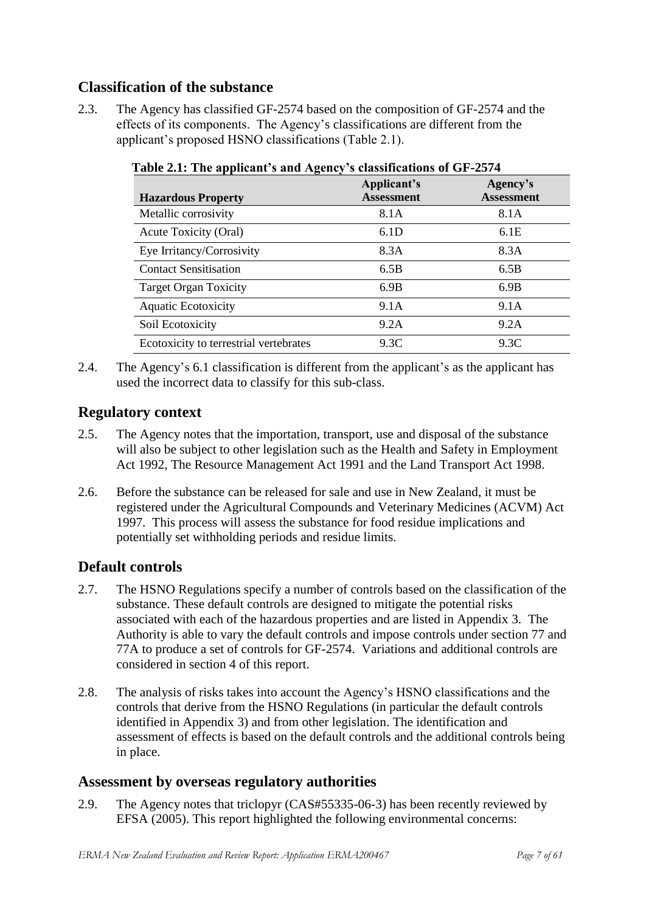## Classification of the substance

2.3. The Agency has classified GF-2574 based on the composition of GF-2574 and the effects of its components. The Agency's classifications are different from the applicant's proposed HSNO classifications (Table 2.1).

**Table 2.1: The applicant's and Agency's classifications of GF-2574**

| Hazardous Property | Applicant's Assessment | Agency's Assessment |
|---|---|---|
| Metallic corrosivity | 8.1A | 8.1A |
| Acute Toxicity (Oral) | 6.1D | 6.1E |
| Eye Irritancy/Corrosivity | 8.3A | 8.3A |
| Contact Sensitisation | 6.5B | 6.5B |
| Target Organ Toxicity | 6.9B | 6.9B |
| Aquatic Ecotoxicity | 9.1A | 9.1A |
| Soil Ecotoxicity | 9.2A | 9.2A |
| Ecotoxicity to terrestrial vertebrates | 9.3C | 9.3C |

2.4. The Agency's 6.1 classification is different from the applicant's as the applicant has used the incorrect data to classify for this sub-class.

## Regulatory context

2.5. The Agency notes that the importation, transport, use and disposal of the substance will also be subject to other legislation such as the Health and Safety in Employment Act 1992, The Resource Management Act 1991 and the Land Transport Act 1998.

2.6. Before the substance can be released for sale and use in New Zealand, it must be registered under the Agricultural Compounds and Veterinary Medicines (ACVM) Act 1997. This process will assess the substance for food residue implications and potentially set withholding periods and residue limits.

## Default controls

2.7. The HSNO Regulations specify a number of controls based on the classification of the substance. These default controls are designed to mitigate the potential risks associated with each of the hazardous properties and are listed in Appendix 3. The Authority is able to vary the default controls and impose controls under section 77 and 77A to produce a set of controls for GF-2574. Variations and additional controls are considered in section 4 of this report.

2.8. The analysis of risks takes into account the Agency's HSNO classifications and the controls that derive from the HSNO Regulations (in particular the default controls identified in Appendix 3) and from other legislation. The identification and assessment of effects is based on the default controls and the additional controls being in place.

## Assessment by overseas regulatory authorities

2.9. The Agency notes that triclopyr (CAS#55335-06-3) has been recently reviewed by EFSA (2005). This report highlighted the following environmental concerns: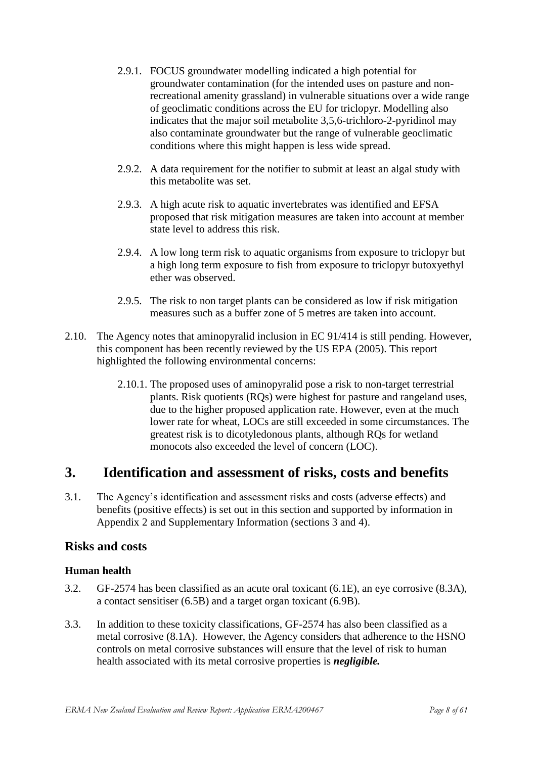2.9.1. FOCUS groundwater modelling indicated a high potential for groundwater contamination (for the intended uses on pasture and non-recreational amenity grassland) in vulnerable situations over a wide range of geoclimatic conditions across the EU for triclopyr. Modelling also indicates that the major soil metabolite 3,5,6-trichloro-2-pyridinol may also contaminate groundwater but the range of vulnerable geoclimatic conditions where this might happen is less wide spread.

2.9.2. A data requirement for the notifier to submit at least an algal study with this metabolite was set.

2.9.3. A high acute risk to aquatic invertebrates was identified and EFSA proposed that risk mitigation measures are taken into account at member state level to address this risk.

2.9.4. A low long term risk to aquatic organisms from exposure to triclopyr but a high long term exposure to fish from exposure to triclopyr butoxyethyl ether was observed.

2.9.5. The risk to non target plants can be considered as low if risk mitigation measures such as a buffer zone of 5 metres are taken into account.

2.10. The Agency notes that aminopyralid inclusion in EC 91/414 is still pending. However, this component has been recently reviewed by the US EPA (2005). This report highlighted the following environmental concerns:

2.10.1. The proposed uses of aminopyralid pose a risk to non-target terrestrial plants. Risk quotients (RQs) were highest for pasture and rangeland uses, due to the higher proposed application rate. However, even at the much lower rate for wheat, LOCs are still exceeded in some circumstances. The greatest risk is to dicotyledonous plants, although RQs for wetland monocots also exceeded the level of concern (LOC).

# 3. Identification and assessment of risks, costs and benefits

3.1. The Agency's identification and assessment risks and costs (adverse effects) and benefits (positive effects) is set out in this section and supported by information in Appendix 2 and Supplementary Information (sections 3 and 4).

## Risks and costs

### Human health

3.2. GF-2574 has been classified as an acute oral toxicant (6.1E), an eye corrosive (8.3A), a contact sensitiser (6.5B) and a target organ toxicant (6.9B).

3.3. In addition to these toxicity classifications, GF-2574 has also been classified as a metal corrosive (8.1A). However, the Agency considers that adherence to the HSNO controls on metal corrosive substances will ensure that the level of risk to human health associated with its metal corrosive properties is ***negligible.***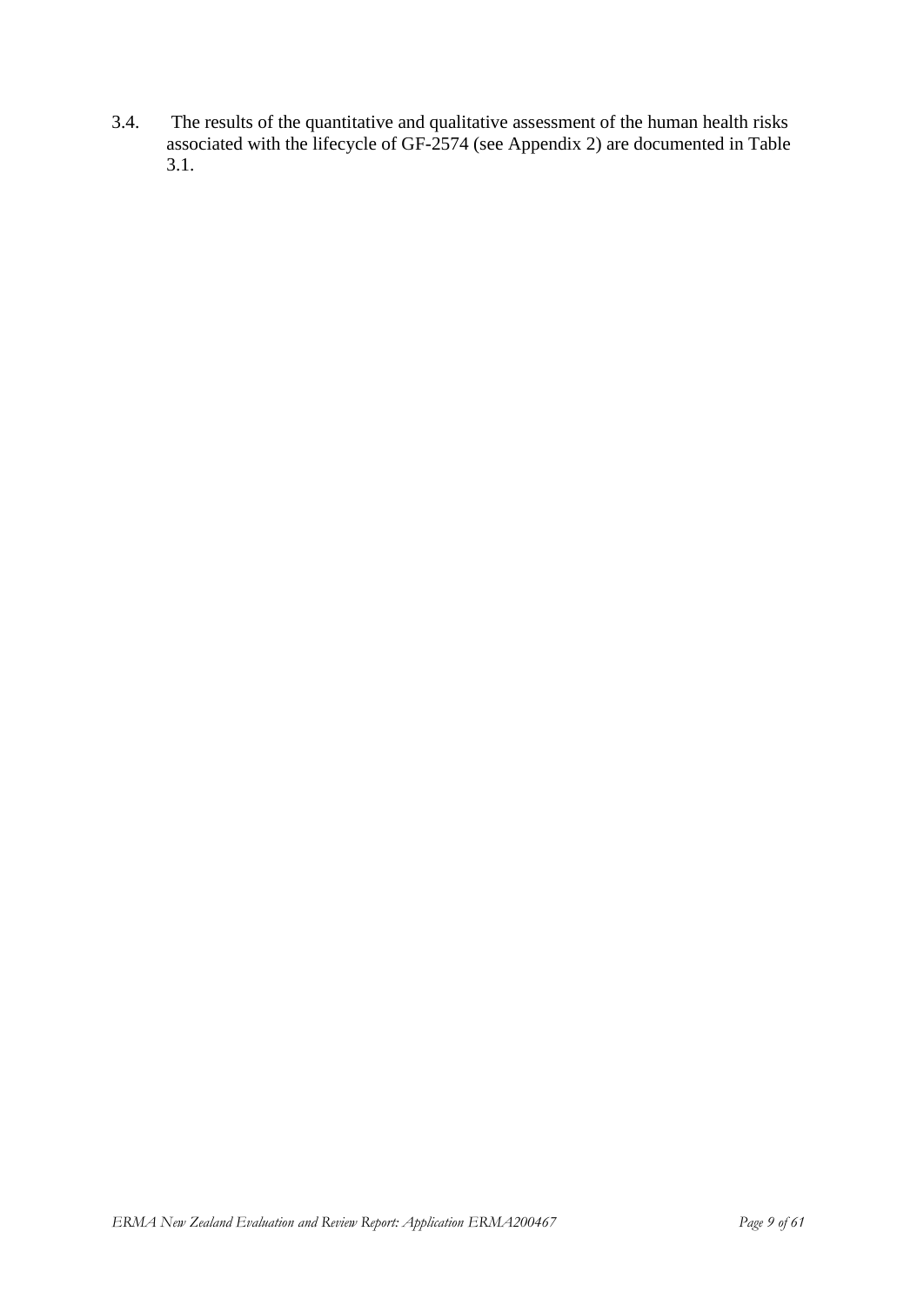3.4. The results of the quantitative and qualitative assessment of the human health risks associated with the lifecycle of GF-2574 (see Appendix 2) are documented in Table 3.1.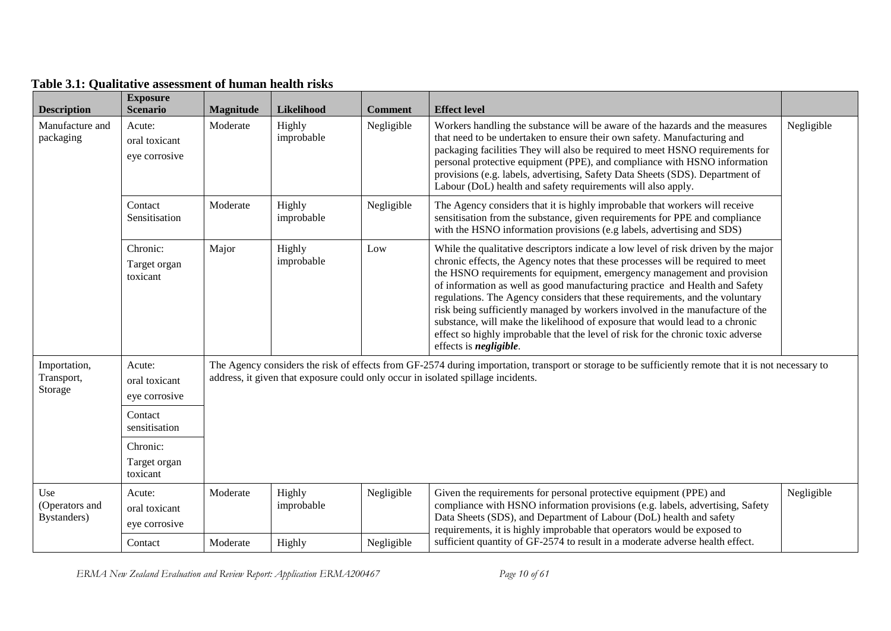**Table 3.1: Qualitative assessment of human health risks**

| Description | Exposure Scenario | Magnitude | Likelihood | Comment | Effect level | |
|---|---|---|---|---|---|---|
| Manufacture and packaging | Acute: oral toxicant eye corrosive | Moderate | Highly improbable | Negligible | Workers handling the substance will be aware of the hazards and the measures that need to be undertaken to ensure their own safety. Manufacturing and packaging facilities They will also be required to meet HSNO requirements for personal protective equipment (PPE), and compliance with HSNO information provisions (e.g. labels, advertising, Safety Data Sheets (SDS). Department of Labour (DoL) health and safety requirements will also apply. | Negligible |
| | Contact Sensitisation | Moderate | Highly improbable | Negligible | The Agency considers that it is highly improbable that workers will receive sensitisation from the substance, given requirements for PPE and compliance with the HSNO information provisions (e.g labels, advertising and SDS) | |
| | Chronic: Target organ toxicant | Major | Highly improbable | Low | While the qualitative descriptors indicate a low level of risk driven by the major chronic effects, the Agency notes that these processes will be required to meet the HSNO requirements for equipment, emergency management and provision of information as well as good manufacturing practice and Health and Safety regulations. The Agency considers that these requirements, and the voluntary risk being sufficiently managed by workers involved in the manufacture of the substance, will make the likelihood of exposure that would lead to a chronic effect so highly improbable that the level of risk for the chronic toxic adverse effects is ***negligible***. | |
| Importation, Transport, Storage | Acute: oral toxicant eye corrosive | The Agency considers the risk of effects from GF-2574 during importation, transport or storage to be sufficiently remote that it is not necessary to address, it given that exposure could only occur in isolated spillage incidents. | | | | |
| | Contact sensitisation | | | | | |
| | Chronic: Target organ toxicant | | | | | |
| Use (Operators and Bystanders) | Acute: oral toxicant eye corrosive | Moderate | Highly improbable | Negligible | Given the requirements for personal protective equipment (PPE) and compliance with HSNO information provisions (e.g. labels, advertising, Safety Data Sheets (SDS), and Department of Labour (DoL) health and safety requirements, it is highly improbable that operators would be exposed to sufficient quantity of GF-2574 to result in a moderate adverse health effect. | Negligible |
| | Contact | Moderate | Highly | Negligible | | |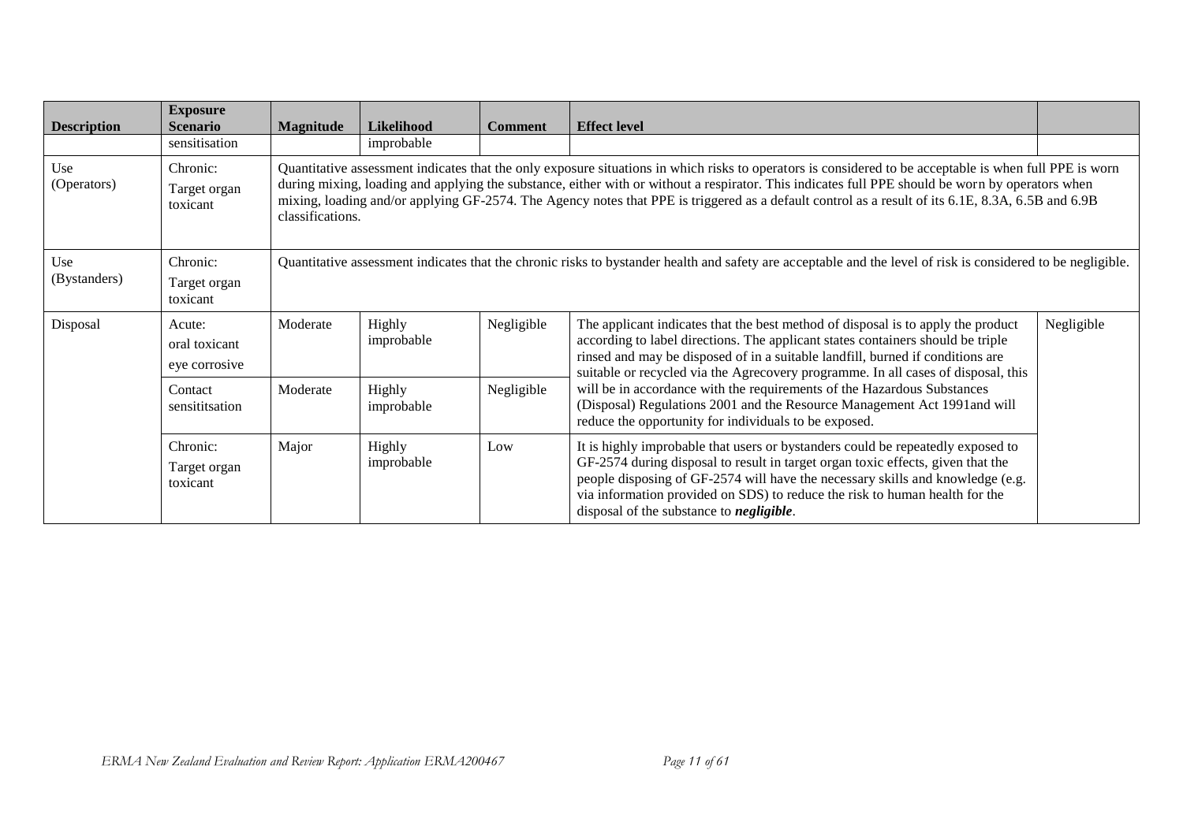| Description | Exposure Scenario | Magnitude | Likelihood | Comment | Effect level | |
|---|---|---|---|---|---|---|
| | sensitisation | | improbable | | | |
| Use (Operators) | Chronic: Target organ toxicant | Quantitative assessment indicates that the only exposure situations in which risks to operators is considered to be acceptable is when full PPE is worn during mixing, loading and applying the substance, either with or without a respirator. This indicates full PPE should be worn by operators when mixing, loading and/or applying GF-2574. The Agency notes that PPE is triggered as a default control as a result of its 6.1E, 8.3A, 6.5B and 6.9B classifications. | | | | |
| Use (Bystanders) | Chronic: Target organ toxicant | Quantitative assessment indicates that the chronic risks to bystander health and safety are acceptable and the level of risk is considered to be negligible. | | | | |
| Disposal | Acute: oral toxicant eye corrosive | Moderate | Highly improbable | Negligible | The applicant indicates that the best method of disposal is to apply the product according to label directions. The applicant states containers should be triple rinsed and may be disposed of in a suitable landfill, burned if conditions are suitable or recycled via the Agrecovery programme. In all cases of disposal, this will be in accordance with the requirements of the Hazardous Substances (Disposal) Regulations 2001 and the Resource Management Act 1991and will reduce the opportunity for individuals to be exposed. | Negligible |
| | Contact sensititsation | Moderate | Highly improbable | Negligible | | |
| | Chronic: Target organ toxicant | Major | Highly improbable | Low | It is highly improbable that users or bystanders could be repeatedly exposed to GF-2574 during disposal to result in target organ toxic effects, given that the people disposing of GF-2574 will have the necessary skills and knowledge (e.g. via information provided on SDS) to reduce the risk to human health for the disposal of the substance to ***negligible***. | |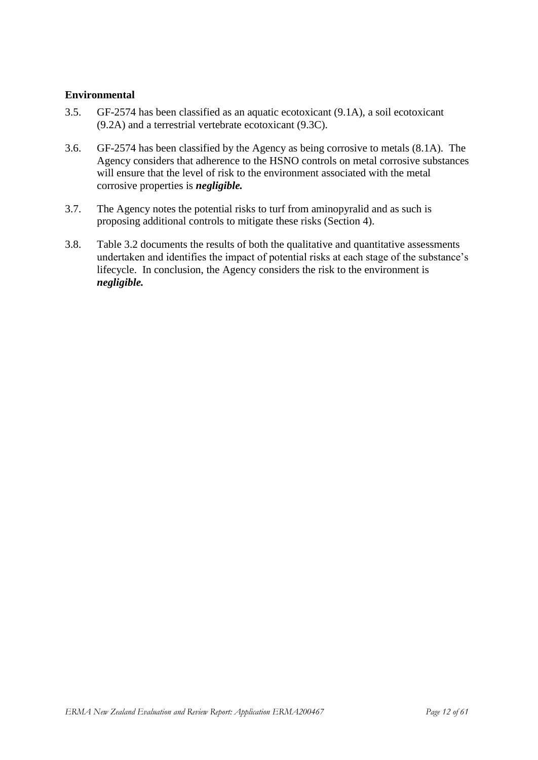**Environmental**

3.5. GF-2574 has been classified as an aquatic ecotoxicant (9.1A), a soil ecotoxicant (9.2A) and a terrestrial vertebrate ecotoxicant (9.3C).

3.6. GF-2574 has been classified by the Agency as being corrosive to metals (8.1A). The Agency considers that adherence to the HSNO controls on metal corrosive substances will ensure that the level of risk to the environment associated with the metal corrosive properties is ***negligible.***

3.7. The Agency notes the potential risks to turf from aminopyralid and as such is proposing additional controls to mitigate these risks (Section 4).

3.8. Table 3.2 documents the results of both the qualitative and quantitative assessments undertaken and identifies the impact of potential risks at each stage of the substance's lifecycle. In conclusion, the Agency considers the risk to the environment is ***negligible.***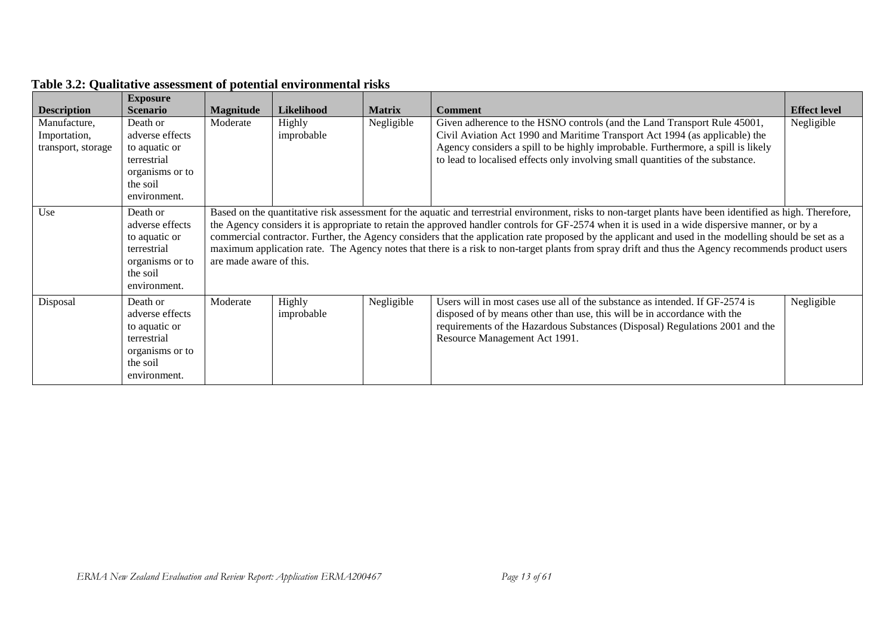**Table 3.2: Qualitative assessment of potential environmental risks**

| Description | Exposure Scenario | Magnitude | Likelihood | Matrix | Comment | Effect level |
|---|---|---|---|---|---|---|
| Manufacture, Importation, transport, storage | Death or adverse effects to aquatic or terrestrial organisms or to the soil environment. | Moderate | Highly improbable | Negligible | Given adherence to the HSNO controls (and the Land Transport Rule 45001, Civil Aviation Act 1990 and Maritime Transport Act 1994 (as applicable) the Agency considers a spill to be highly improbable. Furthermore, a spill is likely to lead to localised effects only involving small quantities of the substance. | Negligible |
| Use | Death or adverse effects to aquatic or terrestrial organisms or to the soil environment. | Based on the quantitative risk assessment for the aquatic and terrestrial environment, risks to non-target plants have been identified as high. Therefore, the Agency considers it is appropriate to retain the approved handler controls for GF-2574 when it is used in a wide dispersive manner, or by a commercial contractor. Further, the Agency considers that the application rate proposed by the applicant and used in the modelling should be set as a maximum application rate. The Agency notes that there is a risk to non-target plants from spray drift and thus the Agency recommends product users are made aware of this. | | | | |
| Disposal | Death or adverse effects to aquatic or terrestrial organisms or to the soil environment. | Moderate | Highly improbable | Negligible | Users will in most cases use all of the substance as intended. If GF-2574 is disposed of by means other than use, this will be in accordance with the requirements of the Hazardous Substances (Disposal) Regulations 2001 and the Resource Management Act 1991. | Negligible |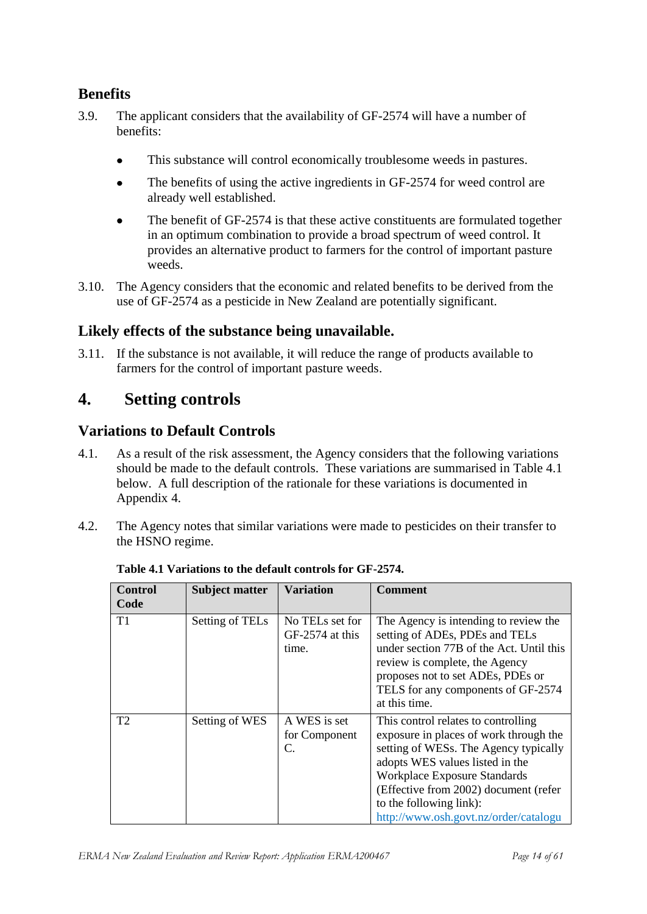## Benefits

3.9. The applicant considers that the availability of GF-2574 will have a number of benefits:

- This substance will control economically troublesome weeds in pastures.
- The benefits of using the active ingredients in GF-2574 for weed control are already well established.
- The benefit of GF-2574 is that these active constituents are formulated together in an optimum combination to provide a broad spectrum of weed control. It provides an alternative product to farmers for the control of important pasture weeds.

3.10. The Agency considers that the economic and related benefits to be derived from the use of GF-2574 as a pesticide in New Zealand are potentially significant.

## Likely effects of the substance being unavailable.

3.11. If the substance is not available, it will reduce the range of products available to farmers for the control of important pasture weeds.

# 4. Setting controls

## Variations to Default Controls

4.1. As a result of the risk assessment, the Agency considers that the following variations should be made to the default controls. These variations are summarised in Table 4.1 below. A full description of the rationale for these variations is documented in Appendix 4.

4.2. The Agency notes that similar variations were made to pesticides on their transfer to the HSNO regime.

**Table 4.1 Variations to the default controls for GF-2574.**

| Control Code | Subject matter | Variation | Comment |
|---|---|---|---|
| T1 | Setting of TELs | No TELs set for GF-2574 at this time. | The Agency is intending to review the setting of ADEs, PDEs and TELs under section 77B of the Act. Until this review is complete, the Agency proposes not to set ADEs, PDEs or TELS for any components of GF-2574 at this time. |
| T2 | Setting of WES | A WES is set for Component C. | This control relates to controlling exposure in places of work through the setting of WESs. The Agency typically adopts WES values listed in the Workplace Exposure Standards (Effective from 2002) document (refer to the following link): http://www.osh.govt.nz/order/catalogu |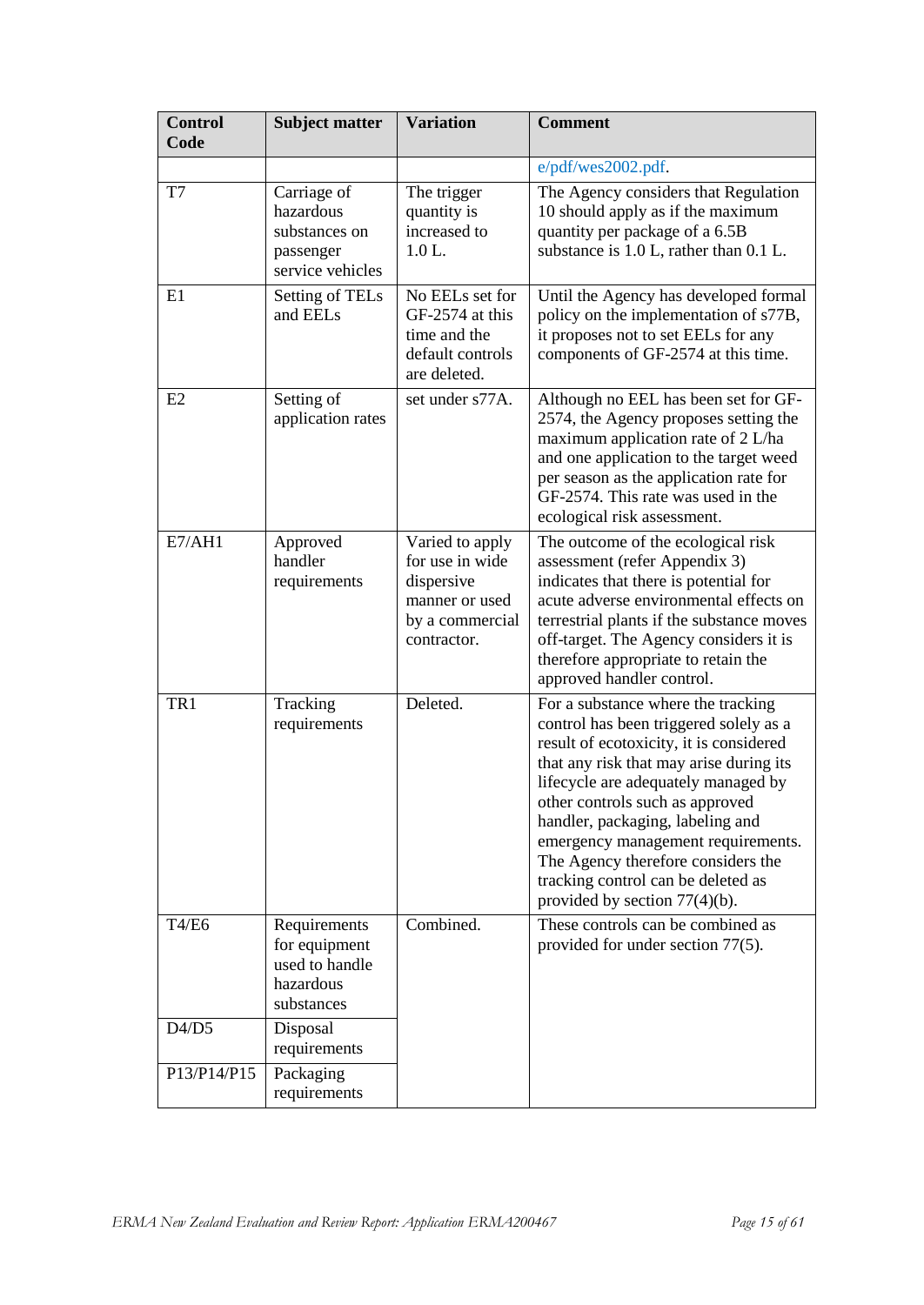| Control Code | Subject matter | Variation | Comment |
|---|---|---|---|
| | | | e/pdf/wes2002.pdf. |
| T7 | Carriage of hazardous substances on passenger service vehicles | The trigger quantity is increased to 1.0 L. | The Agency considers that Regulation 10 should apply as if the maximum quantity per package of a 6.5B substance is 1.0 L, rather than 0.1 L. |
| E1 | Setting of TELs and EELs | No EELs set for GF-2574 at this time and the default controls are deleted. | Until the Agency has developed formal policy on the implementation of s77B, it proposes not to set EELs for any components of GF-2574 at this time. |
| E2 | Setting of application rates | set under s77A. | Although no EEL has been set for GF-2574, the Agency proposes setting the maximum application rate of 2 L/ha and one application to the target weed per season as the application rate for GF-2574. This rate was used in the ecological risk assessment. |
| E7/AH1 | Approved handler requirements | Varied to apply for use in wide dispersive manner or used by a commercial contractor. | The outcome of the ecological risk assessment (refer Appendix 3) indicates that there is potential for acute adverse environmental effects on terrestrial plants if the substance moves off-target. The Agency considers it is therefore appropriate to retain the approved handler control. |
| TR1 | Tracking requirements | Deleted. | For a substance where the tracking control has been triggered solely as a result of ecotoxicity, it is considered that any risk that may arise during its lifecycle are adequately managed by other controls such as approved handler, packaging, labeling and emergency management requirements. The Agency therefore considers the tracking control can be deleted as provided by section 77(4)(b). |
| T4/E6 | Requirements for equipment used to handle hazardous substances | Combined. | These controls can be combined as provided for under section 77(5). |
| D4/D5 | Disposal requirements | | |
| P13/P14/P15 | Packaging requirements | | |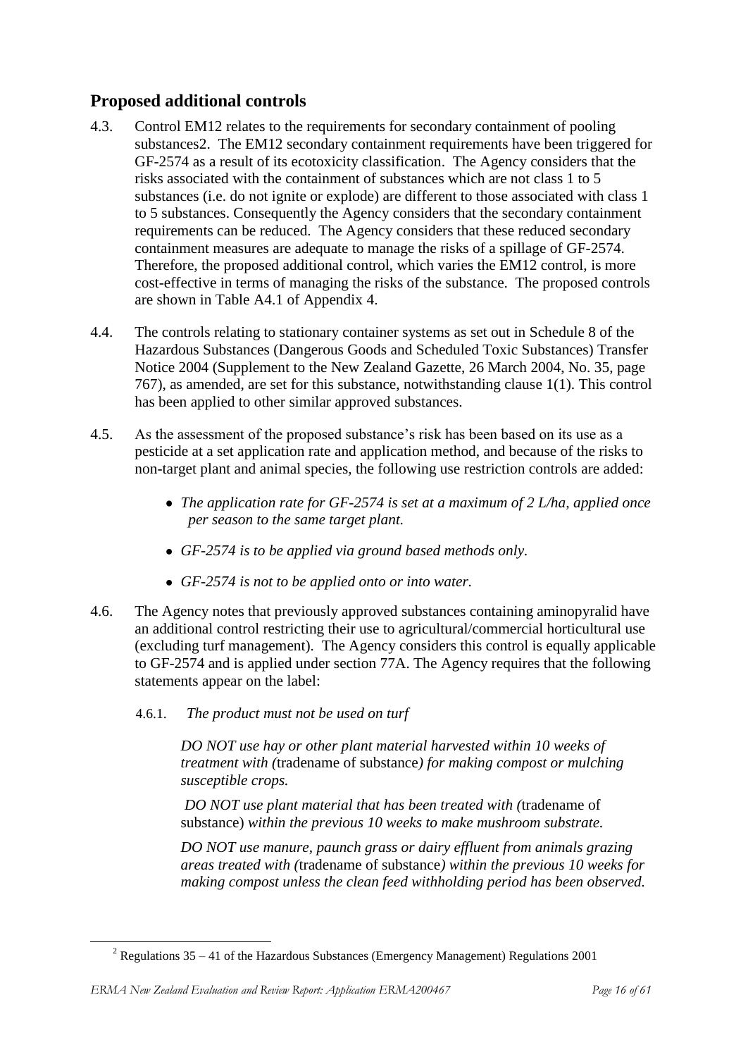## Proposed additional controls

4.3. Control EM12 relates to the requirements for secondary containment of pooling substances[2]. The EM12 secondary containment requirements have been triggered for GF-2574 as a result of its ecotoxicity classification. The Agency considers that the risks associated with the containment of substances which are not class 1 to 5 substances (i.e. do not ignite or explode) are different to those associated with class 1 to 5 substances. Consequently the Agency considers that the secondary containment requirements can be reduced. The Agency considers that these reduced secondary containment measures are adequate to manage the risks of a spillage of GF-2574. Therefore, the proposed additional control, which varies the EM12 control, is more cost-effective in terms of managing the risks of the substance. The proposed controls are shown in Table A4.1 of Appendix 4.

4.4. The controls relating to stationary container systems as set out in Schedule 8 of the Hazardous Substances (Dangerous Goods and Scheduled Toxic Substances) Transfer Notice 2004 (Supplement to the New Zealand Gazette, 26 March 2004, No. 35, page 767), as amended, are set for this substance, notwithstanding clause 1(1). This control has been applied to other similar approved substances.

4.5. As the assessment of the proposed substance's risk has been based on its use as a pesticide at a set application rate and application method, and because of the risks to non-target plant and animal species, the following use restriction controls are added:

- *The application rate for GF-2574 is set at a maximum of 2 L/ha, applied once per season to the same target plant.*
- *GF-2574 is to be applied via ground based methods only.*
- *GF-2574 is not to be applied onto or into water.*

4.6. The Agency notes that previously approved substances containing aminopyralid have an additional control restricting their use to agricultural/commercial horticultural use (excluding turf management). The Agency considers this control is equally applicable to GF-2574 and is applied under section 77A. The Agency requires that the following statements appear on the label:

4.6.1. *The product must not be used on turf*

*DO NOT use hay or other plant material harvested within 10 weeks of treatment with (*tradename of substance*) for making compost or mulching susceptible crops.*

*DO NOT use plant material that has been treated with (*tradename of substance) *within the previous 10 weeks to make mushroom substrate.*

*DO NOT use manure, paunch grass or dairy effluent from animals grazing areas treated with (*tradename of substance*) within the previous 10 weeks for making compost unless the clean feed withholding period has been observed.*

---

[2] Regulations 35 – 41 of the Hazardous Substances (Emergency Management) Regulations 2001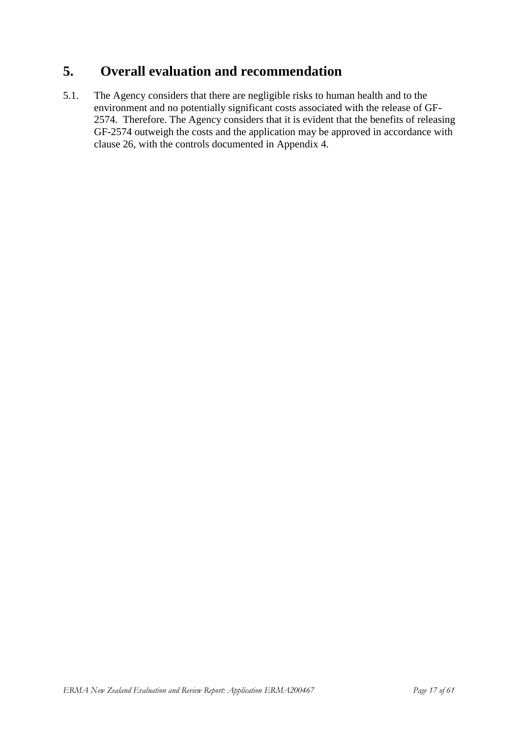# 5. Overall evaluation and recommendation

5.1. The Agency considers that there are negligible risks to human health and to the environment and no potentially significant costs associated with the release of GF-2574. Therefore. The Agency considers that it is evident that the benefits of releasing GF-2574 outweigh the costs and the application may be approved in accordance with clause 26, with the controls documented in Appendix 4.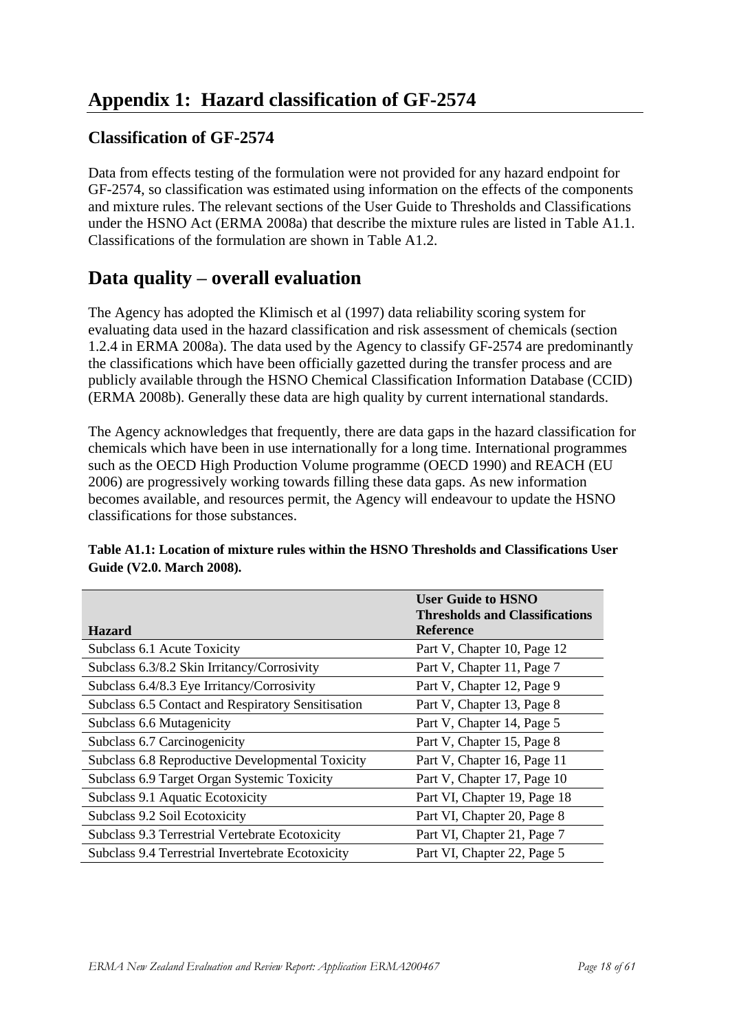# Appendix 1: Hazard classification of GF-2574

## Classification of GF-2574

Data from effects testing of the formulation were not provided for any hazard endpoint for GF-2574, so classification was estimated using information on the effects of the components and mixture rules. The relevant sections of the User Guide to Thresholds and Classifications under the HSNO Act (ERMA 2008a) that describe the mixture rules are listed in Table A1.1. Classifications of the formulation are shown in Table A1.2.

# Data quality – overall evaluation

The Agency has adopted the Klimisch et al (1997) data reliability scoring system for evaluating data used in the hazard classification and risk assessment of chemicals (section 1.2.4 in ERMA 2008a). The data used by the Agency to classify GF-2574 are predominantly the classifications which have been officially gazetted during the transfer process and are publicly available through the HSNO Chemical Classification Information Database (CCID) (ERMA 2008b). Generally these data are high quality by current international standards.

The Agency acknowledges that frequently, there are data gaps in the hazard classification for chemicals which have been in use internationally for a long time. International programmes such as the OECD High Production Volume programme (OECD 1990) and REACH (EU 2006) are progressively working towards filling these data gaps. As new information becomes available, and resources permit, the Agency will endeavour to update the HSNO classifications for those substances.

**Table A1.1: Location of mixture rules within the HSNO Thresholds and Classifications User Guide (V2.0. March 2008).**

| Hazard | User Guide to HSNO Thresholds and Classifications Reference |
|---|---|
| Subclass 6.1 Acute Toxicity | Part V, Chapter 10, Page 12 |
| Subclass 6.3/8.2 Skin Irritancy/Corrosivity | Part V, Chapter 11, Page 7 |
| Subclass 6.4/8.3 Eye Irritancy/Corrosivity | Part V, Chapter 12, Page 9 |
| Subclass 6.5 Contact and Respiratory Sensitisation | Part V, Chapter 13, Page 8 |
| Subclass 6.6 Mutagenicity | Part V, Chapter 14, Page 5 |
| Subclass 6.7 Carcinogenicity | Part V, Chapter 15, Page 8 |
| Subclass 6.8 Reproductive Developmental Toxicity | Part V, Chapter 16, Page 11 |
| Subclass 6.9 Target Organ Systemic Toxicity | Part V, Chapter 17, Page 10 |
| Subclass 9.1 Aquatic Ecotoxicity | Part VI, Chapter 19, Page 18 |
| Subclass 9.2 Soil Ecotoxicity | Part VI, Chapter 20, Page 8 |
| Subclass 9.3 Terrestrial Vertebrate Ecotoxicity | Part VI, Chapter 21, Page 7 |
| Subclass 9.4 Terrestrial Invertebrate Ecotoxicity | Part VI, Chapter 22, Page 5 |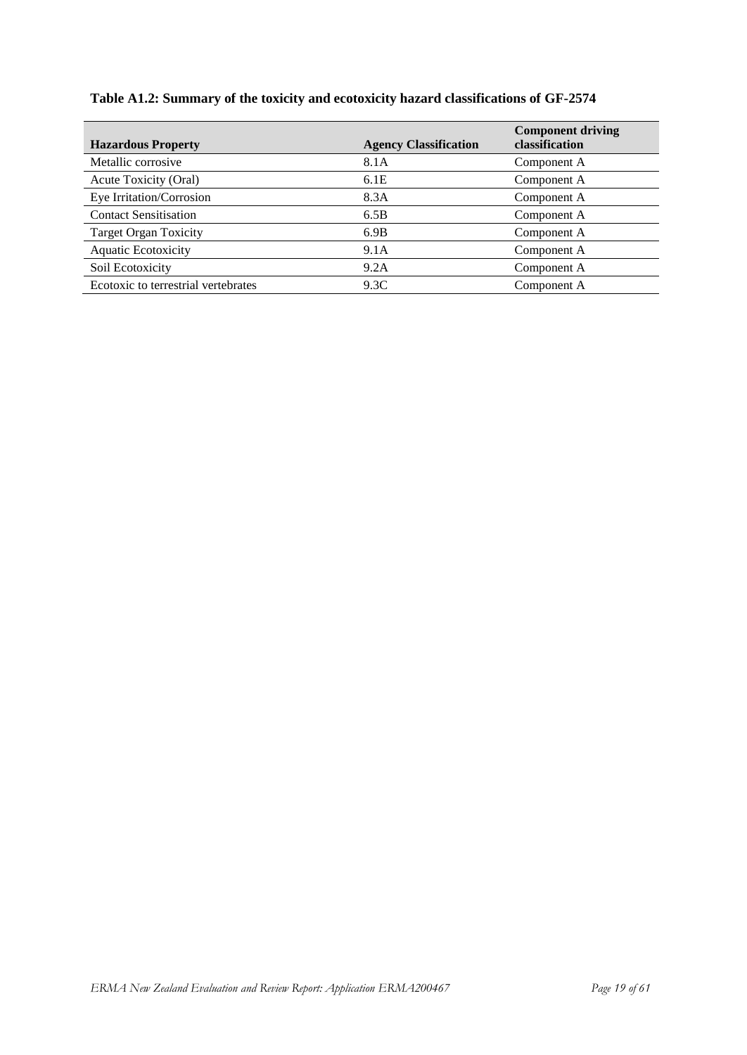**Table A1.2: Summary of the toxicity and ecotoxicity hazard classifications of GF-2574**

| Hazardous Property | Agency Classification | Component driving classification |
|---|---|---|
| Metallic corrosive | 8.1A | Component A |
| Acute Toxicity (Oral) | 6.1E | Component A |
| Eye Irritation/Corrosion | 8.3A | Component A |
| Contact Sensitisation | 6.5B | Component A |
| Target Organ Toxicity | 6.9B | Component A |
| Aquatic Ecotoxicity | 9.1A | Component A |
| Soil Ecotoxicity | 9.2A | Component A |
| Ecotoxic to terrestrial vertebrates | 9.3C | Component A |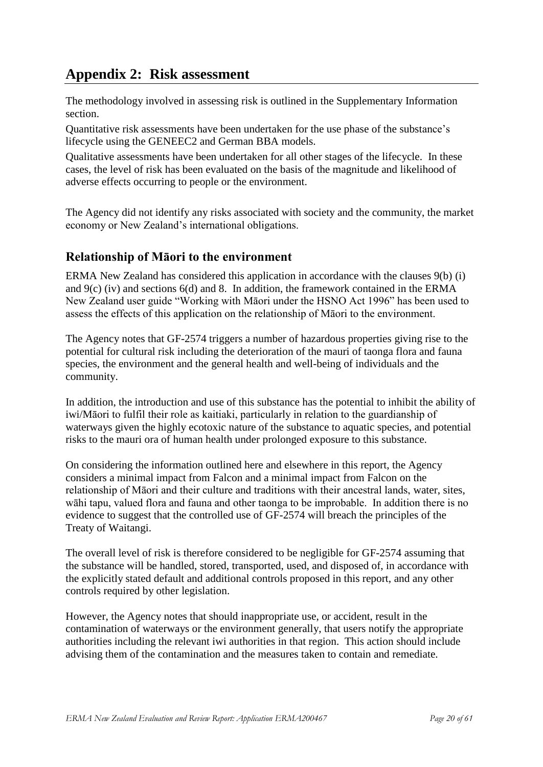# Appendix 2: Risk assessment

The methodology involved in assessing risk is outlined in the Supplementary Information section.

Quantitative risk assessments have been undertaken for the use phase of the substance's lifecycle using the GENEEC2 and German BBA models.

Qualitative assessments have been undertaken for all other stages of the lifecycle. In these cases, the level of risk has been evaluated on the basis of the magnitude and likelihood of adverse effects occurring to people or the environment.

The Agency did not identify any risks associated with society and the community, the market economy or New Zealand's international obligations.

## Relationship of Māori to the environment

ERMA New Zealand has considered this application in accordance with the clauses 9(b) (i) and 9(c) (iv) and sections 6(d) and 8. In addition, the framework contained in the ERMA New Zealand user guide "Working with Māori under the HSNO Act 1996" has been used to assess the effects of this application on the relationship of Māori to the environment.

The Agency notes that GF-2574 triggers a number of hazardous properties giving rise to the potential for cultural risk including the deterioration of the mauri of taonga flora and fauna species, the environment and the general health and well-being of individuals and the community.

In addition, the introduction and use of this substance has the potential to inhibit the ability of iwi/Māori to fulfil their role as kaitiaki, particularly in relation to the guardianship of waterways given the highly ecotoxic nature of the substance to aquatic species, and potential risks to the mauri ora of human health under prolonged exposure to this substance.

On considering the information outlined here and elsewhere in this report, the Agency considers a minimal impact from Falcon and a minimal impact from Falcon on the relationship of Māori and their culture and traditions with their ancestral lands, water, sites, wāhi tapu, valued flora and fauna and other taonga to be improbable. In addition there is no evidence to suggest that the controlled use of GF-2574 will breach the principles of the Treaty of Waitangi.

The overall level of risk is therefore considered to be negligible for GF-2574 assuming that the substance will be handled, stored, transported, used, and disposed of, in accordance with the explicitly stated default and additional controls proposed in this report, and any other controls required by other legislation.

However, the Agency notes that should inappropriate use, or accident, result in the contamination of waterways or the environment generally, that users notify the appropriate authorities including the relevant iwi authorities in that region. This action should include advising them of the contamination and the measures taken to contain and remediate.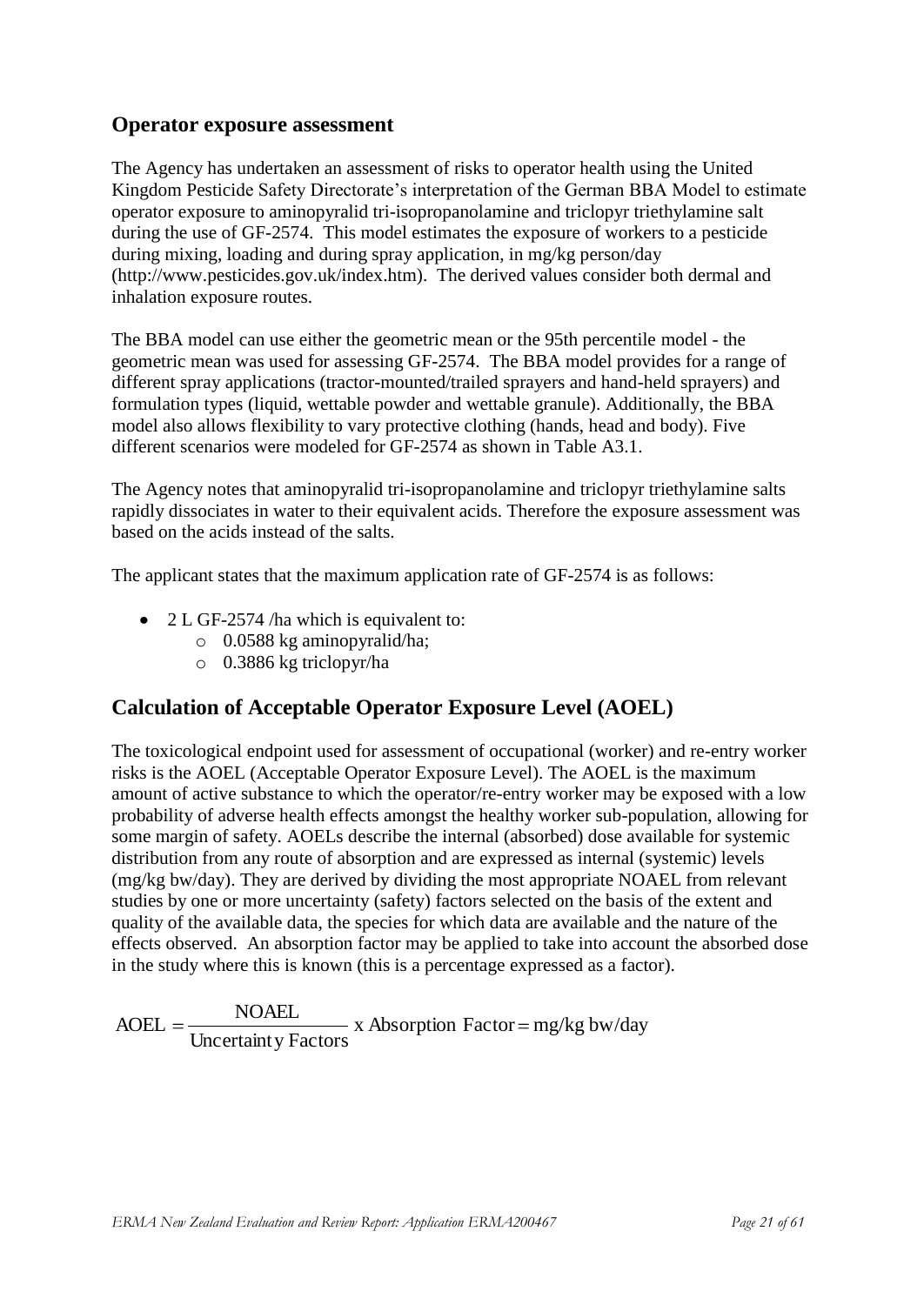## Operator exposure assessment

The Agency has undertaken an assessment of risks to operator health using the United Kingdom Pesticide Safety Directorate's interpretation of the German BBA Model to estimate operator exposure to aminopyralid tri-isopropanolamine and triclopyr triethylamine salt during the use of GF-2574. This model estimates the exposure of workers to a pesticide during mixing, loading and during spray application, in mg/kg person/day (http://www.pesticides.gov.uk/index.htm). The derived values consider both dermal and inhalation exposure routes.

The BBA model can use either the geometric mean or the 95th percentile model - the geometric mean was used for assessing GF-2574. The BBA model provides for a range of different spray applications (tractor-mounted/trailed sprayers and hand-held sprayers) and formulation types (liquid, wettable powder and wettable granule). Additionally, the BBA model also allows flexibility to vary protective clothing (hands, head and body). Five different scenarios were modeled for GF-2574 as shown in Table A3.1.

The Agency notes that aminopyralid tri-isopropanolamine and triclopyr triethylamine salts rapidly dissociates in water to their equivalent acids. Therefore the exposure assessment was based on the acids instead of the salts.

The applicant states that the maximum application rate of GF-2574 is as follows:

- 2 L GF-2574 /ha which is equivalent to:
  - 0.0588 kg aminopyralid/ha;
  - 0.3886 kg triclopyr/ha

## Calculation of Acceptable Operator Exposure Level (AOEL)

The toxicological endpoint used for assessment of occupational (worker) and re-entry worker risks is the AOEL (Acceptable Operator Exposure Level). The AOEL is the maximum amount of active substance to which the operator/re-entry worker may be exposed with a low probability of adverse health effects amongst the healthy worker sub-population, allowing for some margin of safety. AOELs describe the internal (absorbed) dose available for systemic distribution from any route of absorption and are expressed as internal (systemic) levels (mg/kg bw/day). They are derived by dividing the most appropriate NOAEL from relevant studies by one or more uncertainty (safety) factors selected on the basis of the extent and quality of the available data, the species for which data are available and the nature of the effects observed. An absorption factor may be applied to take into account the absorbed dose in the study where this is known (this is a percentage expressed as a factor).

$$\text{AOEL} = \frac{\text{NOAEL}}{\text{Uncertainty Factors}} \text{ x Absorption Factor} = \text{mg/kg bw/day}$$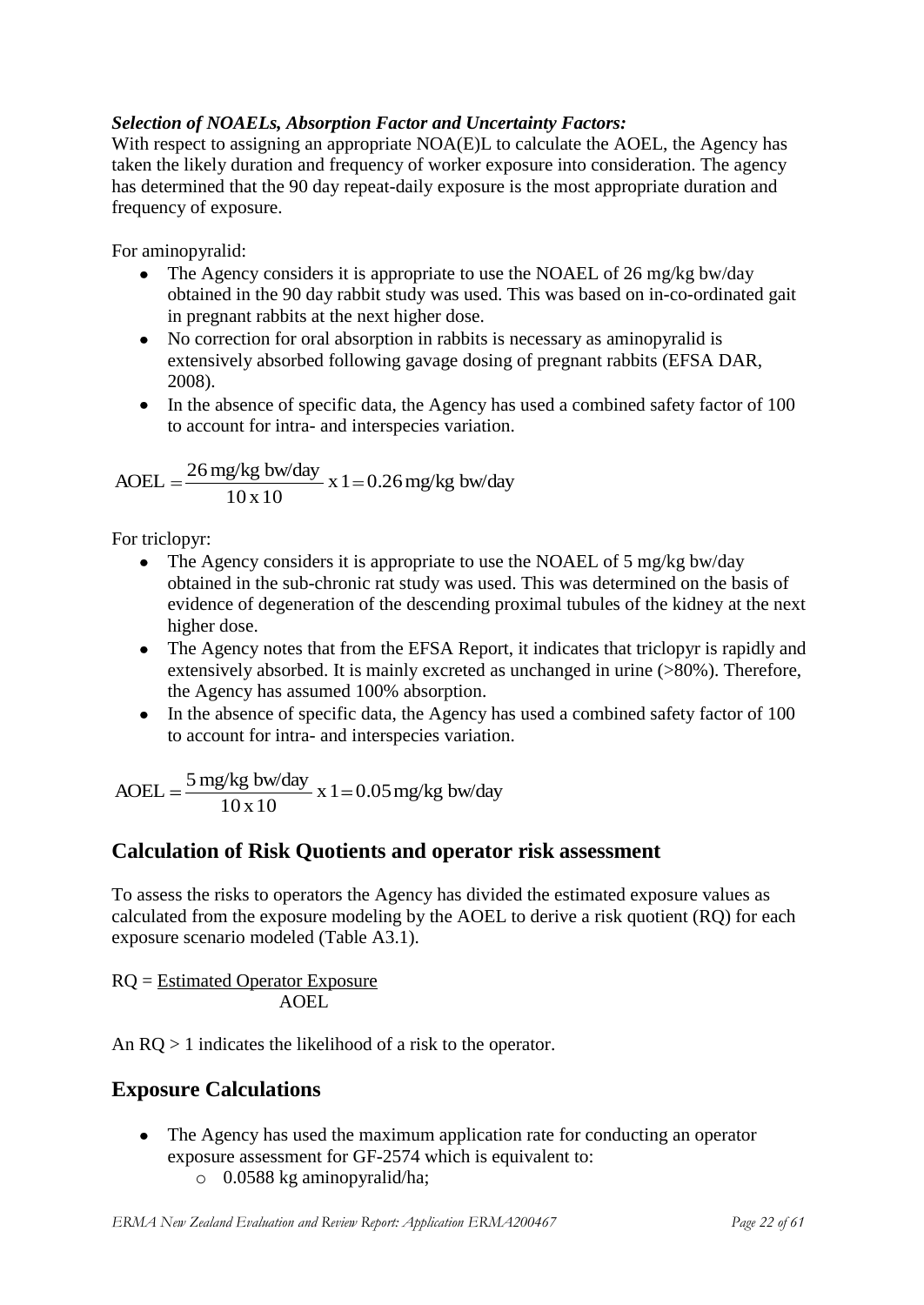***Selection of NOAELs, Absorption Factor and Uncertainty Factors:***
With respect to assigning an appropriate NOA(E)L to calculate the AOEL, the Agency has taken the likely duration and frequency of worker exposure into consideration. The agency has determined that the 90 day repeat-daily exposure is the most appropriate duration and frequency of exposure.

For aminopyralid:

- The Agency considers it is appropriate to use the NOAEL of 26 mg/kg bw/day obtained in the 90 day rabbit study was used. This was based on in-co-ordinated gait in pregnant rabbits at the next higher dose.
- No correction for oral absorption in rabbits is necessary as aminopyralid is extensively absorbed following gavage dosing of pregnant rabbits (EFSA DAR, 2008).
- In the absence of specific data, the Agency has used a combined safety factor of 100 to account for intra- and interspecies variation.

$$\text{AOEL} = \frac{26\,\text{mg/kg bw/day}}{10 \times 10} \times 1 = 0.26\,\text{mg/kg bw/day}$$

For triclopyr:

- The Agency considers it is appropriate to use the NOAEL of 5 mg/kg bw/day obtained in the sub-chronic rat study was used. This was determined on the basis of evidence of degeneration of the descending proximal tubules of the kidney at the next higher dose.
- The Agency notes that from the EFSA Report, it indicates that triclopyr is rapidly and extensively absorbed. It is mainly excreted as unchanged in urine (>80%). Therefore, the Agency has assumed 100% absorption.
- In the absence of specific data, the Agency has used a combined safety factor of 100 to account for intra- and interspecies variation.

$$\text{AOEL} = \frac{5\,\text{mg/kg bw/day}}{10 \times 10} \times 1 = 0.05\,\text{mg/kg bw/day}$$

## Calculation of Risk Quotients and operator risk assessment

To assess the risks to operators the Agency has divided the estimated exposure values as calculated from the exposure modeling by the AOEL to derive a risk quotient (RQ) for each exposure scenario modeled (Table A3.1).

$$\text{RQ} = \frac{\text{Estimated Operator Exposure}}{\text{AOEL}}$$

An RQ > 1 indicates the likelihood of a risk to the operator.

## Exposure Calculations

- The Agency has used the maximum application rate for conducting an operator exposure assessment for GF-2574 which is equivalent to:
  - 0.0588 kg aminopyralid/ha;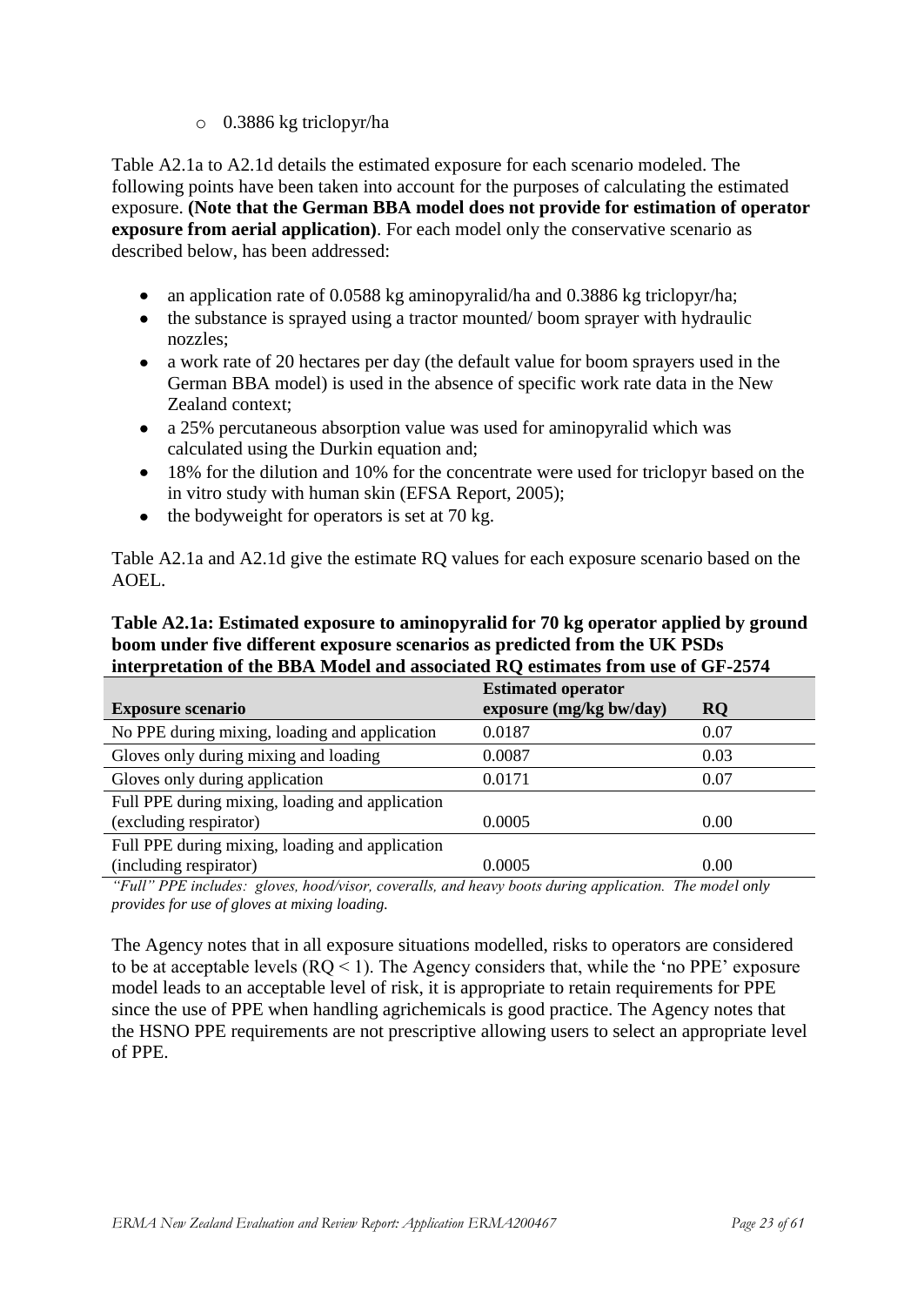- 0.3886 kg triclopyr/ha

Table A2.1a to A2.1d details the estimated exposure for each scenario modeled. The following points have been taken into account for the purposes of calculating the estimated exposure. **(Note that the German BBA model does not provide for estimation of operator exposure from aerial application)**. For each model only the conservative scenario as described below, has been addressed:

- an application rate of 0.0588 kg aminopyralid/ha and 0.3886 kg triclopyr/ha;
- the substance is sprayed using a tractor mounted/ boom sprayer with hydraulic nozzles;
- a work rate of 20 hectares per day (the default value for boom sprayers used in the German BBA model) is used in the absence of specific work rate data in the New Zealand context;
- a 25% percutaneous absorption value was used for aminopyralid which was calculated using the Durkin equation and;
- 18% for the dilution and 10% for the concentrate were used for triclopyr based on the in vitro study with human skin (EFSA Report, 2005);
- the bodyweight for operators is set at 70 kg.

Table A2.1a and A2.1d give the estimate RQ values for each exposure scenario based on the AOEL.

**Table A2.1a: Estimated exposure to aminopyralid for 70 kg operator applied by ground boom under five different exposure scenarios as predicted from the UK PSDs interpretation of the BBA Model and associated RQ estimates from use of GF-2574**

| Exposure scenario | Estimated operator exposure (mg/kg bw/day) | RQ |
|---|---|---|
| No PPE during mixing, loading and application | 0.0187 | 0.07 |
| Gloves only during mixing and loading | 0.0087 | 0.03 |
| Gloves only during application | 0.0171 | 0.07 |
| Full PPE during mixing, loading and application (excluding respirator) | 0.0005 | 0.00 |
| Full PPE during mixing, loading and application (including respirator) | 0.0005 | 0.00 |

*"Full" PPE includes: gloves, hood/visor, coveralls, and heavy boots during application. The model only provides for use of gloves at mixing loading.*

The Agency notes that in all exposure situations modelled, risks to operators are considered to be at acceptable levels (RQ < 1). The Agency considers that, while the 'no PPE' exposure model leads to an acceptable level of risk, it is appropriate to retain requirements for PPE since the use of PPE when handling agrichemicals is good practice. The Agency notes that the HSNO PPE requirements are not prescriptive allowing users to select an appropriate level of PPE.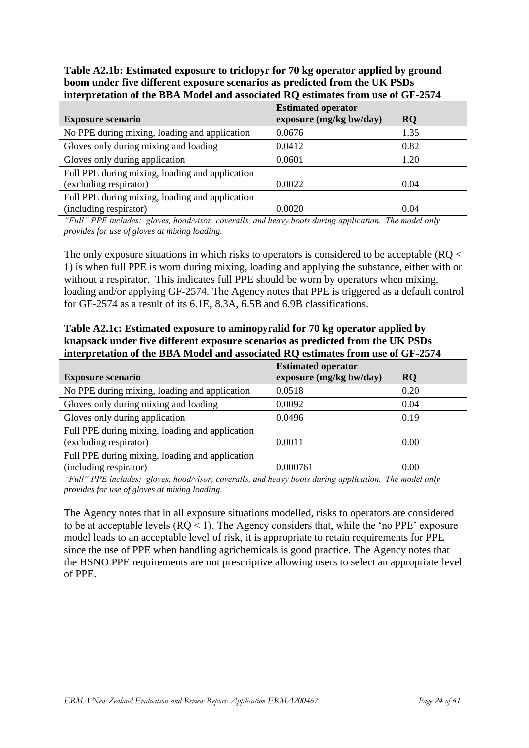**Table A2.1b: Estimated exposure to triclopyr for 70 kg operator applied by ground boom under five different exposure scenarios as predicted from the UK PSDs interpretation of the BBA Model and associated RQ estimates from use of GF-2574**

| Exposure scenario | Estimated operator exposure (mg/kg bw/day) | RQ |
|---|---|---|
| No PPE during mixing, loading and application | 0.0676 | 1.35 |
| Gloves only during mixing and loading | 0.0412 | 0.82 |
| Gloves only during application | 0.0601 | 1.20 |
| Full PPE during mixing, loading and application (excluding respirator) | 0.0022 | 0.04 |
| Full PPE during mixing, loading and application (including respirator) | 0.0020 | 0.04 |

*"Full" PPE includes: gloves, hood/visor, coveralls, and heavy boots during application. The model only provides for use of gloves at mixing loading.*

The only exposure situations in which risks to operators is considered to be acceptable (RQ < 1) is when full PPE is worn during mixing, loading and applying the substance, either with or without a respirator. This indicates full PPE should be worn by operators when mixing, loading and/or applying GF-2574. The Agency notes that PPE is triggered as a default control for GF-2574 as a result of its 6.1E, 8.3A, 6.5B and 6.9B classifications.

**Table A2.1c: Estimated exposure to aminopyralid for 70 kg operator applied by knapsack under five different exposure scenarios as predicted from the UK PSDs interpretation of the BBA Model and associated RQ estimates from use of GF-2574**

| Exposure scenario | Estimated operator exposure (mg/kg bw/day) | RQ |
|---|---|---|
| No PPE during mixing, loading and application | 0.0518 | 0.20 |
| Gloves only during mixing and loading | 0.0092 | 0.04 |
| Gloves only during application | 0.0496 | 0.19 |
| Full PPE during mixing, loading and application (excluding respirator) | 0.0011 | 0.00 |
| Full PPE during mixing, loading and application (including respirator) | 0.000761 | 0.00 |

*"Full" PPE includes: gloves, hood/visor, coveralls, and heavy boots during application. The model only provides for use of gloves at mixing loading.*

The Agency notes that in all exposure situations modelled, risks to operators are considered to be at acceptable levels (RQ < 1). The Agency considers that, while the 'no PPE' exposure model leads to an acceptable level of risk, it is appropriate to retain requirements for PPE since the use of PPE when handling agrichemicals is good practice. The Agency notes that the HSNO PPE requirements are not prescriptive allowing users to select an appropriate level of PPE.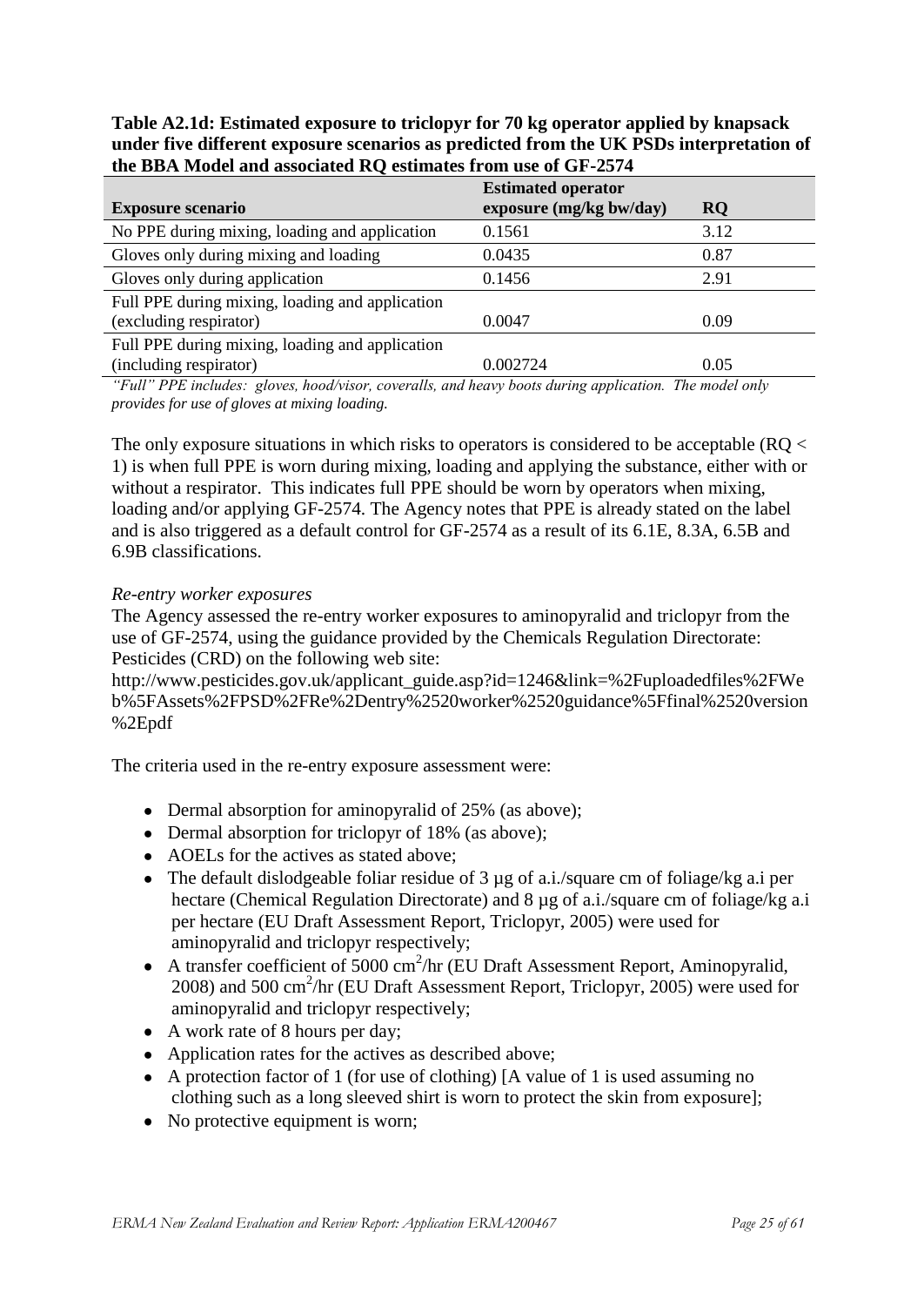**Table A2.1d: Estimated exposure to triclopyr for 70 kg operator applied by knapsack under five different exposure scenarios as predicted from the UK PSDs interpretation of the BBA Model and associated RQ estimates from use of GF-2574**

| Exposure scenario | Estimated operator exposure (mg/kg bw/day) | RQ |
|---|---|---|
| No PPE during mixing, loading and application | 0.1561 | 3.12 |
| Gloves only during mixing and loading | 0.0435 | 0.87 |
| Gloves only during application | 0.1456 | 2.91 |
| Full PPE during mixing, loading and application (excluding respirator) | 0.0047 | 0.09 |
| Full PPE during mixing, loading and application (including respirator) | 0.002724 | 0.05 |

*"Full" PPE includes: gloves, hood/visor, coveralls, and heavy boots during application. The model only provides for use of gloves at mixing loading.*

The only exposure situations in which risks to operators is considered to be acceptable (RQ < 1) is when full PPE is worn during mixing, loading and applying the substance, either with or without a respirator. This indicates full PPE should be worn by operators when mixing, loading and/or applying GF-2574. The Agency notes that PPE is already stated on the label and is also triggered as a default control for GF-2574 as a result of its 6.1E, 8.3A, 6.5B and 6.9B classifications.

*Re-entry worker exposures*

The Agency assessed the re-entry worker exposures to aminopyralid and triclopyr from the use of GF-2574, using the guidance provided by the Chemicals Regulation Directorate: Pesticides (CRD) on the following web site:
http://www.pesticides.gov.uk/applicant_guide.asp?id=1246&link=%2Fuploadedfiles%2FWeb%5FAssets%2FPSD%2FRe%2Dentry%2520worker%2520guidance%5Ffinal%2520version%2Epdf

The criteria used in the re-entry exposure assessment were:

- Dermal absorption for aminopyralid of 25% (as above);
- Dermal absorption for triclopyr of 18% (as above);
- AOELs for the actives as stated above;
- The default dislodgeable foliar residue of 3 µg of a.i./square cm of foliage/kg a.i per hectare (Chemical Regulation Directorate) and 8 µg of a.i./square cm of foliage/kg a.i per hectare (EU Draft Assessment Report, Triclopyr, 2005) were used for aminopyralid and triclopyr respectively;
- A transfer coefficient of 5000 $cm^2$/hr (EU Draft Assessment Report, Aminopyralid, 2008) and 500 $cm^2$/hr (EU Draft Assessment Report, Triclopyr, 2005) were used for aminopyralid and triclopyr respectively;
- A work rate of 8 hours per day;
- Application rates for the actives as described above;
- A protection factor of 1 (for use of clothing) [A value of 1 is used assuming no clothing such as a long sleeved shirt is worn to protect the skin from exposure];
- No protective equipment is worn;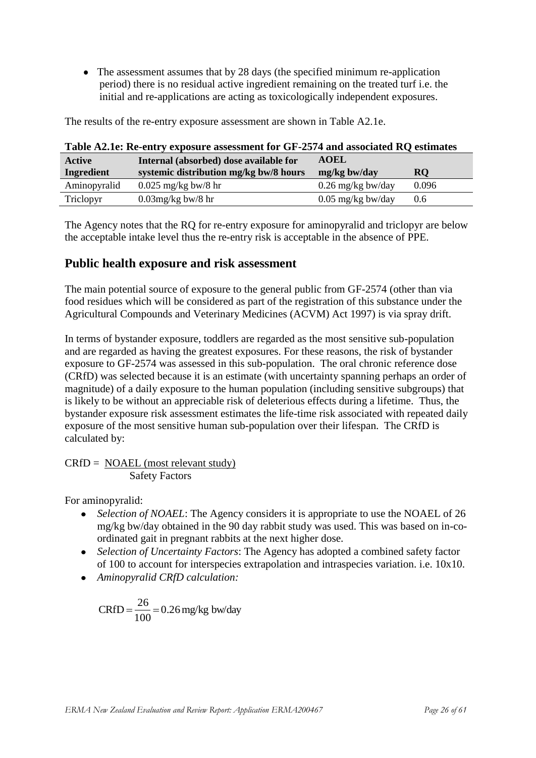- The assessment assumes that by 28 days (the specified minimum re-application period) there is no residual active ingredient remaining on the treated turf i.e. the initial and re-applications are acting as toxicologically independent exposures.

The results of the re-entry exposure assessment are shown in Table A2.1e.

**Table A2.1e: Re-entry exposure assessment for GF-2574 and associated RQ estimates**

| Active Ingredient | Internal (absorbed) dose available for systemic distribution mg/kg bw/8 hours | AOEL mg/kg bw/day | RQ |
|---|---|---|---|
| Aminopyralid | 0.025 mg/kg bw/8 hr | 0.26 mg/kg bw/day | 0.096 |
| Triclopyr | 0.03mg/kg bw/8 hr | 0.05 mg/kg bw/day | 0.6 |

The Agency notes that the RQ for re-entry exposure for aminopyralid and triclopyr are below the acceptable intake level thus the re-entry risk is acceptable in the absence of PPE.

## Public health exposure and risk assessment

The main potential source of exposure to the general public from GF-2574 (other than via food residues which will be considered as part of the registration of this substance under the Agricultural Compounds and Veterinary Medicines (ACVM) Act 1997) is via spray drift.

In terms of bystander exposure, toddlers are regarded as the most sensitive sub-population and are regarded as having the greatest exposures. For these reasons, the risk of bystander exposure to GF-2574 was assessed in this sub-population. The oral chronic reference dose (CRfD) was selected because it is an estimate (with uncertainty spanning perhaps an order of magnitude) of a daily exposure to the human population (including sensitive subgroups) that is likely to be without an appreciable risk of deleterious effects during a lifetime. Thus, the bystander exposure risk assessment estimates the life-time risk associated with repeated daily exposure of the most sensitive human sub-population over their lifespan. The CRfD is calculated by:

$$\text{CRfD} = \frac{\text{NOAEL (most relevant study)}}{\text{Safety Factors}}$$

For aminopyralid:

- *Selection of NOAEL*: The Agency considers it is appropriate to use the NOAEL of 26 mg/kg bw/day obtained in the 90 day rabbit study was used. This was based on in-co-ordinated gait in pregnant rabbits at the next higher dose.
- *Selection of Uncertainty Factors*: The Agency has adopted a combined safety factor of 100 to account for interspecies extrapolation and intraspecies variation. i.e. 10x10.
- *Aminopyralid CRfD calculation:*

$$\text{CRfD} = \frac{26}{100} = 0.26\,\text{mg/kg bw/day}$$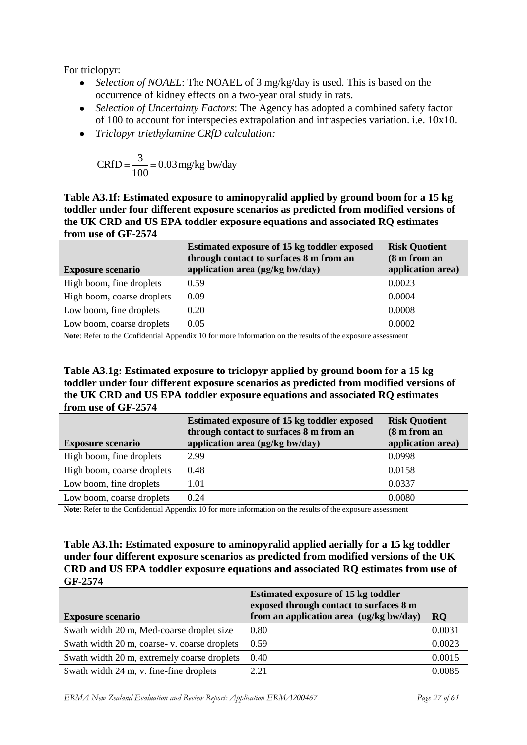For triclopyr:

- *Selection of NOAEL*: The NOAEL of 3 mg/kg/day is used. This is based on the occurrence of kidney effects on a two-year oral study in rats.
- *Selection of Uncertainty Factors*: The Agency has adopted a combined safety factor of 100 to account for interspecies extrapolation and intraspecies variation. i.e. 10x10.
- *Triclopyr triethylamine CRfD calculation:*

$$\text{CRfD} = \frac{3}{100} = 0.03\,\text{mg/kg bw/day}$$

**Table A3.1f: Estimated exposure to aminopyralid applied by ground boom for a 15 kg toddler under four different exposure scenarios as predicted from modified versions of the UK CRD and US EPA toddler exposure equations and associated RQ estimates from use of GF-2574**

| Exposure scenario | Estimated exposure of 15 kg toddler exposed through contact to surfaces 8 m from an application area (µg/kg bw/day) | Risk Quotient (8 m from an application area) |
|---|---|---|
| High boom, fine droplets | 0.59 | 0.0023 |
| High boom, coarse droplets | 0.09 | 0.0004 |
| Low boom, fine droplets | 0.20 | 0.0008 |
| Low boom, coarse droplets | 0.05 | 0.0002 |

**Note**: Refer to the Confidential Appendix 10 for more information on the results of the exposure assessment

**Table A3.1g: Estimated exposure to triclopyr applied by ground boom for a 15 kg toddler under four different exposure scenarios as predicted from modified versions of the UK CRD and US EPA toddler exposure equations and associated RQ estimates from use of GF-2574**

| Exposure scenario | Estimated exposure of 15 kg toddler exposed through contact to surfaces 8 m from an application area (µg/kg bw/day) | Risk Quotient (8 m from an application area) |
|---|---|---|
| High boom, fine droplets | 2.99 | 0.0998 |
| High boom, coarse droplets | 0.48 | 0.0158 |
| Low boom, fine droplets | 1.01 | 0.0337 |
| Low boom, coarse droplets | 0.24 | 0.0080 |

**Note**: Refer to the Confidential Appendix 10 for more information on the results of the exposure assessment

**Table A3.1h: Estimated exposure to aminopyralid applied aerially for a 15 kg toddler under four different exposure scenarios as predicted from modified versions of the UK CRD and US EPA toddler exposure equations and associated RQ estimates from use of GF-2574**

| Exposure scenario | Estimated exposure of 15 kg toddler exposed through contact to surfaces 8 m from an application area (ug/kg bw/day) | RQ |
|---|---|---|
| Swath width 20 m, Med-coarse droplet size | 0.80 | 0.0031 |
| Swath width 20 m, coarse- v. coarse droplets | 0.59 | 0.0023 |
| Swath width 20 m, extremely coarse droplets | 0.40 | 0.0015 |
| Swath width 24 m, v. fine-fine droplets | 2.21 | 0.0085 |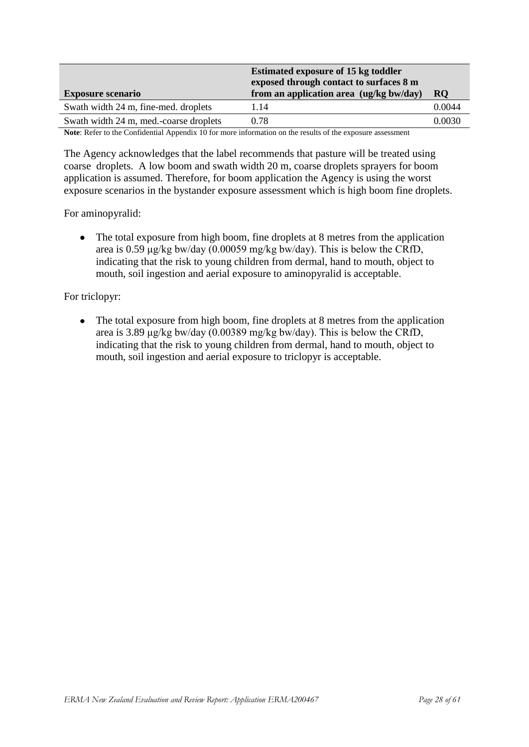| Exposure scenario | Estimated exposure of 15 kg toddler exposed through contact to surfaces 8 m from an application area (ug/kg bw/day) | RQ |
|---|---|---|
| Swath width 24 m, fine-med. droplets | 1.14 | 0.0044 |
| Swath width 24 m, med.-coarse droplets | 0.78 | 0.0030 |

**Note**: Refer to the Confidential Appendix 10 for more information on the results of the exposure assessment

The Agency acknowledges that the label recommends that pasture will be treated using coarse droplets. A low boom and swath width 20 m, coarse droplets sprayers for boom application is assumed. Therefore, for boom application the Agency is using the worst exposure scenarios in the bystander exposure assessment which is high boom fine droplets.

For aminopyralid:

- The total exposure from high boom, fine droplets at 8 metres from the application area is 0.59 µg/kg bw/day (0.00059 mg/kg bw/day). This is below the CRfD, indicating that the risk to young children from dermal, hand to mouth, object to mouth, soil ingestion and aerial exposure to aminopyralid is acceptable.

For triclopyr:

- The total exposure from high boom, fine droplets at 8 metres from the application area is 3.89 µg/kg bw/day (0.00389 mg/kg bw/day). This is below the CRfD, indicating that the risk to young children from dermal, hand to mouth, object to mouth, soil ingestion and aerial exposure to triclopyr is acceptable.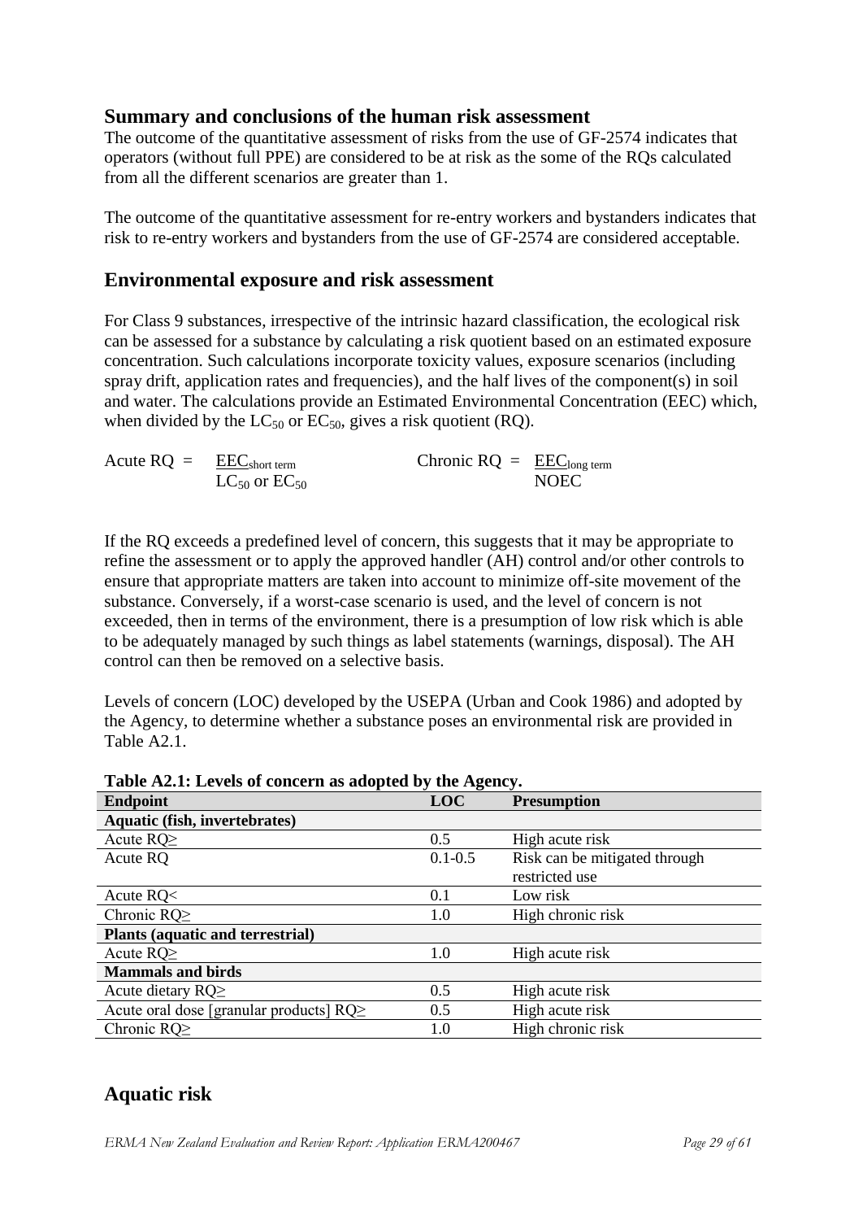## Summary and conclusions of the human risk assessment

The outcome of the quantitative assessment of risks from the use of GF-2574 indicates that operators (without full PPE) are considered to be at risk as the some of the RQs calculated from all the different scenarios are greater than 1.

The outcome of the quantitative assessment for re-entry workers and bystanders indicates that risk to re-entry workers and bystanders from the use of GF-2574 are considered acceptable.

## Environmental exposure and risk assessment

For Class 9 substances, irrespective of the intrinsic hazard classification, the ecological risk can be assessed for a substance by calculating a risk quotient based on an estimated exposure concentration. Such calculations incorporate toxicity values, exposure scenarios (including spray drift, application rates and frequencies), and the half lives of the component(s) in soil and water. The calculations provide an Estimated Environmental Concentration (EEC) which, when divided by the $LC_{50}$ or $EC_{50}$, gives a risk quotient (RQ).

$$\text{Acute RQ} = \frac{EEC_{\text{short term}}}{LC_{50} \text{ or } EC_{50}} \qquad \text{Chronic RQ} = \frac{EEC_{\text{long term}}}{\text{NOEC}}$$

If the RQ exceeds a predefined level of concern, this suggests that it may be appropriate to refine the assessment or to apply the approved handler (AH) control and/or other controls to ensure that appropriate matters are taken into account to minimize off-site movement of the substance. Conversely, if a worst-case scenario is used, and the level of concern is not exceeded, then in terms of the environment, there is a presumption of low risk which is able to be adequately managed by such things as label statements (warnings, disposal). The AH control can then be removed on a selective basis.

Levels of concern (LOC) developed by the USEPA (Urban and Cook 1986) and adopted by the Agency, to determine whether a substance poses an environmental risk are provided in Table A2.1.

**Table A2.1: Levels of concern as adopted by the Agency.**

| Endpoint | LOC | Presumption |
|---|---|---|
| **Aquatic (fish, invertebrates)** | | |
| Acute RQ≥ | 0.5 | High acute risk |
| Acute RQ | 0.1-0.5 | Risk can be mitigated through restricted use |
| Acute RQ< | 0.1 | Low risk |
| Chronic RQ≥ | 1.0 | High chronic risk |
| **Plants (aquatic and terrestrial)** | | |
| Acute RQ≥ | 1.0 | High acute risk |
| **Mammals and birds** | | |
| Acute dietary RQ≥ | 0.5 | High acute risk |
| Acute oral dose [granular products] RQ≥ | 0.5 | High acute risk |
| Chronic RQ≥ | 1.0 | High chronic risk |

## Aquatic risk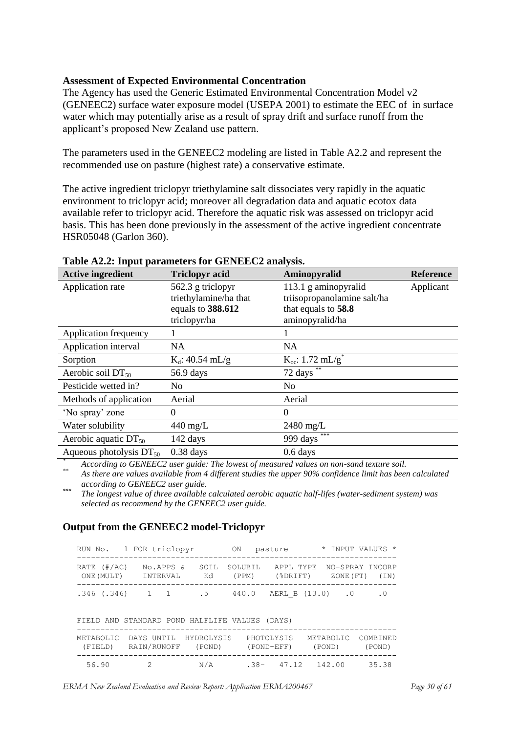**Assessment of Expected Environmental Concentration**

The Agency has used the Generic Estimated Environmental Concentration Model v2 (GENEEC2) surface water exposure model (USEPA 2001) to estimate the EEC of  in surface water which may potentially arise as a result of spray drift and surface runoff from the applicant's proposed New Zealand use pattern.

The parameters used in the GENEEC2 modeling are listed in Table A2.2 and represent the recommended use on pasture (highest rate) a conservative estimate.

The active ingredient triclopyr triethylamine salt dissociates very rapidly in the aquatic environment to triclopyr acid; moreover all degradation data and aquatic ecotox data available refer to triclopyr acid. Therefore the aquatic risk was assessed on triclopyr acid basis. This has been done previously in the assessment of the active ingredient concentrate HSR05048 (Garlon 360).

**Table A2.2: Input parameters for GENEEC2 analysis.**

| Active ingredient | Triclopyr acid | Aminopyralid | Reference |
|---|---|---|---|
| Application rate | 562.3 g triclopyr triethylamine/ha that equals to **388.612** triclopyr/ha | 113.1 g aminopyralid triisopropanolamine salt/ha that equals to **58.8** aminopyralid/ha | Applicant |
| Application frequency | 1 | 1 | |
| Application interval | NA | NA | |
| Sorption | $K_d$: 40.54 mL/g | $K_{oc}$: 1.72 mL/g* | |
| Aerobic soil $DT_{50}$ | 56.9 days | 72 days ** | |
| Pesticide wetted in? | No | No | |
| Methods of application | Aerial | Aerial | |
| 'No spray' zone | 0 | 0 | |
| Water solubility | 440 mg/L | 2480 mg/L | |
| Aerobic aquatic $DT_{50}$ | 142 days | 999 days *** | |
| Aqueous photolysis $DT_{50}$ | 0.38 days | 0.6 days | |

\* *According to GENEEC2 user guide: The lowest of measured values on non-sand texture soil.*

\** *As there are values available from 4 different studies the upper 90% confidence limit has been calculated according to GENEEC2 user guide.*

\*** *The longest value of three available calculated aerobic aquatic half-lifes (water-sediment system) was selected as recommend by the GENEEC2 user guide.*

## Output from the GENEEC2 model-Triclopyr

```
RUN No.   1 FOR triclopyr        ON   pasture       * INPUT VALUES *
--------------------------------------------------------------------
RATE (#/AC)   No.APPS &   SOIL  SOLUBIL   APPL TYPE  NO-SPRAY INCORP
 ONE(MULT)    INTERVAL     Kd    (PPM)    (%DRIFT)    ZONE(FT)  (IN)
--------------------------------------------------------------------
.346 (.346)    1   1      .5     440.0   AERL_B (13.0)   .0      .0


FIELD AND STANDARD POND HALFLIFE VALUES (DAYS)
--------------------------------------------------------------------
METABOLIC  DAYS UNTIL  HYDROLYSIS   PHOTOLYSIS   METABOLIC  COMBINED
 (FIELD)   RAIN/RUNOFF   (POND)     (POND-EFF)    (POND)     (POND)
--------------------------------------------------------------------
  56.90        2          N/A       .38-   47.12  142.00     35.38
```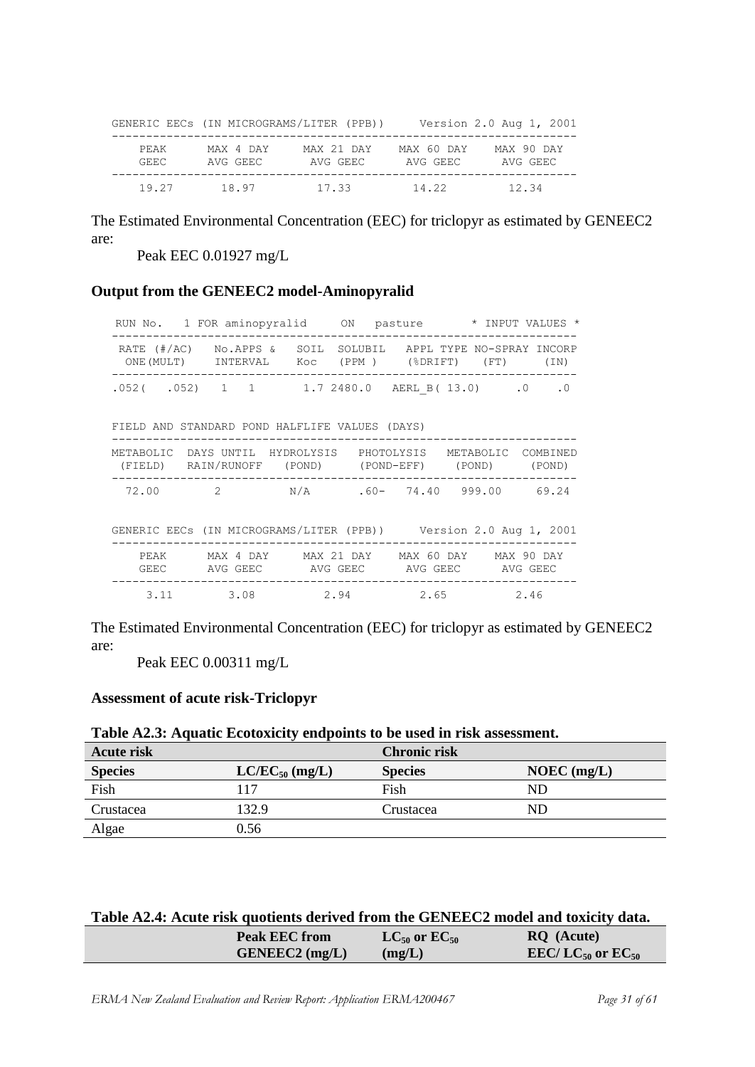```
GENERIC EECs (IN MICROGRAMS/LITER (PPB))     Version 2.0 Aug 1, 2001
--------------------------------------------------------------------
   PEAK      MAX 4 DAY    MAX 21 DAY   MAX 60 DAY   MAX 90 DAY
   GEEC      AVG GEEC      AVG GEEC     AVG GEEC     AVG GEEC
--------------------------------------------------------------------
   19.27      18.97        17.33        14.22        12.34
```

The Estimated Environmental Concentration (EEC) for triclopyr as estimated by GENEEC2 are:

Peak EEC 0.01927 mg/L

### Output from the GENEEC2 model-Aminopyralid

```
RUN No.   1 FOR aminopyralid     ON   pasture        * INPUT VALUES *
--------------------------------------------------------------------
 RATE (#/AC)   No.APPS &   SOIL  SOLUBIL   APPL TYPE NO-SPRAY INCORP
 ONE(MULT)     INTERVAL    Koc   (PPM )    (%DRIFT)   (FT)     (IN)
--------------------------------------------------------------------
.052(   .052)    1   1       1.7 2480.0   AERL_B( 13.0)      .0    .0

FIELD AND STANDARD POND HALFLIFE VALUES (DAYS)
--------------------------------------------------------------------
METABOLIC  DAYS UNTIL  HYDROLYSIS   PHOTOLYSIS   METABOLIC  COMBINED
 (FIELD)   RAIN/RUNOFF   (POND)     (POND-EFF)    (POND)     (POND)
--------------------------------------------------------------------
  72.00        2          N/A        .60-   74.40   999.00     69.24

GENERIC EECs (IN MICROGRAMS/LITER (PPB))     Version 2.0 Aug 1, 2001
--------------------------------------------------------------------
   PEAK      MAX 4 DAY    MAX 21 DAY   MAX 60 DAY   MAX 90 DAY
   GEEC      AVG GEEC      AVG GEEC     AVG GEEC     AVG GEEC
--------------------------------------------------------------------
    3.11       3.08         2.94         2.65         2.46
```

The Estimated Environmental Concentration (EEC) for triclopyr as estimated by GENEEC2 are:

Peak EEC 0.00311 mg/L

### Assessment of acute risk-Triclopyr

**Table A2.3: Aquatic Ecotoxicity endpoints to be used in risk assessment.**

| **Acute risk** | | **Chronic risk** | |
|---|---|---|---|
| **Species** | **$LC/EC_{50}$ (mg/L)** | **Species** | **NOEC (mg/L)** |
| Fish | 117 | Fish | ND |
| Crustacea | 132.9 | Crustacea | ND |
| Algae | 0.56 | | |

**Table A2.4: Acute risk quotients derived from the GENEEC2 model and toxicity data.**

| | **Peak EEC from GENEEC2 (mg/L)** | **$LC_{50}$ or $EC_{50}$ (mg/L)** | **RQ (Acute) EEC/ $LC_{50}$ or $EC_{50}$** |
|---|---|---|---|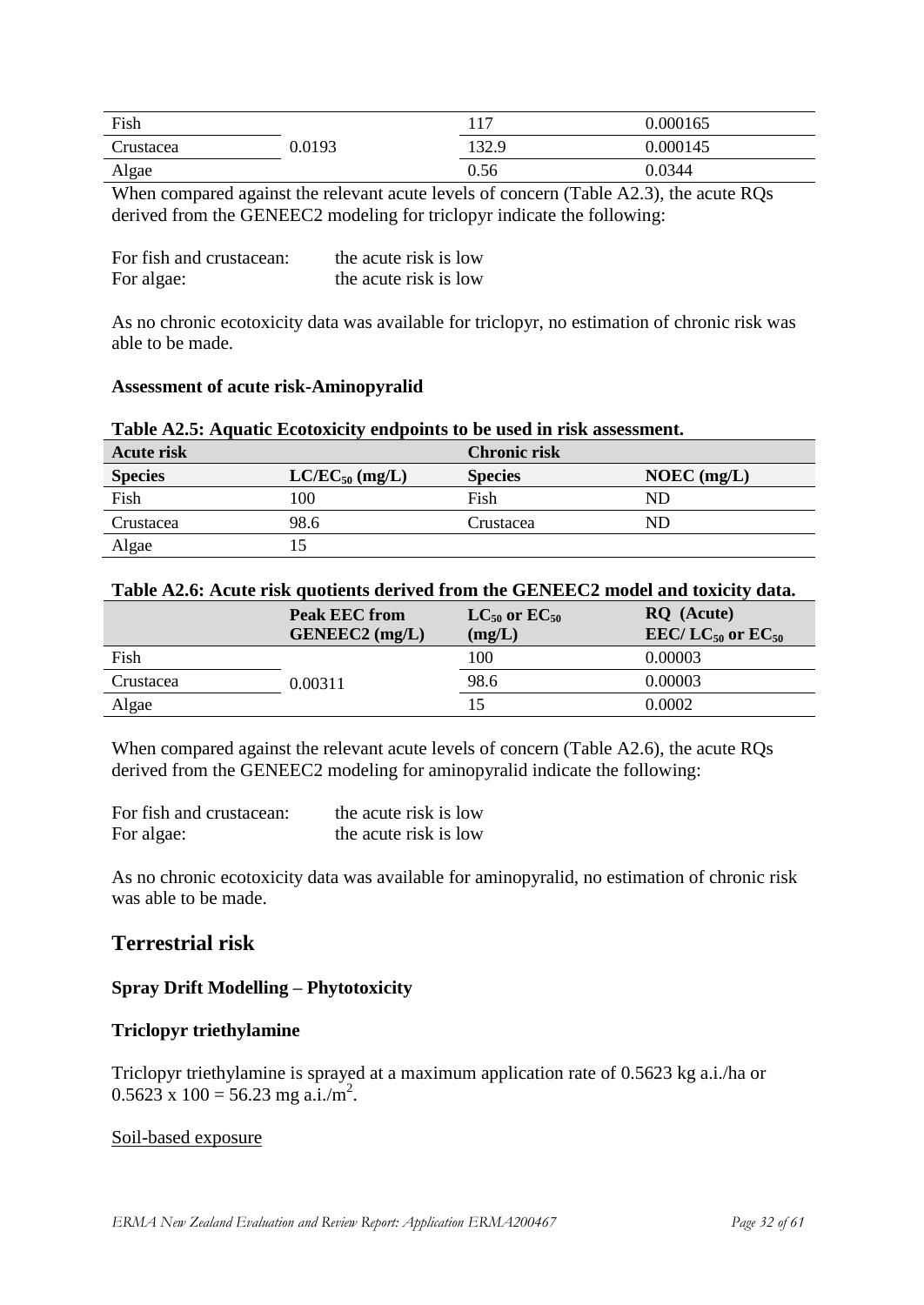| Fish | | 117 | 0.000165 |
|---|---|---|---|
| Crustacea | 0.0193 | 132.9 | 0.000145 |
| Algae | | 0.56 | 0.0344 |

When compared against the relevant acute levels of concern (Table A2.3), the acute RQs derived from the GENEEC2 modeling for triclopyr indicate the following:

For fish and crustacean: the acute risk is low
For algae: the acute risk is low

As no chronic ecotoxicity data was available for triclopyr, no estimation of chronic risk was able to be made.

**Assessment of acute risk-Aminopyralid**

**Table A2.5: Aquatic Ecotoxicity endpoints to be used in risk assessment.**

| **Acute risk** | | **Chronic risk** | |
|---|---|---|---|
| **Species** | **$LC/EC_{50}$ (mg/L)** | **Species** | **NOEC (mg/L)** |
| Fish | 100 | Fish | ND |
| Crustacea | 98.6 | Crustacea | ND |
| Algae | 15 | | |

**Table A2.6: Acute risk quotients derived from the GENEEC2 model and toxicity data.**

| | **Peak EEC from GENEEC2 (mg/L)** | **$LC_{50}$ or $EC_{50}$ (mg/L)** | **RQ (Acute) EEC/ $LC_{50}$ or $EC_{50}$** |
|---|---|---|---|
| Fish | | 100 | 0.00003 |
| Crustacea | 0.00311 | 98.6 | 0.00003 |
| Algae | | 15 | 0.0002 |

When compared against the relevant acute levels of concern (Table A2.6), the acute RQs derived from the GENEEC2 modeling for aminopyralid indicate the following:

For fish and crustacean: the acute risk is low
For algae: the acute risk is low

As no chronic ecotoxicity data was available for aminopyralid, no estimation of chronic risk was able to be made.

## Terrestrial risk

**Spray Drift Modelling – Phytotoxicity**

**Triclopyr triethylamine**

Triclopyr triethylamine is sprayed at a maximum application rate of 0.5623 kg a.i./ha or $0.5623 \times 100 = 56.23$ mg a.i./$m^2$.

Soil-based exposure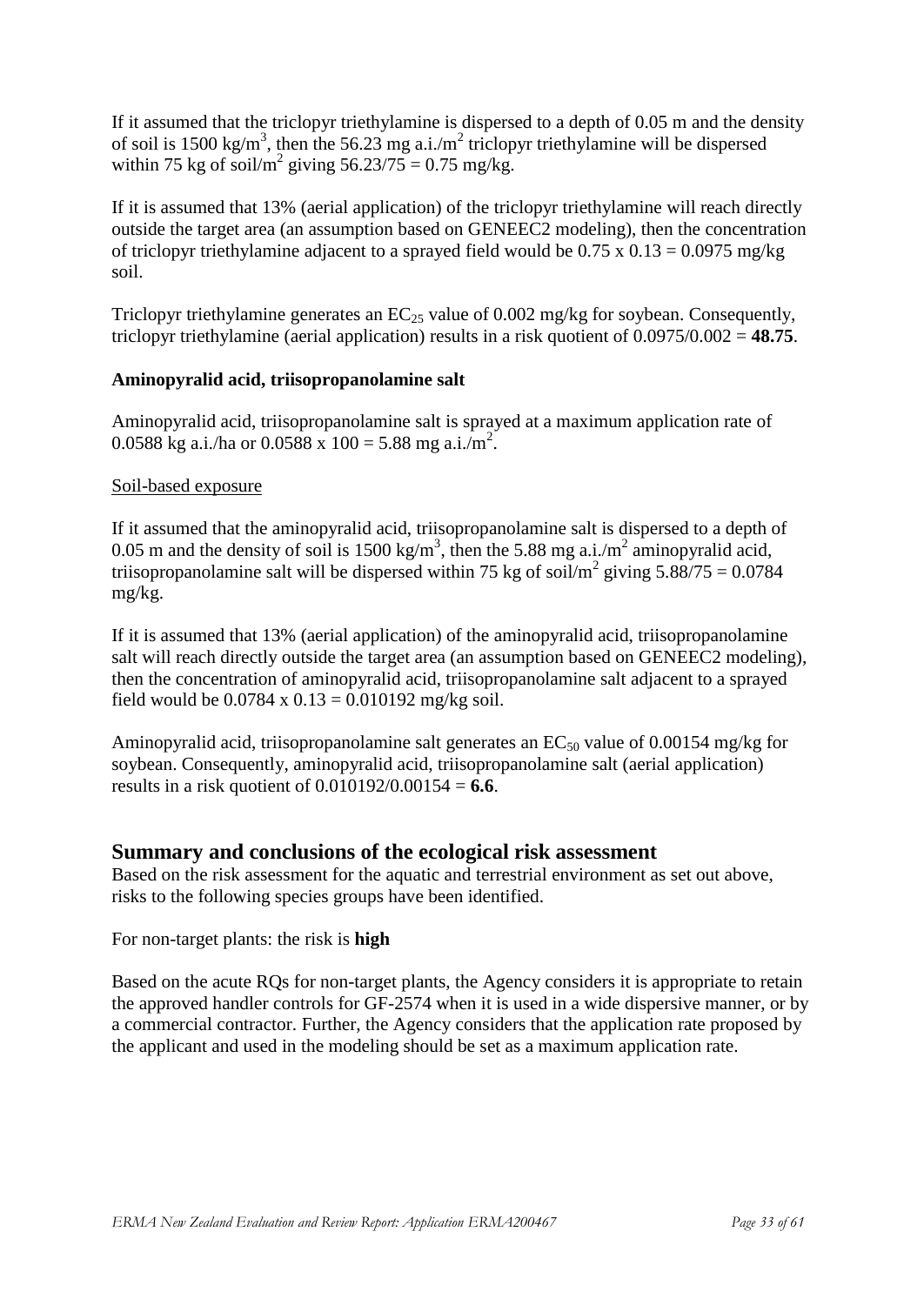If it assumed that the triclopyr triethylamine is dispersed to a depth of 0.05 m and the density of soil is 1500 kg/$m^3$, then the 56.23 mg a.i./$m^2$ triclopyr triethylamine will be dispersed within 75 kg of soil/$m^2$ giving 56.23/75 = 0.75 mg/kg.

If it is assumed that 13% (aerial application) of the triclopyr triethylamine will reach directly outside the target area (an assumption based on GENEEC2 modeling), then the concentration of triclopyr triethylamine adjacent to a sprayed field would be 0.75 x 0.13 = 0.0975 mg/kg soil.

Triclopyr triethylamine generates an $EC_{25}$ value of 0.002 mg/kg for soybean. Consequently, triclopyr triethylamine (aerial application) results in a risk quotient of 0.0975/0.002 = **48.75**.

**Aminopyralid acid, triisopropanolamine salt**

Aminopyralid acid, triisopropanolamine salt is sprayed at a maximum application rate of 0.0588 kg a.i./ha or 0.0588 x 100 = 5.88 mg a.i./$m^2$.

Soil-based exposure

If it assumed that the aminopyralid acid, triisopropanolamine salt is dispersed to a depth of 0.05 m and the density of soil is 1500 kg/$m^3$, then the 5.88 mg a.i./$m^2$ aminopyralid acid, triisopropanolamine salt will be dispersed within 75 kg of soil/$m^2$ giving 5.88/75 = 0.0784 mg/kg.

If it is assumed that 13% (aerial application) of the aminopyralid acid, triisopropanolamine salt will reach directly outside the target area (an assumption based on GENEEC2 modeling), then the concentration of aminopyralid acid, triisopropanolamine salt adjacent to a sprayed field would be 0.0784 x 0.13 = 0.010192 mg/kg soil.

Aminopyralid acid, triisopropanolamine salt generates an $EC_{50}$ value of 0.00154 mg/kg for soybean. Consequently, aminopyralid acid, triisopropanolamine salt (aerial application) results in a risk quotient of 0.010192/0.00154 = **6.6**.

## Summary and conclusions of the ecological risk assessment

Based on the risk assessment for the aquatic and terrestrial environment as set out above, risks to the following species groups have been identified.

For non-target plants: the risk is **high**

Based on the acute RQs for non-target plants, the Agency considers it is appropriate to retain the approved handler controls for GF-2574 when it is used in a wide dispersive manner, or by a commercial contractor. Further, the Agency considers that the application rate proposed by the applicant and used in the modeling should be set as a maximum application rate.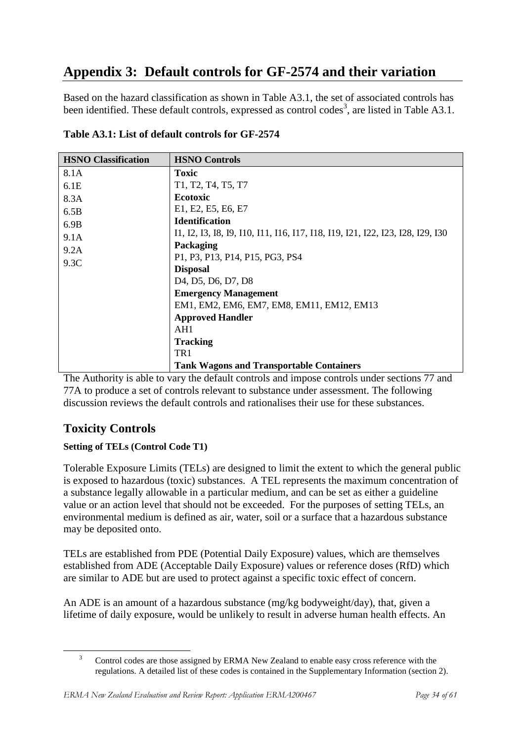# Appendix 3: Default controls for GF-2574 and their variation

Based on the hazard classification as shown in Table A3.1, the set of associated controls has been identified. These default controls, expressed as control codes[3], are listed in Table A3.1.

**Table A3.1: List of default controls for GF-2574**

| HSNO Classification | HSNO Controls |
|---|---|
| 8.1A<br>6.1E<br>8.3A<br>6.5B<br>6.9B<br>9.1A<br>9.2A<br>9.3C | **Toxic**<br>T1, T2, T4, T5, T7<br>**Ecotoxic**<br>E1, E2, E5, E6, E7<br>**Identification**<br>I1, I2, I3, I8, I9, I10, I11, I16, I17, I18, I19, I21, I22, I23, I28, I29, I30<br>**Packaging**<br>P1, P3, P13, P14, P15, PG3, PS4<br>**Disposal**<br>D4, D5, D6, D7, D8<br>**Emergency Management**<br>EM1, EM2, EM6, EM7, EM8, EM11, EM12, EM13<br>**Approved Handler**<br>AH1<br>**Tracking**<br>TR1<br>**Tank Wagons and Transportable Containers** |

The Authority is able to vary the default controls and impose controls under sections 77 and 77A to produce a set of controls relevant to substance under assessment. The following discussion reviews the default controls and rationalises their use for these substances.

## Toxicity Controls

**Setting of TELs (Control Code T1)**

Tolerable Exposure Limits (TELs) are designed to limit the extent to which the general public is exposed to hazardous (toxic) substances. A TEL represents the maximum concentration of a substance legally allowable in a particular medium, and can be set as either a guideline value or an action level that should not be exceeded. For the purposes of setting TELs, an environmental medium is defined as air, water, soil or a surface that a hazardous substance may be deposited onto.

TELs are established from PDE (Potential Daily Exposure) values, which are themselves established from ADE (Acceptable Daily Exposure) values or reference doses (RfD) which are similar to ADE but are used to protect against a specific toxic effect of concern.

An ADE is an amount of a hazardous substance (mg/kg bodyweight/day), that, given a lifetime of daily exposure, would be unlikely to result in adverse human health effects. An

[3] Control codes are those assigned by ERMA New Zealand to enable easy cross reference with the regulations. A detailed list of these codes is contained in the Supplementary Information (section 2).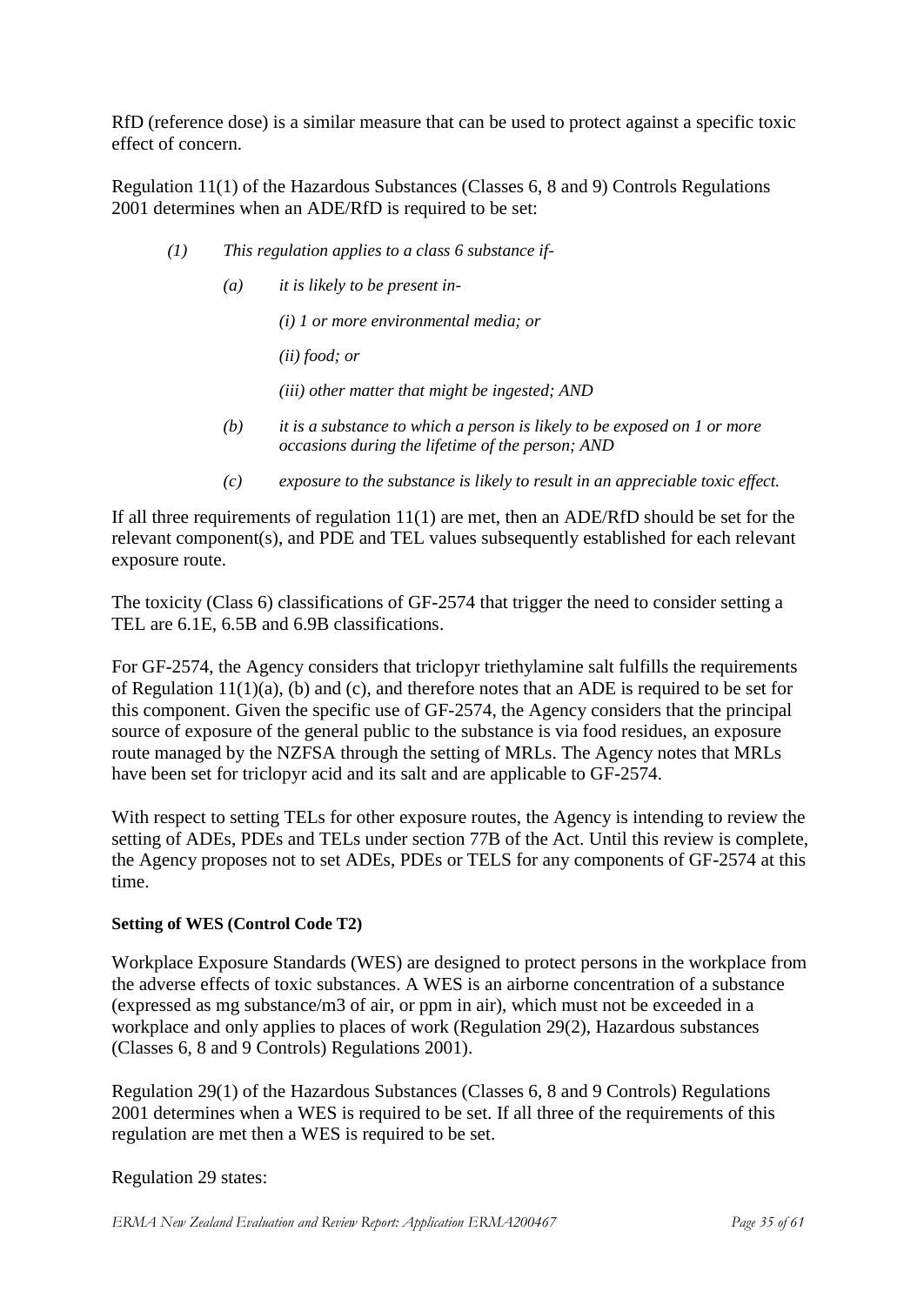RfD (reference dose) is a similar measure that can be used to protect against a specific toxic effect of concern.

Regulation 11(1) of the Hazardous Substances (Classes 6, 8 and 9) Controls Regulations 2001 determines when an ADE/RfD is required to be set:

> *(1) This regulation applies to a class 6 substance if-*
>
> > *(a) it is likely to be present in-*
> >
> > > *(i) 1 or more environmental media; or*
> > >
> > > *(ii) food; or*
> > >
> > > *(iii) other matter that might be ingested; AND*
> >
> > *(b) it is a substance to which a person is likely to be exposed on 1 or more occasions during the lifetime of the person; AND*
> >
> > *(c) exposure to the substance is likely to result in an appreciable toxic effect.*

If all three requirements of regulation 11(1) are met, then an ADE/RfD should be set for the relevant component(s), and PDE and TEL values subsequently established for each relevant exposure route.

The toxicity (Class 6) classifications of GF-2574 that trigger the need to consider setting a TEL are 6.1E, 6.5B and 6.9B classifications.

For GF-2574, the Agency considers that triclopyr triethylamine salt fulfills the requirements of Regulation 11(1)(a), (b) and (c), and therefore notes that an ADE is required to be set for this component. Given the specific use of GF-2574, the Agency considers that the principal source of exposure of the general public to the substance is via food residues, an exposure route managed by the NZFSA through the setting of MRLs. The Agency notes that MRLs have been set for triclopyr acid and its salt and are applicable to GF-2574.

With respect to setting TELs for other exposure routes, the Agency is intending to review the setting of ADEs, PDEs and TELs under section 77B of the Act. Until this review is complete, the Agency proposes not to set ADEs, PDEs or TELS for any components of GF-2574 at this time.

**Setting of WES (Control Code T2)**

Workplace Exposure Standards (WES) are designed to protect persons in the workplace from the adverse effects of toxic substances. A WES is an airborne concentration of a substance (expressed as mg substance/m3 of air, or ppm in air), which must not be exceeded in a workplace and only applies to places of work (Regulation 29(2), Hazardous substances (Classes 6, 8 and 9 Controls) Regulations 2001).

Regulation 29(1) of the Hazardous Substances (Classes 6, 8 and 9 Controls) Regulations 2001 determines when a WES is required to be set. If all three of the requirements of this regulation are met then a WES is required to be set.

Regulation 29 states: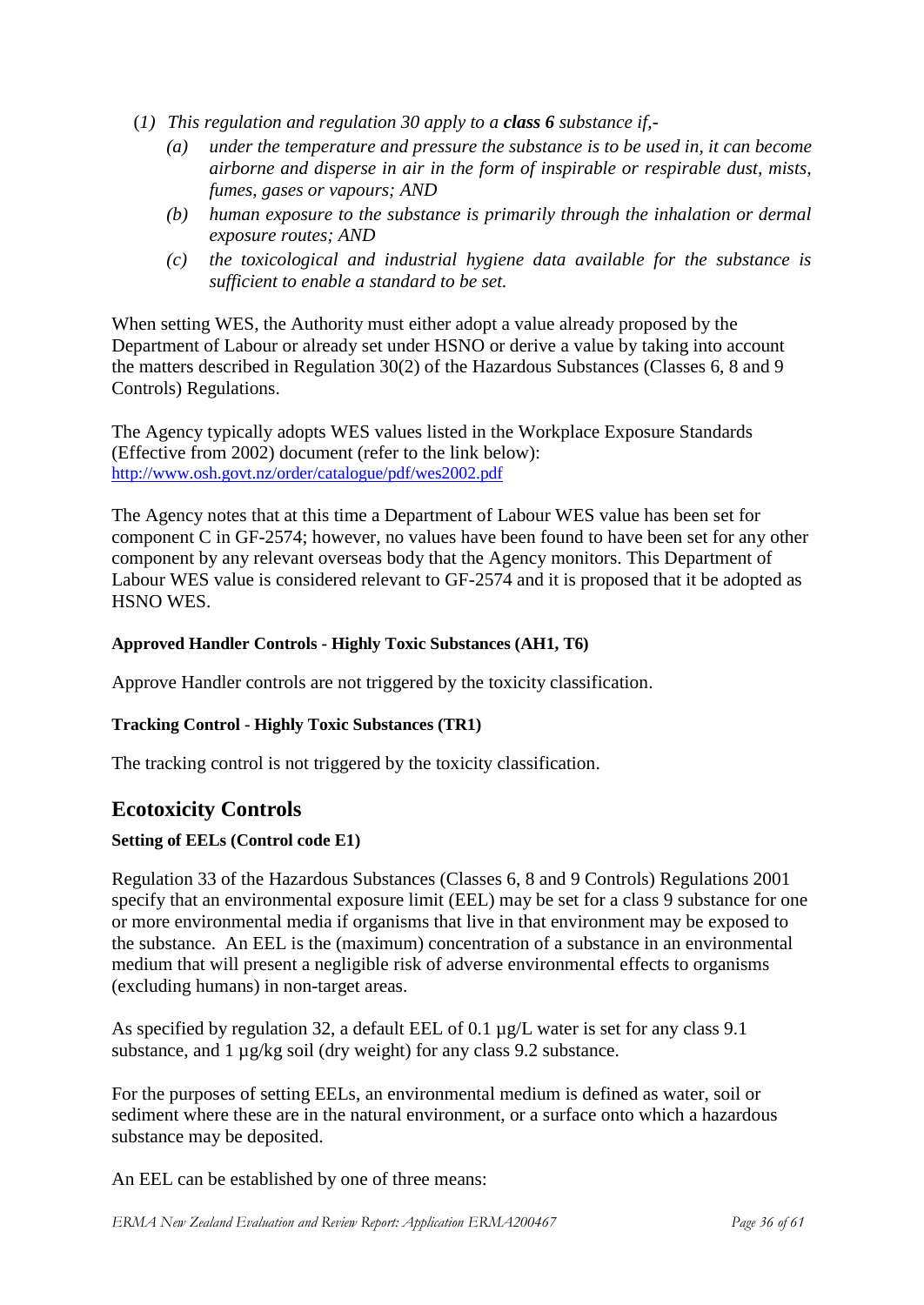(*1*) *This regulation and regulation 30 apply to a* ***class 6*** *substance if,-*

   *(a)* *under the temperature and pressure the substance is to be used in, it can become airborne and disperse in air in the form of inspirable or respirable dust, mists, fumes, gases or vapours; AND*

   *(b)* *human exposure to the substance is primarily through the inhalation or dermal exposure routes; AND*

   *(c)* *the toxicological and industrial hygiene data available for the substance is sufficient to enable a standard to be set.*

When setting WES, the Authority must either adopt a value already proposed by the Department of Labour or already set under HSNO or derive a value by taking into account the matters described in Regulation 30(2) of the Hazardous Substances (Classes 6, 8 and 9 Controls) Regulations.

The Agency typically adopts WES values listed in the Workplace Exposure Standards (Effective from 2002) document (refer to the link below): http://www.osh.govt.nz/order/catalogue/pdf/wes2002.pdf

The Agency notes that at this time a Department of Labour WES value has been set for component C in GF-2574; however, no values have been found to have been set for any other component by any relevant overseas body that the Agency monitors. This Department of Labour WES value is considered relevant to GF-2574 and it is proposed that it be adopted as HSNO WES.

**Approved Handler Controls - Highly Toxic Substances (AH1, T6)**

Approve Handler controls are not triggered by the toxicity classification.

**Tracking Control - Highly Toxic Substances (TR1)**

The tracking control is not triggered by the toxicity classification.

## Ecotoxicity Controls

**Setting of EELs (Control code E1)**

Regulation 33 of the Hazardous Substances (Classes 6, 8 and 9 Controls) Regulations 2001 specify that an environmental exposure limit (EEL) may be set for a class 9 substance for one or more environmental media if organisms that live in that environment may be exposed to the substance. An EEL is the (maximum) concentration of a substance in an environmental medium that will present a negligible risk of adverse environmental effects to organisms (excluding humans) in non-target areas.

As specified by regulation 32, a default EEL of 0.1 µg/L water is set for any class 9.1 substance, and 1 µg/kg soil (dry weight) for any class 9.2 substance.

For the purposes of setting EELs, an environmental medium is defined as water, soil or sediment where these are in the natural environment, or a surface onto which a hazardous substance may be deposited.

An EEL can be established by one of three means: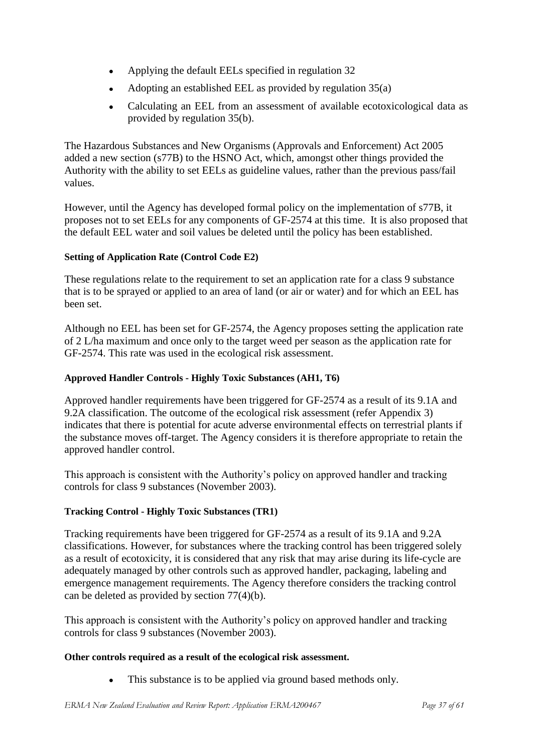- Applying the default EELs specified in regulation 32
- Adopting an established EEL as provided by regulation 35(a)
- Calculating an EEL from an assessment of available ecotoxicological data as provided by regulation 35(b).

The Hazardous Substances and New Organisms (Approvals and Enforcement) Act 2005 added a new section (s77B) to the HSNO Act, which, amongst other things provided the Authority with the ability to set EELs as guideline values, rather than the previous pass/fail values.

However, until the Agency has developed formal policy on the implementation of s77B, it proposes not to set EELs for any components of GF-2574 at this time. It is also proposed that the default EEL water and soil values be deleted until the policy has been established.

#### Setting of Application Rate (Control Code E2)

These regulations relate to the requirement to set an application rate for a class 9 substance that is to be sprayed or applied to an area of land (or air or water) and for which an EEL has been set.

Although no EEL has been set for GF-2574, the Agency proposes setting the application rate of 2 L/ha maximum and once only to the target weed per season as the application rate for GF-2574. This rate was used in the ecological risk assessment.

#### Approved Handler Controls - Highly Toxic Substances (AH1, T6)

Approved handler requirements have been triggered for GF-2574 as a result of its 9.1A and 9.2A classification. The outcome of the ecological risk assessment (refer Appendix 3) indicates that there is potential for acute adverse environmental effects on terrestrial plants if the substance moves off-target. The Agency considers it is therefore appropriate to retain the approved handler control.

This approach is consistent with the Authority's policy on approved handler and tracking controls for class 9 substances (November 2003).

#### Tracking Control - Highly Toxic Substances (TR1)

Tracking requirements have been triggered for GF-2574 as a result of its 9.1A and 9.2A classifications. However, for substances where the tracking control has been triggered solely as a result of ecotoxicity, it is considered that any risk that may arise during its life-cycle are adequately managed by other controls such as approved handler, packaging, labeling and emergence management requirements. The Agency therefore considers the tracking control can be deleted as provided by section 77(4)(b).

This approach is consistent with the Authority's policy on approved handler and tracking controls for class 9 substances (November 2003).

#### Other controls required as a result of the ecological risk assessment.

- This substance is to be applied via ground based methods only.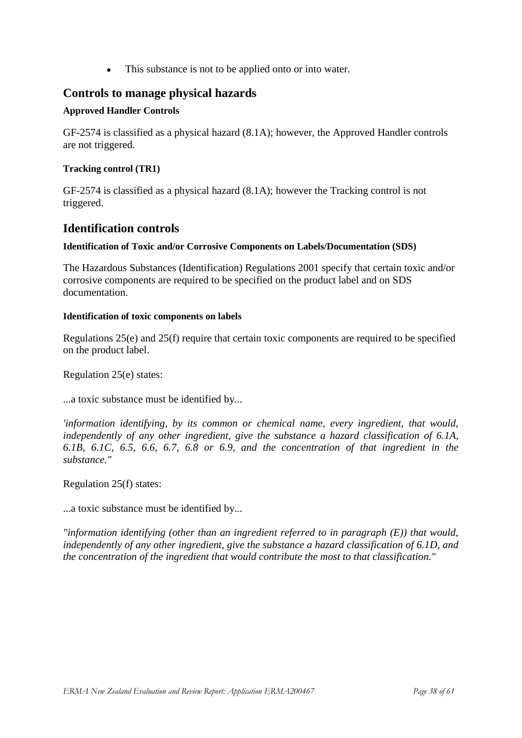- This substance is not to be applied onto or into water.

## Controls to manage physical hazards

**Approved Handler Controls**

GF-2574 is classified as a physical hazard (8.1A); however, the Approved Handler controls are not triggered.

**Tracking control (TR1)**

GF-2574 is classified as a physical hazard (8.1A); however the Tracking control is not triggered.

## Identification controls

**Identification of Toxic and/or Corrosive Components on Labels/Documentation (SDS)**

The Hazardous Substances (Identification) Regulations 2001 specify that certain toxic and/or corrosive components are required to be specified on the product label and on SDS documentation.

**Identification of toxic components on labels**

Regulations 25(e) and 25(f) require that certain toxic components are required to be specified on the product label.

Regulation 25(e) states:

...a toxic substance must be identified by...

*'information identifying, by its common or chemical name, every ingredient, that would, independently of any other ingredient, give the substance a hazard classification of 6.1A, 6.1B, 6.1C, 6.5, 6.6, 6.7, 6.8 or 6.9, and the concentration of that ingredient in the substance."*

Regulation 25(f) states:

...a toxic substance must be identified by...

*"information identifying (other than an ingredient referred to in paragraph (E)) that would, independently of any other ingredient, give the substance a hazard classification of 6.1D, and the concentration of the ingredient that would contribute the most to that classification."*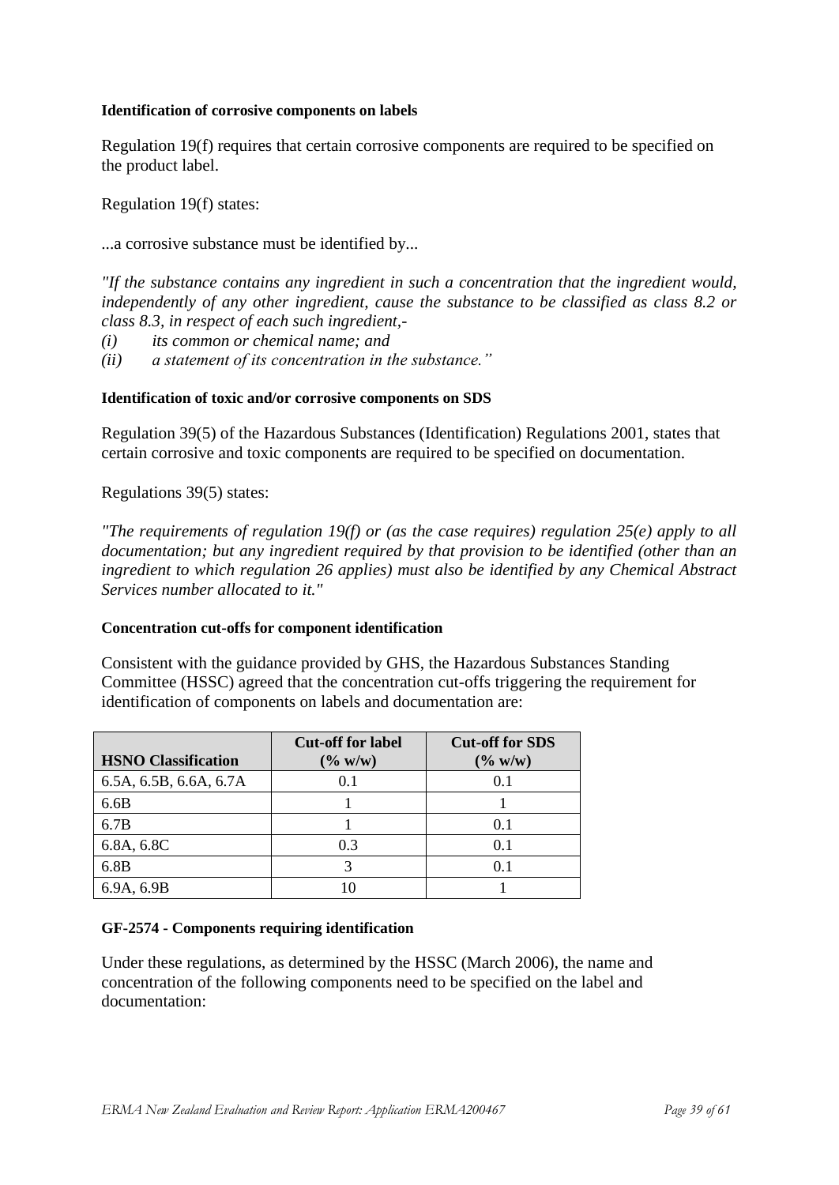**Identification of corrosive components on labels**

Regulation 19(f) requires that certain corrosive components are required to be specified on the product label.

Regulation 19(f) states:

...a corrosive substance must be identified by...

*"If the substance contains any ingredient in such a concentration that the ingredient would, independently of any other ingredient, cause the substance to be classified as class 8.2 or class 8.3, in respect of each such ingredient,-*

*(i) its common or chemical name; and*

*(ii) a statement of its concentration in the substance."*

**Identification of toxic and/or corrosive components on SDS**

Regulation 39(5) of the Hazardous Substances (Identification) Regulations 2001, states that certain corrosive and toxic components are required to be specified on documentation.

Regulations 39(5) states:

*"The requirements of regulation 19(f) or (as the case requires) regulation 25(e) apply to all documentation; but any ingredient required by that provision to be identified (other than an ingredient to which regulation 26 applies) must also be identified by any Chemical Abstract Services number allocated to it."*

**Concentration cut-offs for component identification**

Consistent with the guidance provided by GHS, the Hazardous Substances Standing Committee (HSSC) agreed that the concentration cut-offs triggering the requirement for identification of components on labels and documentation are:

| HSNO Classification | Cut-off for label (% w/w) | Cut-off for SDS (% w/w) |
|---|---|---|
| 6.5A, 6.5B, 6.6A, 6.7A | 0.1 | 0.1 |
| 6.6B | 1 | 1 |
| 6.7B | 1 | 0.1 |
| 6.8A, 6.8C | 0.3 | 0.1 |
| 6.8B | 3 | 0.1 |
| 6.9A, 6.9B | 10 | 1 |

**GF-2574 - Components requiring identification**

Under these regulations, as determined by the HSSC (March 2006), the name and concentration of the following components need to be specified on the label and documentation: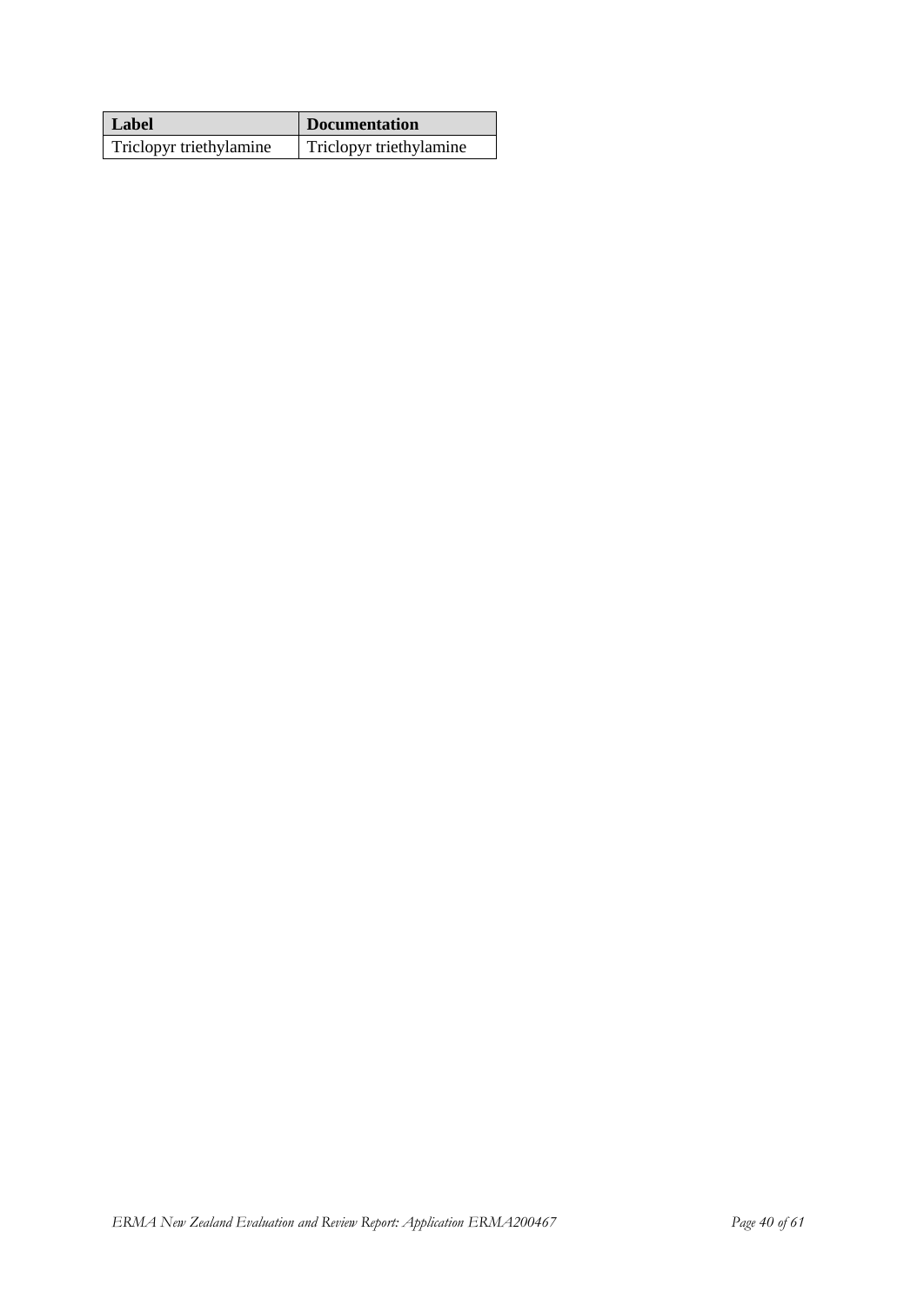| Label | Documentation |
| --- | --- |
| Triclopyr triethylamine | Triclopyr triethylamine |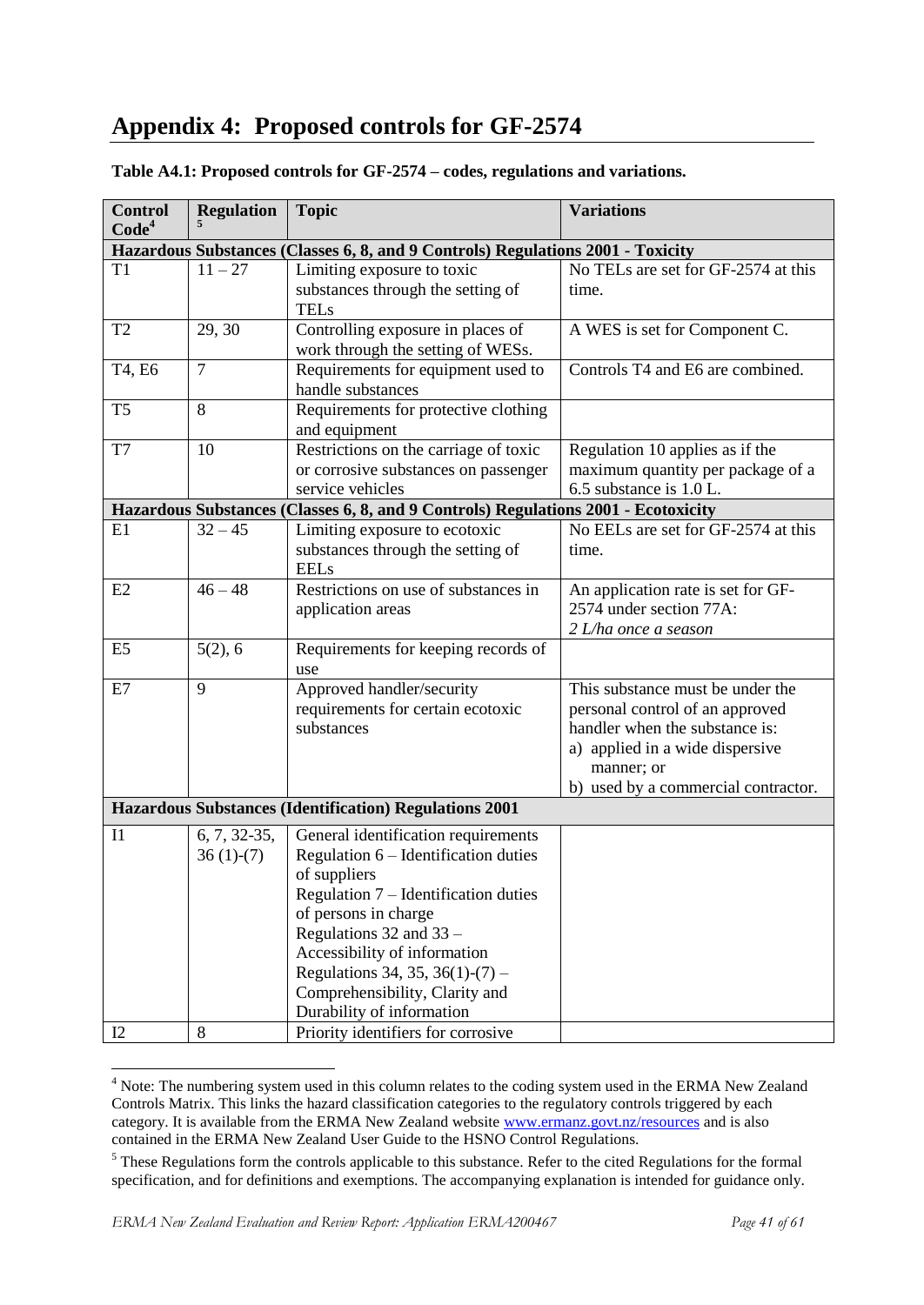# Appendix 4: Proposed controls for GF-2574

**Table A4.1: Proposed controls for GF-2574 – codes, regulations and variations.**

| Control Code[4] | Regulation[5] | Topic | Variations |
|---|---|---|---|
| **Hazardous Substances (Classes 6, 8, and 9 Controls) Regulations 2001 - Toxicity** | | | |
| T1 | 11 – 27 | Limiting exposure to toxic substances through the setting of TELs | No TELs are set for GF-2574 at this time. |
| T2 | 29, 30 | Controlling exposure in places of work through the setting of WESs. | A WES is set for Component C. |
| T4, E6 | 7 | Requirements for equipment used to handle substances | Controls T4 and E6 are combined. |
| T5 | 8 | Requirements for protective clothing and equipment | |
| T7 | 10 | Restrictions on the carriage of toxic or corrosive substances on passenger service vehicles | Regulation 10 applies as if the maximum quantity per package of a 6.5 substance is 1.0 L. |
| **Hazardous Substances (Classes 6, 8, and 9 Controls) Regulations 2001 - Ecotoxicity** | | | |
| E1 | 32 – 45 | Limiting exposure to ecotoxic substances through the setting of EELs | No EELs are set for GF-2574 at this time. |
| E2 | 46 – 48 | Restrictions on use of substances in application areas | An application rate is set for GF-2574 under section 77A: *2 L/ha once a season* |
| E5 | 5(2), 6 | Requirements for keeping records of use | |
| E7 | 9 | Approved handler/security requirements for certain ecotoxic substances | This substance must be under the personal control of an approved handler when the substance is: a) applied in a wide dispersive manner; or b) used by a commercial contractor. |
| **Hazardous Substances (Identification) Regulations 2001** | | | |
| I1 | 6, 7, 32-35, 36 (1)-(7) | General identification requirements Regulation 6 – Identification duties of suppliers Regulation 7 – Identification duties of persons in charge Regulations 32 and 33 – Accessibility of information Regulations 34, 35, 36(1)-(7) – Comprehensibility, Clarity and Durability of information | |
| I2 | 8 | Priority identifiers for corrosive | |

[4] Note: The numbering system used in this column relates to the coding system used in the ERMA New Zealand Controls Matrix. This links the hazard classification categories to the regulatory controls triggered by each category. It is available from the ERMA New Zealand website www.ermanz.govt.nz/resources and is also contained in the ERMA New Zealand User Guide to the HSNO Control Regulations.

[5] These Regulations form the controls applicable to this substance. Refer to the cited Regulations for the formal specification, and for definitions and exemptions. The accompanying explanation is intended for guidance only.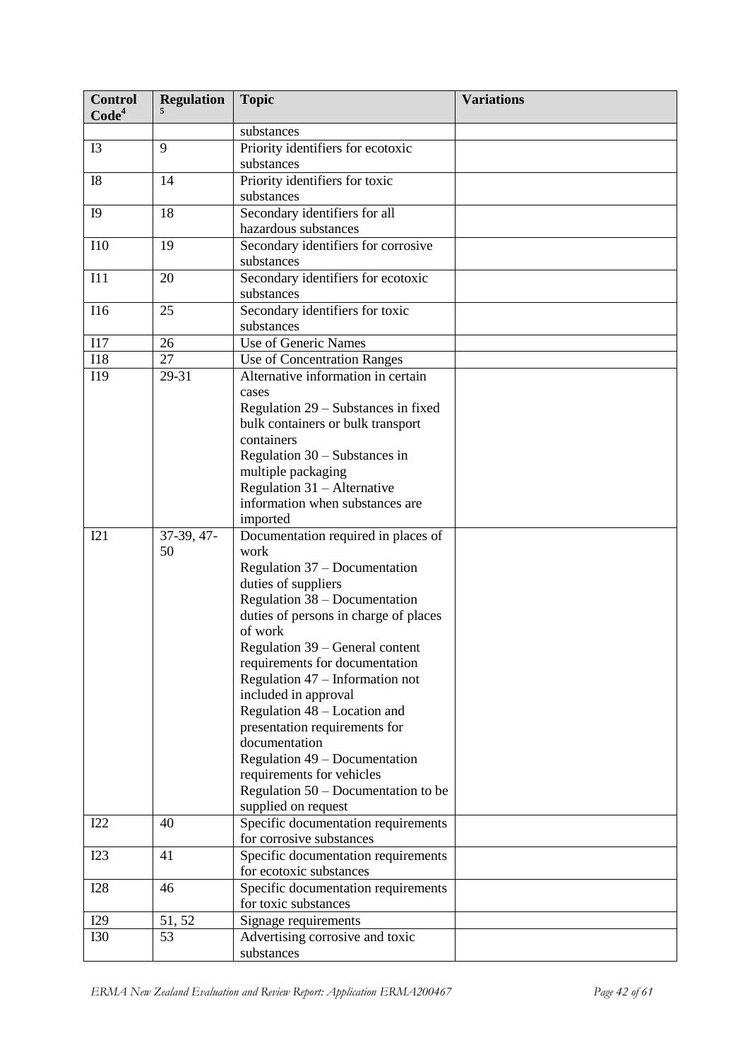| Control Code[4] | Regulation[5] | Topic | Variations |
|---|---|---|---|
| | | substances | |
| I3 | 9 | Priority identifiers for ecotoxic substances | |
| I8 | 14 | Priority identifiers for toxic substances | |
| I9 | 18 | Secondary identifiers for all hazardous substances | |
| I10 | 19 | Secondary identifiers for corrosive substances | |
| I11 | 20 | Secondary identifiers for ecotoxic substances | |
| I16 | 25 | Secondary identifiers for toxic substances | |
| I17 | 26 | Use of Generic Names | |
| I18 | 27 | Use of Concentration Ranges | |
| I19 | 29-31 | Alternative information in certain cases<br>Regulation 29 – Substances in fixed bulk containers or bulk transport containers<br>Regulation 30 – Substances in multiple packaging<br>Regulation 31 – Alternative information when substances are imported | |
| I21 | 37-39, 47-50 | Documentation required in places of work<br>Regulation 37 – Documentation duties of suppliers<br>Regulation 38 – Documentation duties of persons in charge of places of work<br>Regulation 39 – General content requirements for documentation<br>Regulation 47 – Information not included in approval<br>Regulation 48 – Location and presentation requirements for documentation<br>Regulation 49 – Documentation requirements for vehicles<br>Regulation 50 – Documentation to be supplied on request | |
| I22 | 40 | Specific documentation requirements for corrosive substances | |
| I23 | 41 | Specific documentation requirements for ecotoxic substances | |
| I28 | 46 | Specific documentation requirements for toxic substances | |
| I29 | 51, 52 | Signage requirements | |
| I30 | 53 | Advertising corrosive and toxic substances | |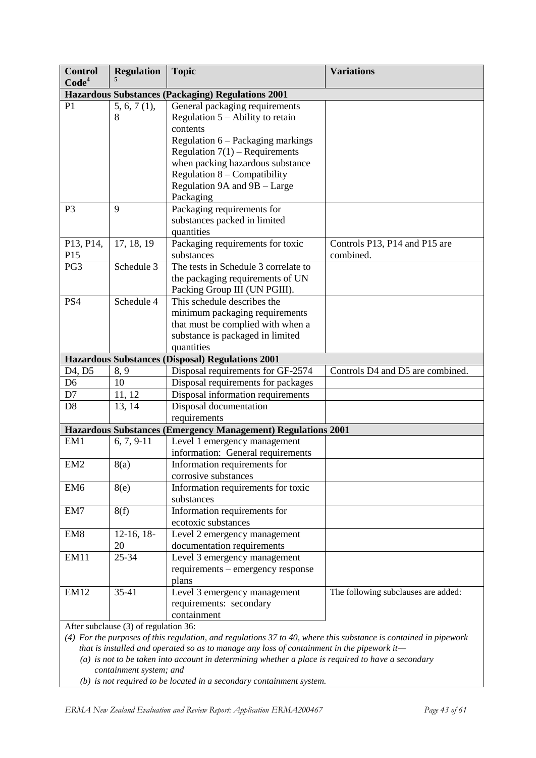| Control Code[4] | Regulation [5] | Topic | Variations |
|---|---|---|---|
| **Hazardous Substances (Packaging) Regulations 2001** | | | |
| P1 | 5, 6, 7 (1), 8 | General packaging requirements<br>Regulation 5 – Ability to retain contents<br>Regulation 6 – Packaging markings<br>Regulation 7(1) – Requirements when packing hazardous substance<br>Regulation 8 – Compatibility<br>Regulation 9A and 9B – Large Packaging | |
| P3 | 9 | Packaging requirements for substances packed in limited quantities | |
| P13, P14, P15 | 17, 18, 19 | Packaging requirements for toxic substances | Controls P13, P14 and P15 are combined. |
| PG3 | Schedule 3 | The tests in Schedule 3 correlate to the packaging requirements of UN Packing Group III (UN PGIII). | |
| PS4 | Schedule 4 | This schedule describes the minimum packaging requirements that must be complied with when a substance is packaged in limited quantities | |
| **Hazardous Substances (Disposal) Regulations 2001** | | | |
| D4, D5 | 8, 9 | Disposal requirements for GF-2574 | Controls D4 and D5 are combined. |
| D6 | 10 | Disposal requirements for packages | |
| D7 | 11, 12 | Disposal information requirements | |
| D8 | 13, 14 | Disposal documentation requirements | |
| **Hazardous Substances (Emergency Management) Regulations 2001** | | | |
| EM1 | 6, 7, 9-11 | Level 1 emergency management information: General requirements | |
| EM2 | 8(a) | Information requirements for corrosive substances | |
| EM6 | 8(e) | Information requirements for toxic substances | |
| EM7 | 8(f) | Information requirements for ecotoxic substances | |
| EM8 | 12-16, 18-20 | Level 2 emergency management documentation requirements | |
| EM11 | 25-34 | Level 3 emergency management requirements – emergency response plans | |
| EM12 | 35-41 | Level 3 emergency management requirements: secondary containment | The following subclauses are added: |

After subclause (3) of regulation 36:

*(4) For the purposes of this regulation, and regulations 37 to 40, where this substance is contained in pipework that is installed and operated so as to manage any loss of containment in the pipework it—*

*(a) is not to be taken into account in determining whether a place is required to have a secondary containment system; and*

*(b) is not required to be located in a secondary containment system.*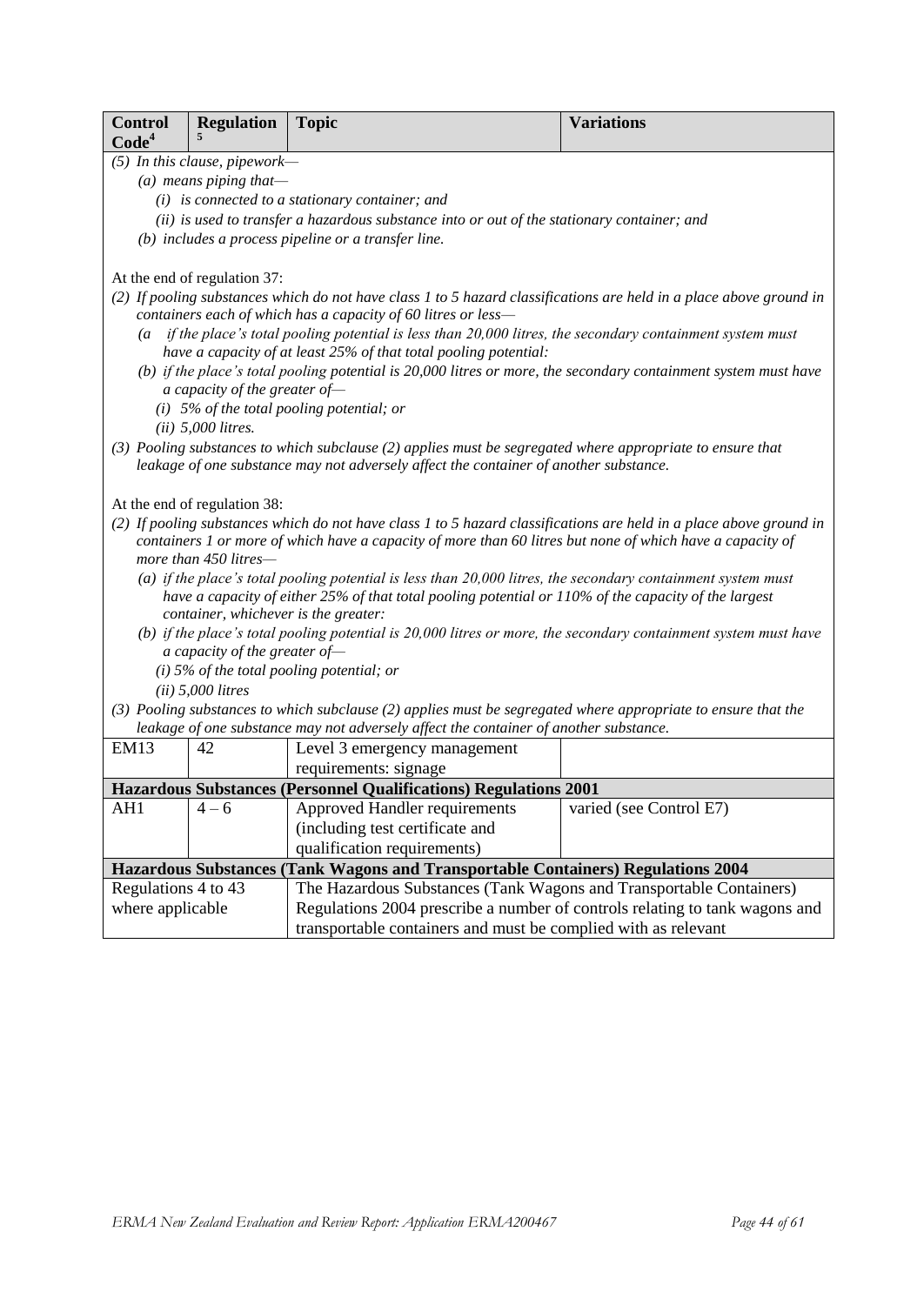| Control Code[4] | Regulation [5] | Topic | Variations |
|---|---|---|---|
| *(5) In this clause, pipework—*<br>*(a) means piping that—*<br>*(i) is connected to a stationary container; and*<br>*(ii) is used to transfer a hazardous substance into or out of the stationary container; and*<br>*(b) includes a process pipeline or a transfer line.*<br><br>At the end of regulation 37:<br>*(2) If pooling substances which do not have class 1 to 5 hazard classifications are held in a place above ground in containers each of which has a capacity of 60 litres or less—*<br>*(a if the place's total pooling potential is less than 20,000 litres, the secondary containment system must have a capacity of at least 25% of that total pooling potential:*<br>*(b) if the place's total pooling potential is 20,000 litres or more, the secondary containment system must have a capacity of the greater of—*<br>*(i) 5% of the total pooling potential; or*<br>*(ii) 5,000 litres.*<br>*(3) Pooling substances to which subclause (2) applies must be segregated where appropriate to ensure that leakage of one substance may not adversely affect the container of another substance.*<br><br>At the end of regulation 38:<br>*(2) If pooling substances which do not have class 1 to 5 hazard classifications are held in a place above ground in containers 1 or more of which have a capacity of more than 60 litres but none of which have a capacity of more than 450 litres—*<br>*(a) if the place's total pooling potential is less than 20,000 litres, the secondary containment system must have a capacity of either 25% of that total pooling potential or 110% of the capacity of the largest container, whichever is the greater:*<br>*(b) if the place's total pooling potential is 20,000 litres or more, the secondary containment system must have a capacity of the greater of—*<br>*(i) 5% of the total pooling potential; or*<br>*(ii) 5,000 litres*<br>*(3) Pooling substances to which subclause (2) applies must be segregated where appropriate to ensure that the leakage of one substance may not adversely affect the container of another substance.* | | | |
| EM13 | 42 | Level 3 emergency management requirements: signage | |
| **Hazardous Substances (Personnel Qualifications) Regulations 2001** | | | |
| AH1 | 4 – 6 | Approved Handler requirements (including test certificate and qualification requirements) | varied (see Control E7) |
| **Hazardous Substances (Tank Wagons and Transportable Containers) Regulations 2004** | | | |
| Regulations 4 to 43 where applicable | | The Hazardous Substances (Tank Wagons and Transportable Containers) Regulations 2004 prescribe a number of controls relating to tank wagons and transportable containers and must be complied with as relevant | |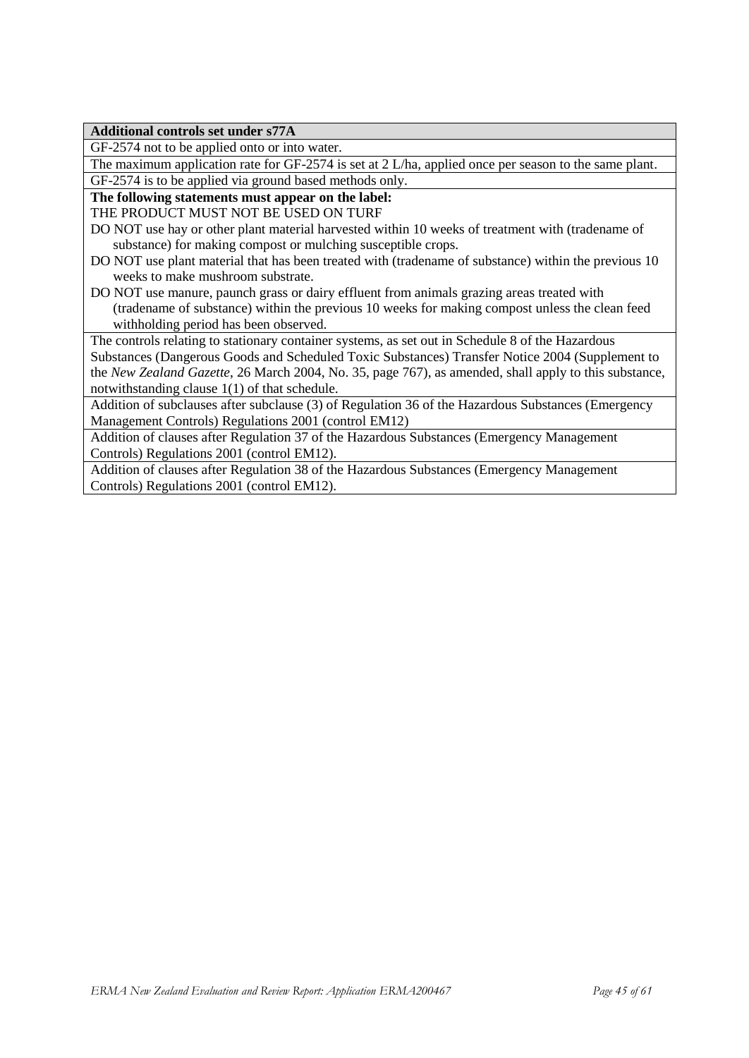| Additional controls set under s77A |
|---|
| GF-2574 not to be applied onto or into water. |
| The maximum application rate for GF-2574 is set at 2 L/ha, applied once per season to the same plant. |
| GF-2574 is to be applied via ground based methods only. |
| **The following statements must appear on the label:**<br>THE PRODUCT MUST NOT BE USED ON TURF<br>DO NOT use hay or other plant material harvested within 10 weeks of treatment with (tradename of substance) for making compost or mulching susceptible crops.<br>DO NOT use plant material that has been treated with (tradename of substance) within the previous 10 weeks to make mushroom substrate.<br>DO NOT use manure, paunch grass or dairy effluent from animals grazing areas treated with (tradename of substance) within the previous 10 weeks for making compost unless the clean feed withholding period has been observed. |
| The controls relating to stationary container systems, as set out in Schedule 8 of the Hazardous Substances (Dangerous Goods and Scheduled Toxic Substances) Transfer Notice 2004 (Supplement to the *New Zealand Gazette*, 26 March 2004, No. 35, page 767), as amended, shall apply to this substance, notwithstanding clause 1(1) of that schedule. |
| Addition of subclauses after subclause (3) of Regulation 36 of the Hazardous Substances (Emergency Management Controls) Regulations 2001 (control EM12) |
| Addition of clauses after Regulation 37 of the Hazardous Substances (Emergency Management Controls) Regulations 2001 (control EM12). |
| Addition of clauses after Regulation 38 of the Hazardous Substances (Emergency Management Controls) Regulations 2001 (control EM12). |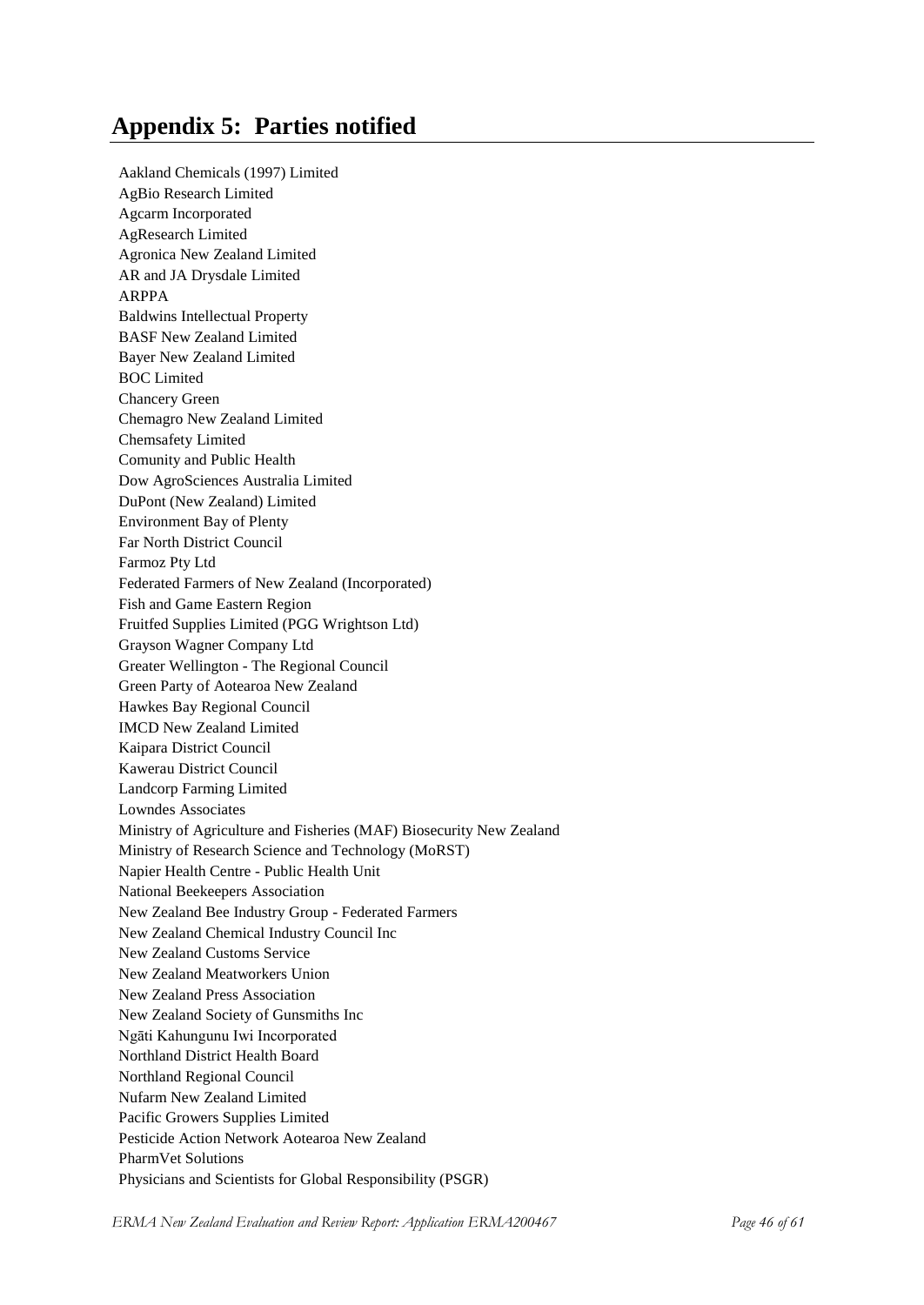# Appendix 5: Parties notified

Aakland Chemicals (1997) Limited
AgBio Research Limited
Agcarm Incorporated
AgResearch Limited
Agronica New Zealand Limited
AR and JA Drysdale Limited
ARPPA
Baldwins Intellectual Property
BASF New Zealand Limited
Bayer New Zealand Limited
BOC Limited
Chancery Green
Chemagro New Zealand Limited
Chemsafety Limited
Comunity and Public Health
Dow AgroSciences Australia Limited
DuPont (New Zealand) Limited
Environment Bay of Plenty
Far North District Council
Farmoz Pty Ltd
Federated Farmers of New Zealand (Incorporated)
Fish and Game Eastern Region
Fruitfed Supplies Limited (PGG Wrightson Ltd)
Grayson Wagner Company Ltd
Greater Wellington - The Regional Council
Green Party of Aotearoa New Zealand
Hawkes Bay Regional Council
IMCD New Zealand Limited
Kaipara District Council
Kawerau District Council
Landcorp Farming Limited
Lowndes Associates
Ministry of Agriculture and Fisheries (MAF) Biosecurity New Zealand
Ministry of Research Science and Technology (MoRST)
Napier Health Centre - Public Health Unit
National Beekeepers Association
New Zealand Bee Industry Group - Federated Farmers
New Zealand Chemical Industry Council Inc
New Zealand Customs Service
New Zealand Meatworkers Union
New Zealand Press Association
New Zealand Society of Gunsmiths Inc
Ngāti Kahungunu Iwi Incorporated
Northland District Health Board
Northland Regional Council
Nufarm New Zealand Limited
Pacific Growers Supplies Limited
Pesticide Action Network Aotearoa New Zealand
PharmVet Solutions
Physicians and Scientists for Global Responsibility (PSGR)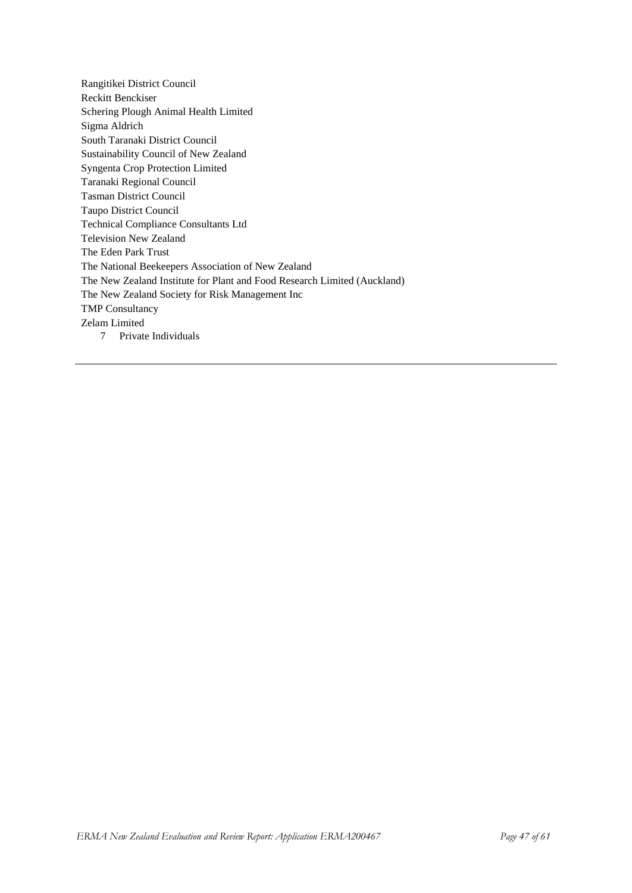Rangitikei District Council  
Reckitt Benckiser  
Schering Plough Animal Health Limited  
Sigma Aldrich  
South Taranaki District Council  
Sustainability Council of New Zealand  
Syngenta Crop Protection Limited  
Taranaki Regional Council  
Tasman District Council  
Taupo District Council  
Technical Compliance Consultants Ltd  
Television New Zealand  
The Eden Park Trust  
The National Beekeepers Association of New Zealand  
The New Zealand Institute for Plant and Food Research Limited (Auckland)  
The New Zealand Society for Risk Management Inc  
TMP Consultancy  
Zelam Limited  
7 Private Individuals

---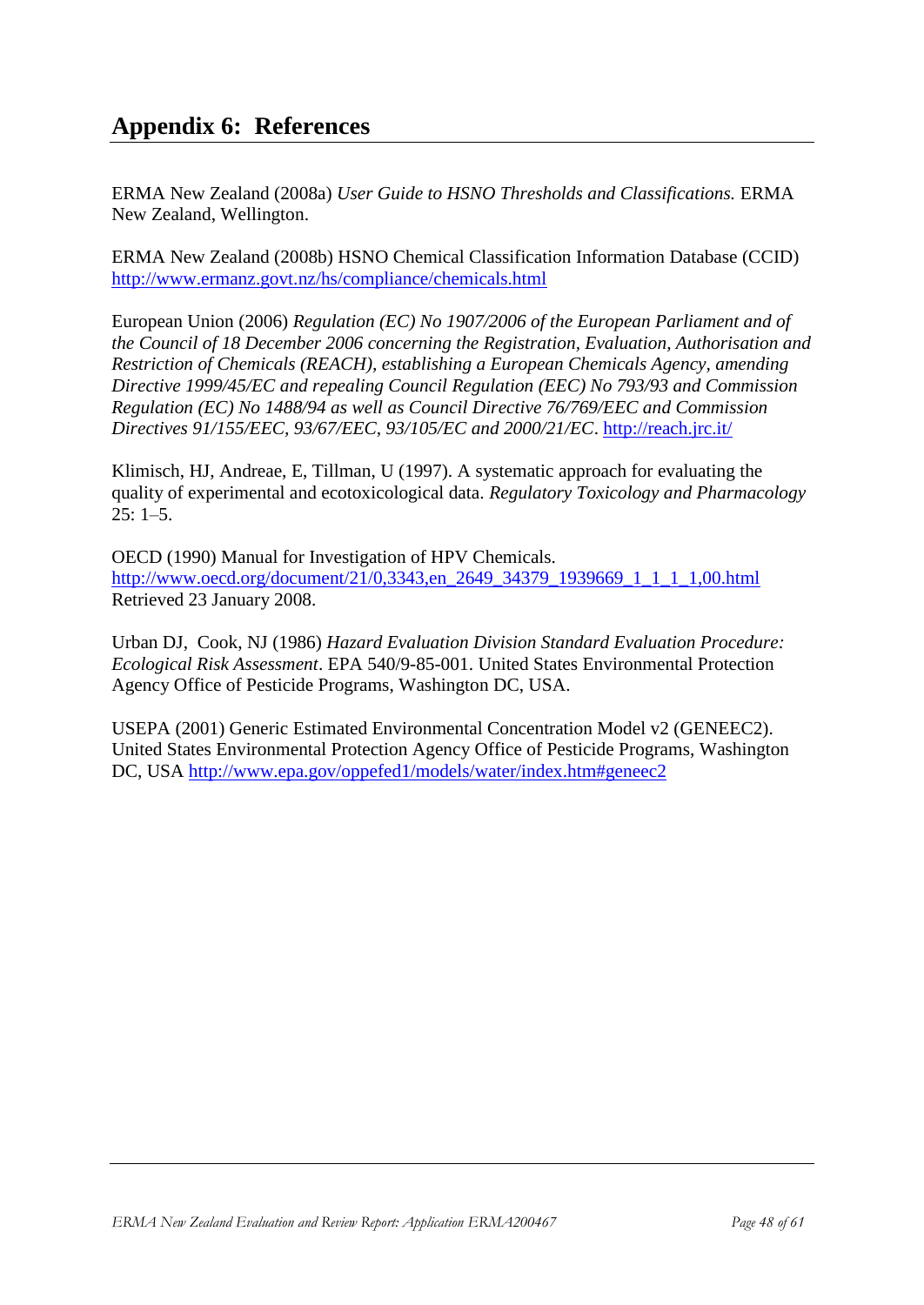# Appendix 6: References

ERMA New Zealand (2008a) *User Guide to HSNO Thresholds and Classifications.* ERMA New Zealand, Wellington.

ERMA New Zealand (2008b) HSNO Chemical Classification Information Database (CCID) http://www.ermanz.govt.nz/hs/compliance/chemicals.html

European Union (2006) *Regulation (EC) No 1907/2006 of the European Parliament and of the Council of 18 December 2006 concerning the Registration, Evaluation, Authorisation and Restriction of Chemicals (REACH), establishing a European Chemicals Agency, amending Directive 1999/45/EC and repealing Council Regulation (EEC) No 793/93 and Commission Regulation (EC) No 1488/94 as well as Council Directive 76/769/EEC and Commission Directives 91/155/EEC, 93/67/EEC, 93/105/EC and 2000/21/EC*. http://reach.jrc.it/

Klimisch, HJ, Andreae, E, Tillman, U (1997). A systematic approach for evaluating the quality of experimental and ecotoxicological data. *Regulatory Toxicology and Pharmacology* 25: 1–5.

OECD (1990) Manual for Investigation of HPV Chemicals. http://www.oecd.org/document/21/0,3343,en_2649_34379_1939669_1_1_1_1,00.html Retrieved 23 January 2008.

Urban DJ, Cook, NJ (1986) *Hazard Evaluation Division Standard Evaluation Procedure: Ecological Risk Assessment*. EPA 540/9-85-001. United States Environmental Protection Agency Office of Pesticide Programs, Washington DC, USA.

USEPA (2001) Generic Estimated Environmental Concentration Model v2 (GENEEC2). United States Environmental Protection Agency Office of Pesticide Programs, Washington DC, USA http://www.epa.gov/oppefed1/models/water/index.htm#geneec2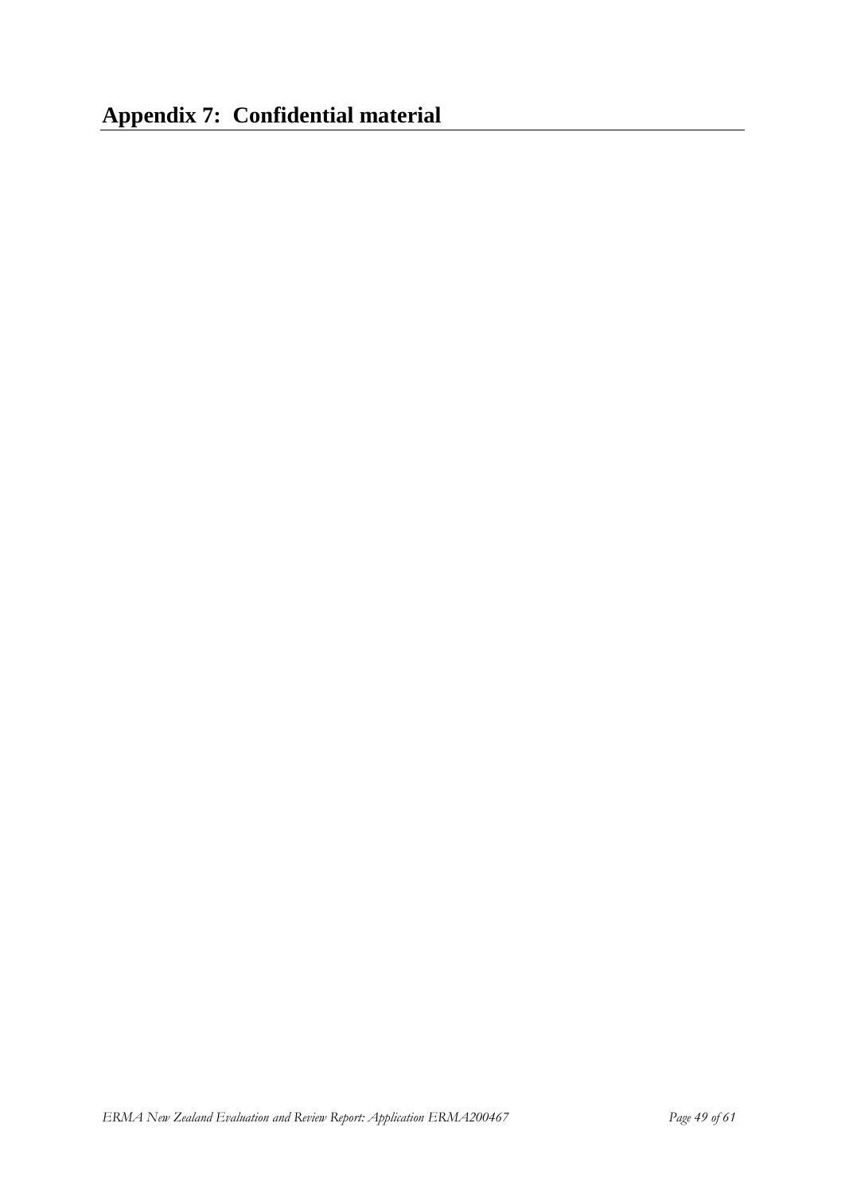# Appendix 7: Confidential material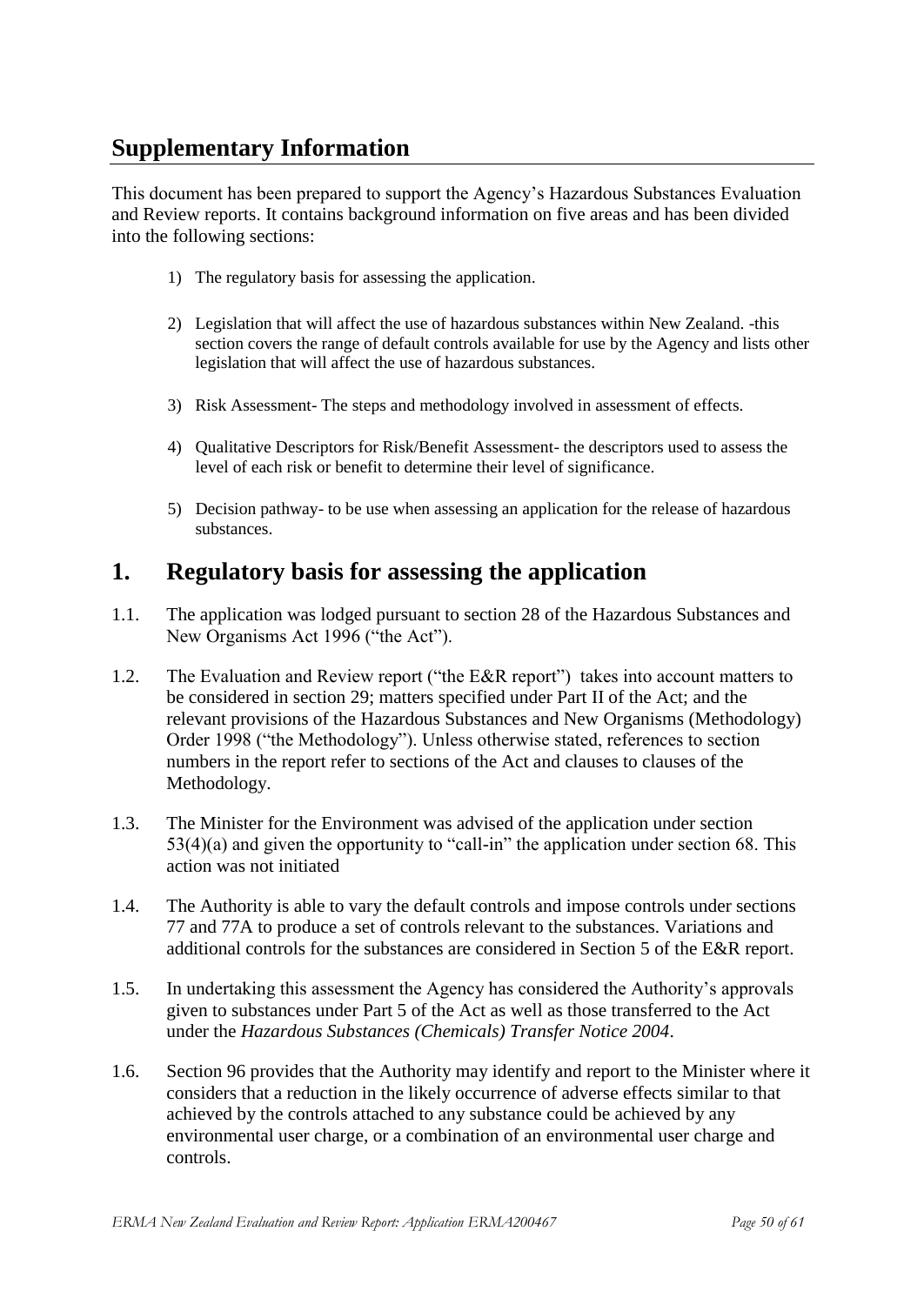## Supplementary Information

This document has been prepared to support the Agency's Hazardous Substances Evaluation and Review reports. It contains background information on five areas and has been divided into the following sections:

1) The regulatory basis for assessing the application.

2) Legislation that will affect the use of hazardous substances within New Zealand. -this section covers the range of default controls available for use by the Agency and lists other legislation that will affect the use of hazardous substances.

3) Risk Assessment- The steps and methodology involved in assessment of effects.

4) Qualitative Descriptors for Risk/Benefit Assessment- the descriptors used to assess the level of each risk or benefit to determine their level of significance.

5) Decision pathway- to be use when assessing an application for the release of hazardous substances.

## 1. Regulatory basis for assessing the application

1.1. The application was lodged pursuant to section 28 of the Hazardous Substances and New Organisms Act 1996 ("the Act").

1.2. The Evaluation and Review report ("the E&R report") takes into account matters to be considered in section 29; matters specified under Part II of the Act; and the relevant provisions of the Hazardous Substances and New Organisms (Methodology) Order 1998 ("the Methodology"). Unless otherwise stated, references to section numbers in the report refer to sections of the Act and clauses to clauses of the Methodology.

1.3. The Minister for the Environment was advised of the application under section 53(4)(a) and given the opportunity to "call-in" the application under section 68. This action was not initiated

1.4. The Authority is able to vary the default controls and impose controls under sections 77 and 77A to produce a set of controls relevant to the substances. Variations and additional controls for the substances are considered in Section 5 of the E&R report.

1.5. In undertaking this assessment the Agency has considered the Authority's approvals given to substances under Part 5 of the Act as well as those transferred to the Act under the *Hazardous Substances (Chemicals) Transfer Notice 2004*.

1.6. Section 96 provides that the Authority may identify and report to the Minister where it considers that a reduction in the likely occurrence of adverse effects similar to that achieved by the controls attached to any substance could be achieved by any environmental user charge, or a combination of an environmental user charge and controls.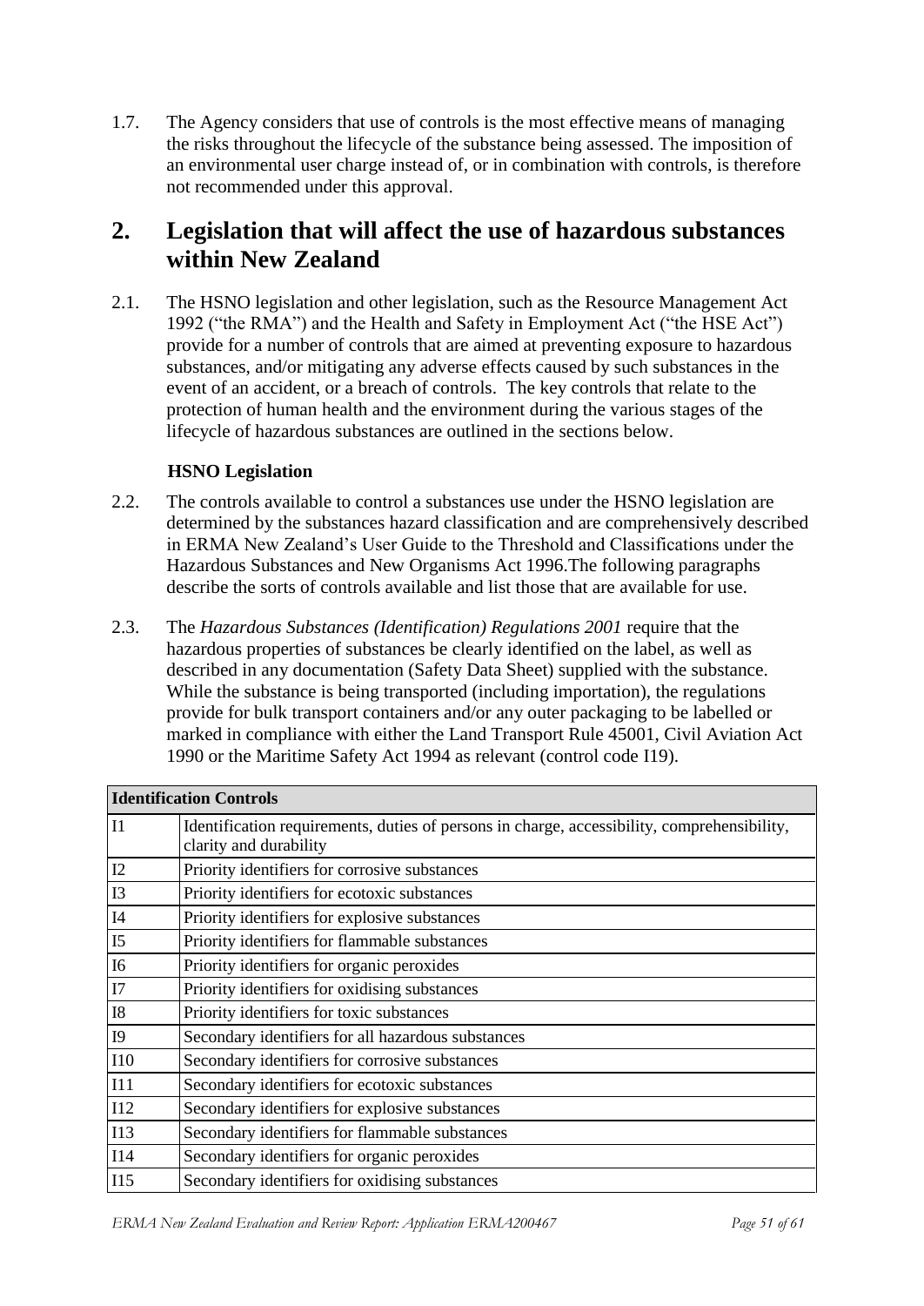1.7. The Agency considers that use of controls is the most effective means of managing the risks throughout the lifecycle of the substance being assessed. The imposition of an environmental user charge instead of, or in combination with controls, is therefore not recommended under this approval.

## 2. Legislation that will affect the use of hazardous substances within New Zealand

2.1. The HSNO legislation and other legislation, such as the Resource Management Act 1992 ("the RMA") and the Health and Safety in Employment Act ("the HSE Act") provide for a number of controls that are aimed at preventing exposure to hazardous substances, and/or mitigating any adverse effects caused by such substances in the event of an accident, or a breach of controls. The key controls that relate to the protection of human health and the environment during the various stages of the lifecycle of hazardous substances are outlined in the sections below.

**HSNO Legislation**

2.2. The controls available to control a substances use under the HSNO legislation are determined by the substances hazard classification and are comprehensively described in ERMA New Zealand's User Guide to the Threshold and Classifications under the Hazardous Substances and New Organisms Act 1996.The following paragraphs describe the sorts of controls available and list those that are available for use.

2.3. The *Hazardous Substances (Identification) Regulations 2001* require that the hazardous properties of substances be clearly identified on the label, as well as described in any documentation (Safety Data Sheet) supplied with the substance. While the substance is being transported (including importation), the regulations provide for bulk transport containers and/or any outer packaging to be labelled or marked in compliance with either the Land Transport Rule 45001, Civil Aviation Act 1990 or the Maritime Safety Act 1994 as relevant (control code I19).

| Identification Controls | |
|---|---|
| I1 | Identification requirements, duties of persons in charge, accessibility, comprehensibility, clarity and durability |
| I2 | Priority identifiers for corrosive substances |
| I3 | Priority identifiers for ecotoxic substances |
| I4 | Priority identifiers for explosive substances |
| I5 | Priority identifiers for flammable substances |
| I6 | Priority identifiers for organic peroxides |
| I7 | Priority identifiers for oxidising substances |
| I8 | Priority identifiers for toxic substances |
| I9 | Secondary identifiers for all hazardous substances |
| I10 | Secondary identifiers for corrosive substances |
| I11 | Secondary identifiers for ecotoxic substances |
| I12 | Secondary identifiers for explosive substances |
| I13 | Secondary identifiers for flammable substances |
| I14 | Secondary identifiers for organic peroxides |
| I15 | Secondary identifiers for oxidising substances |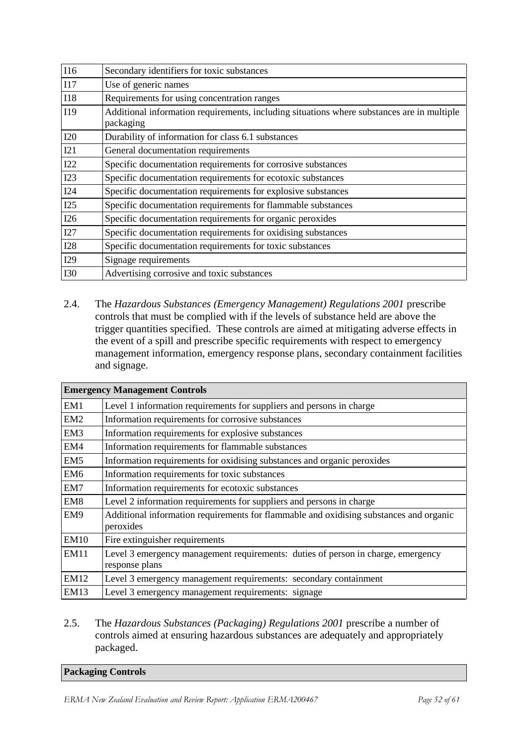| | |
|---|---|
| I16 | Secondary identifiers for toxic substances |
| I17 | Use of generic names |
| I18 | Requirements for using concentration ranges |
| I19 | Additional information requirements, including situations where substances are in multiple packaging |
| I20 | Durability of information for class 6.1 substances |
| I21 | General documentation requirements |
| I22 | Specific documentation requirements for corrosive substances |
| I23 | Specific documentation requirements for ecotoxic substances |
| I24 | Specific documentation requirements for explosive substances |
| I25 | Specific documentation requirements for flammable substances |
| I26 | Specific documentation requirements for organic peroxides |
| I27 | Specific documentation requirements for oxidising substances |
| I28 | Specific documentation requirements for toxic substances |
| I29 | Signage requirements |
| I30 | Advertising corrosive and toxic substances |

2.4. The *Hazardous Substances (Emergency Management) Regulations 2001* prescribe controls that must be complied with if the levels of substance held are above the trigger quantities specified. These controls are aimed at mitigating adverse effects in the event of a spill and prescribe specific requirements with respect to emergency management information, emergency response plans, secondary containment facilities and signage.

| **Emergency Management Controls** | |
|---|---|
| EM1 | Level 1 information requirements for suppliers and persons in charge |
| EM2 | Information requirements for corrosive substances |
| EM3 | Information requirements for explosive substances |
| EM4 | Information requirements for flammable substances |
| EM5 | Information requirements for oxidising substances and organic peroxides |
| EM6 | Information requirements for toxic substances |
| EM7 | Information requirements for ecotoxic substances |
| EM8 | Level 2 information requirements for suppliers and persons in charge |
| EM9 | Additional information requirements for flammable and oxidising substances and organic peroxides |
| EM10 | Fire extinguisher requirements |
| EM11 | Level 3 emergency management requirements: duties of person in charge, emergency response plans |
| EM12 | Level 3 emergency management requirements: secondary containment |
| EM13 | Level 3 emergency management requirements: signage |

2.5. The *Hazardous Substances (Packaging) Regulations 2001* prescribe a number of controls aimed at ensuring hazardous substances are adequately and appropriately packaged.

| **Packaging Controls** |
|---|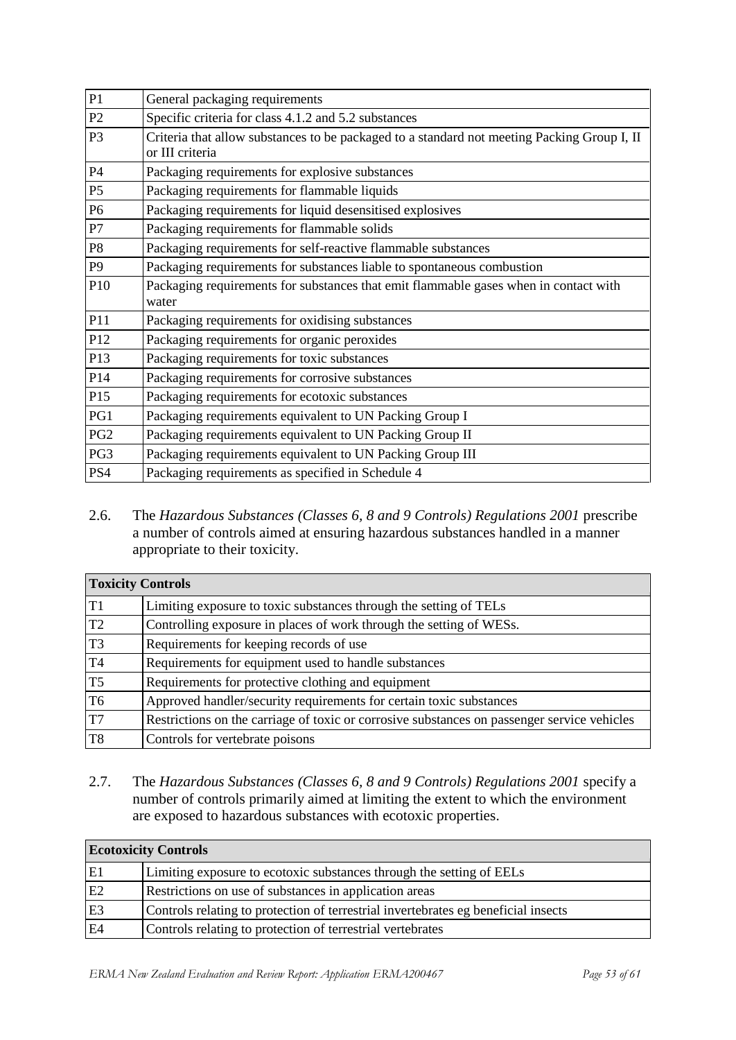| P1 | General packaging requirements |
|---|---|
| P2 | Specific criteria for class 4.1.2 and 5.2 substances |
| P3 | Criteria that allow substances to be packaged to a standard not meeting Packing Group I, II or III criteria |
| P4 | Packaging requirements for explosive substances |
| P5 | Packaging requirements for flammable liquids |
| P6 | Packaging requirements for liquid desensitised explosives |
| P7 | Packaging requirements for flammable solids |
| P8 | Packaging requirements for self-reactive flammable substances |
| P9 | Packaging requirements for substances liable to spontaneous combustion |
| P10 | Packaging requirements for substances that emit flammable gases when in contact with water |
| P11 | Packaging requirements for oxidising substances |
| P12 | Packaging requirements for organic peroxides |
| P13 | Packaging requirements for toxic substances |
| P14 | Packaging requirements for corrosive substances |
| P15 | Packaging requirements for ecotoxic substances |
| PG1 | Packaging requirements equivalent to UN Packing Group I |
| PG2 | Packaging requirements equivalent to UN Packing Group II |
| PG3 | Packaging requirements equivalent to UN Packing Group III |
| PS4 | Packaging requirements as specified in Schedule 4 |

2.6. The *Hazardous Substances (Classes 6, 8 and 9 Controls) Regulations 2001* prescribe a number of controls aimed at ensuring hazardous substances handled in a manner appropriate to their toxicity.

| **Toxicity Controls** | |
|---|---|
| T1 | Limiting exposure to toxic substances through the setting of TELs |
| T2 | Controlling exposure in places of work through the setting of WESs. |
| T3 | Requirements for keeping records of use |
| T4 | Requirements for equipment used to handle substances |
| T5 | Requirements for protective clothing and equipment |
| T6 | Approved handler/security requirements for certain toxic substances |
| T7 | Restrictions on the carriage of toxic or corrosive substances on passenger service vehicles |
| T8 | Controls for vertebrate poisons |

2.7. The *Hazardous Substances (Classes 6, 8 and 9 Controls) Regulations 2001* specify a number of controls primarily aimed at limiting the extent to which the environment are exposed to hazardous substances with ecotoxic properties.

| **Ecotoxicity Controls** | |
|---|---|
| E1 | Limiting exposure to ecotoxic substances through the setting of EELs |
| E2 | Restrictions on use of substances in application areas |
| E3 | Controls relating to protection of terrestrial invertebrates eg beneficial insects |
| E4 | Controls relating to protection of terrestrial vertebrates |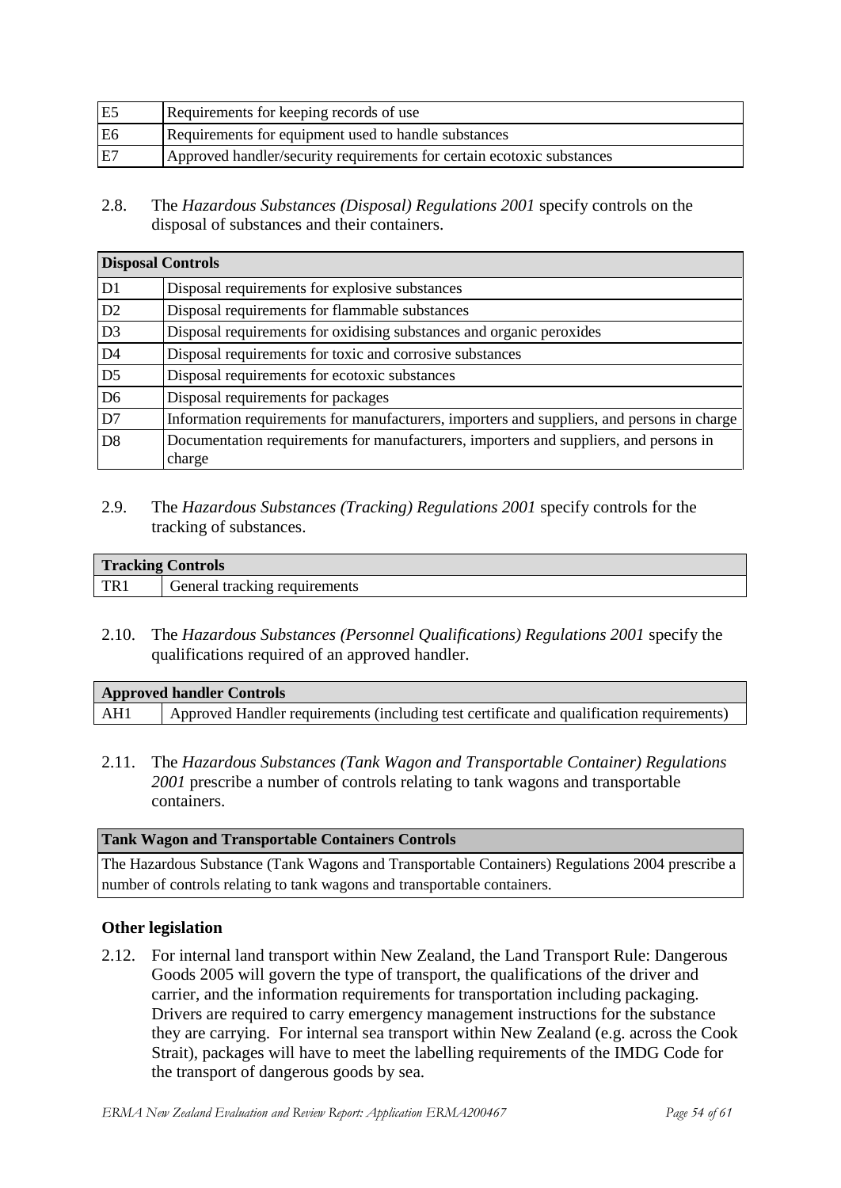| | |
|---|---|
| E5 | Requirements for keeping records of use |
| E6 | Requirements for equipment used to handle substances |
| E7 | Approved handler/security requirements for certain ecotoxic substances |

2.8. The *Hazardous Substances (Disposal) Regulations 2001* specify controls on the disposal of substances and their containers.

| **Disposal Controls** | |
|---|---|
| D1 | Disposal requirements for explosive substances |
| D2 | Disposal requirements for flammable substances |
| D3 | Disposal requirements for oxidising substances and organic peroxides |
| D4 | Disposal requirements for toxic and corrosive substances |
| D5 | Disposal requirements for ecotoxic substances |
| D6 | Disposal requirements for packages |
| D7 | Information requirements for manufacturers, importers and suppliers, and persons in charge |
| D8 | Documentation requirements for manufacturers, importers and suppliers, and persons in charge |

2.9. The *Hazardous Substances (Tracking) Regulations 2001* specify controls for the tracking of substances.

| **Tracking Controls** | |
|---|---|
| TR1 | General tracking requirements |

2.10. The *Hazardous Substances (Personnel Qualifications) Regulations 2001* specify the qualifications required of an approved handler.

| **Approved handler Controls** | |
|---|---|
| AH1 | Approved Handler requirements (including test certificate and qualification requirements) |

2.11. The *Hazardous Substances (Tank Wagon and Transportable Container) Regulations 2001* prescribe a number of controls relating to tank wagons and transportable containers.

| **Tank Wagon and Transportable Containers Controls** |
|---|
| The Hazardous Substance (Tank Wagons and Transportable Containers) Regulations 2004 prescribe a number of controls relating to tank wagons and transportable containers. |

### Other legislation

2.12. For internal land transport within New Zealand, the Land Transport Rule: Dangerous Goods 2005 will govern the type of transport, the qualifications of the driver and carrier, and the information requirements for transportation including packaging. Drivers are required to carry emergency management instructions for the substance they are carrying. For internal sea transport within New Zealand (e.g. across the Cook Strait), packages will have to meet the labelling requirements of the IMDG Code for the transport of dangerous goods by sea.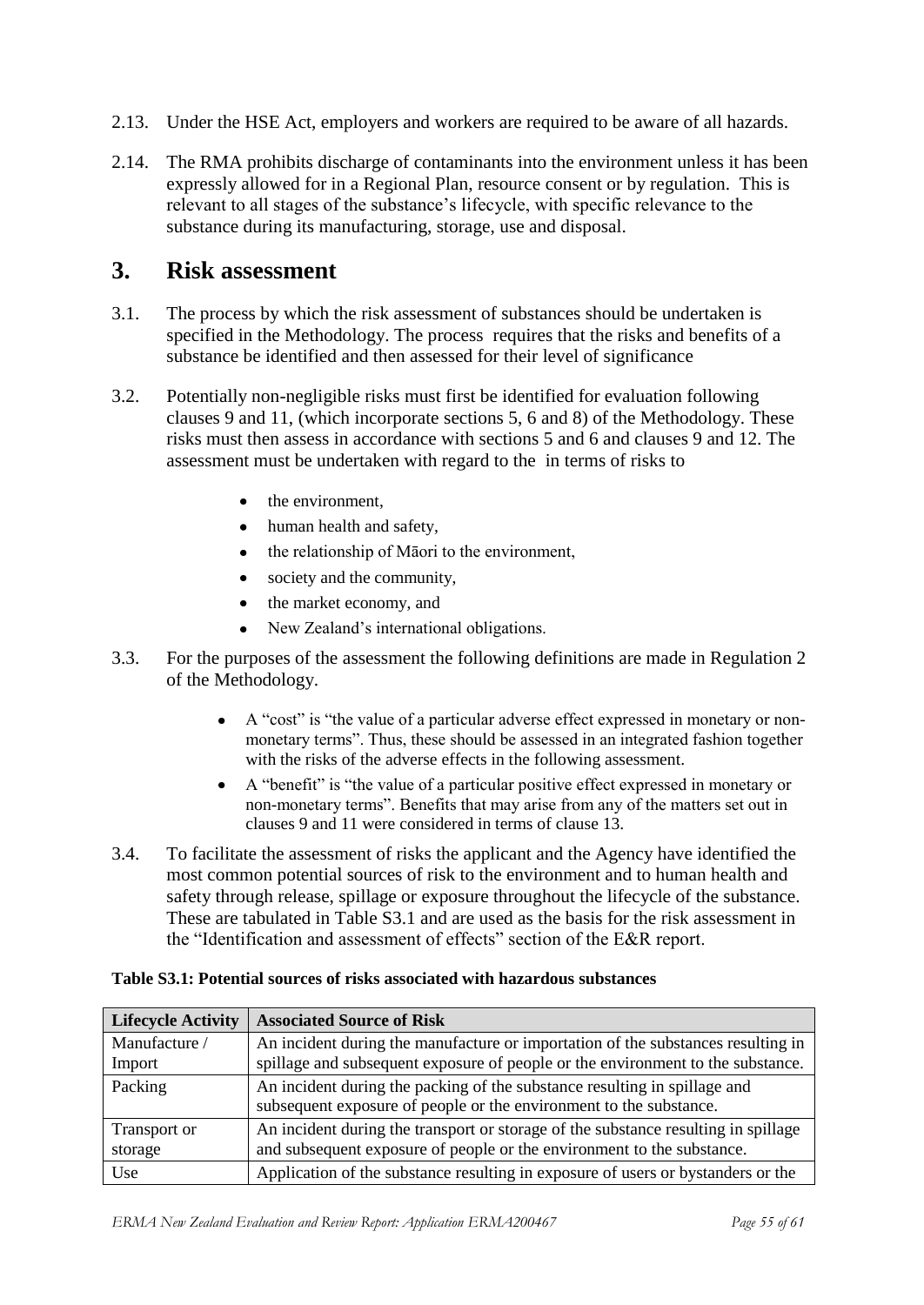2.13. Under the HSE Act, employers and workers are required to be aware of all hazards.

2.14. The RMA prohibits discharge of contaminants into the environment unless it has been expressly allowed for in a Regional Plan, resource consent or by regulation. This is relevant to all stages of the substance's lifecycle, with specific relevance to the substance during its manufacturing, storage, use and disposal.

# 3. Risk assessment

3.1. The process by which the risk assessment of substances should be undertaken is specified in the Methodology. The process requires that the risks and benefits of a substance be identified and then assessed for their level of significance

3.2. Potentially non-negligible risks must first be identified for evaluation following clauses 9 and 11, (which incorporate sections 5, 6 and 8) of the Methodology. These risks must then assess in accordance with sections 5 and 6 and clauses 9 and 12. The assessment must be undertaken with regard to the in terms of risks to

- the environment,
- human health and safety,
- the relationship of Māori to the environment,
- society and the community,
- the market economy, and
- New Zealand's international obligations.

3.3. For the purposes of the assessment the following definitions are made in Regulation 2 of the Methodology.

- A "cost" is "the value of a particular adverse effect expressed in monetary or non-monetary terms". Thus, these should be assessed in an integrated fashion together with the risks of the adverse effects in the following assessment.
- A "benefit" is "the value of a particular positive effect expressed in monetary or non-monetary terms". Benefits that may arise from any of the matters set out in clauses 9 and 11 were considered in terms of clause 13.

3.4. To facilitate the assessment of risks the applicant and the Agency have identified the most common potential sources of risk to the environment and to human health and safety through release, spillage or exposure throughout the lifecycle of the substance. These are tabulated in Table S3.1 and are used as the basis for the risk assessment in the "Identification and assessment of effects" section of the E&R report.

**Table S3.1: Potential sources of risks associated with hazardous substances**

| Lifecycle Activity | Associated Source of Risk |
|---|---|
| Manufacture / Import | An incident during the manufacture or importation of the substances resulting in spillage and subsequent exposure of people or the environment to the substance. |
| Packing | An incident during the packing of the substance resulting in spillage and subsequent exposure of people or the environment to the substance. |
| Transport or storage | An incident during the transport or storage of the substance resulting in spillage and subsequent exposure of people or the environment to the substance. |
| Use | Application of the substance resulting in exposure of users or bystanders or the |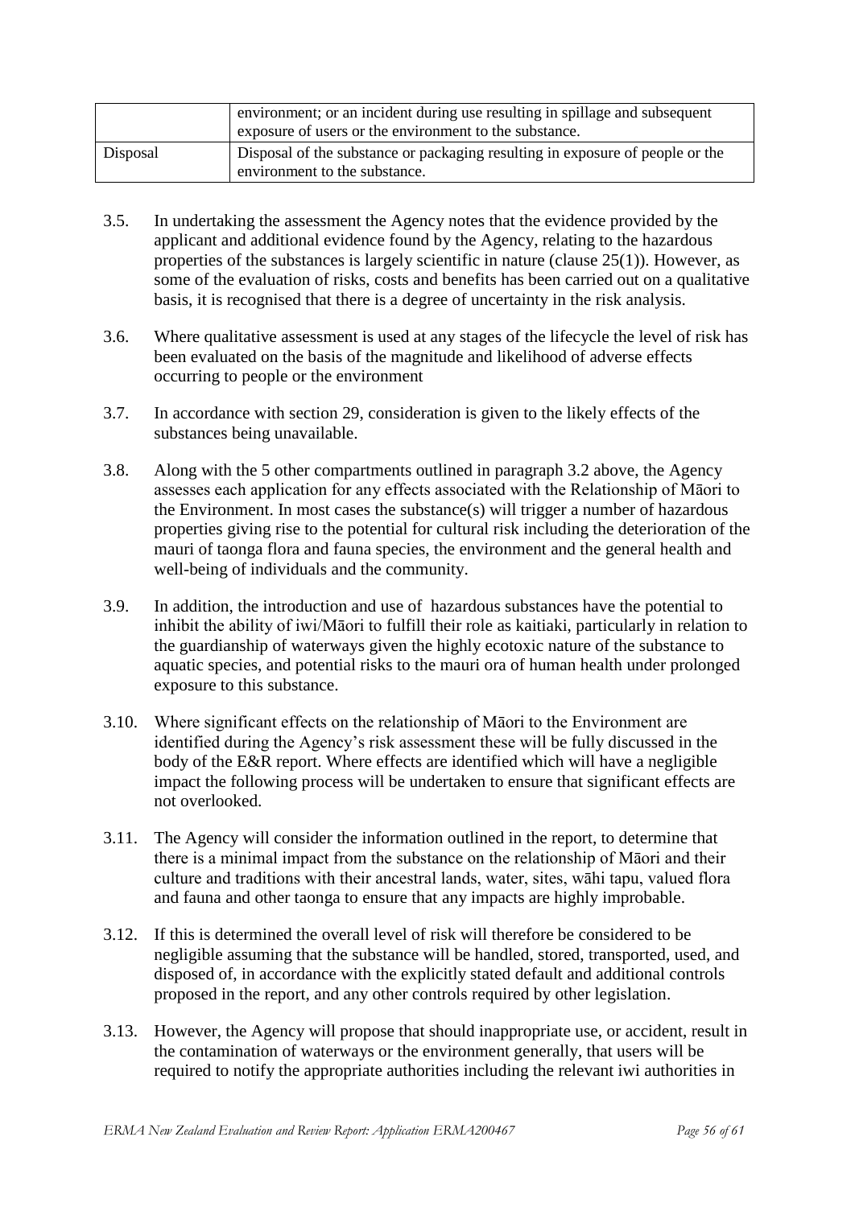|  | environment; or an incident during use resulting in spillage and subsequent exposure of users or the environment to the substance. |
| --- | --- |
| Disposal | Disposal of the substance or packaging resulting in exposure of people or the environment to the substance. |

3.5. In undertaking the assessment the Agency notes that the evidence provided by the applicant and additional evidence found by the Agency, relating to the hazardous properties of the substances is largely scientific in nature (clause 25(1)). However, as some of the evaluation of risks, costs and benefits has been carried out on a qualitative basis, it is recognised that there is a degree of uncertainty in the risk analysis.

3.6. Where qualitative assessment is used at any stages of the lifecycle the level of risk has been evaluated on the basis of the magnitude and likelihood of adverse effects occurring to people or the environment

3.7. In accordance with section 29, consideration is given to the likely effects of the substances being unavailable.

3.8. Along with the 5 other compartments outlined in paragraph 3.2 above, the Agency assesses each application for any effects associated with the Relationship of Māori to the Environment. In most cases the substance(s) will trigger a number of hazardous properties giving rise to the potential for cultural risk including the deterioration of the mauri of taonga flora and fauna species, the environment and the general health and well-being of individuals and the community.

3.9. In addition, the introduction and use of hazardous substances have the potential to inhibit the ability of iwi/Māori to fulfill their role as kaitiaki, particularly in relation to the guardianship of waterways given the highly ecotoxic nature of the substance to aquatic species, and potential risks to the mauri ora of human health under prolonged exposure to this substance.

3.10. Where significant effects on the relationship of Māori to the Environment are identified during the Agency's risk assessment these will be fully discussed in the body of the E&R report. Where effects are identified which will have a negligible impact the following process will be undertaken to ensure that significant effects are not overlooked.

3.11. The Agency will consider the information outlined in the report, to determine that there is a minimal impact from the substance on the relationship of Māori and their culture and traditions with their ancestral lands, water, sites, wāhi tapu, valued flora and fauna and other taonga to ensure that any impacts are highly improbable.

3.12. If this is determined the overall level of risk will therefore be considered to be negligible assuming that the substance will be handled, stored, transported, used, and disposed of, in accordance with the explicitly stated default and additional controls proposed in the report, and any other controls required by other legislation.

3.13. However, the Agency will propose that should inappropriate use, or accident, result in the contamination of waterways or the environment generally, that users will be required to notify the appropriate authorities including the relevant iwi authorities in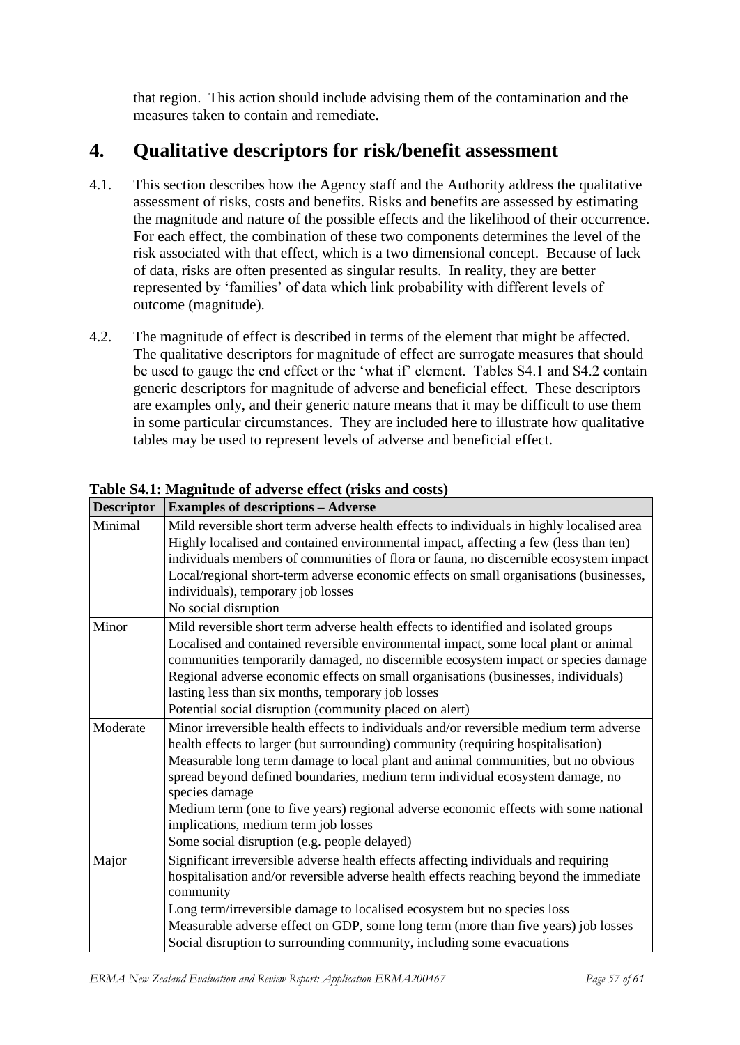that region. This action should include advising them of the contamination and the measures taken to contain and remediate.

# 4. Qualitative descriptors for risk/benefit assessment

4.1. This section describes how the Agency staff and the Authority address the qualitative assessment of risks, costs and benefits. Risks and benefits are assessed by estimating the magnitude and nature of the possible effects and the likelihood of their occurrence. For each effect, the combination of these two components determines the level of the risk associated with that effect, which is a two dimensional concept. Because of lack of data, risks are often presented as singular results. In reality, they are better represented by 'families' of data which link probability with different levels of outcome (magnitude).

4.2. The magnitude of effect is described in terms of the element that might be affected. The qualitative descriptors for magnitude of effect are surrogate measures that should be used to gauge the end effect or the 'what if' element. Tables S4.1 and S4.2 contain generic descriptors for magnitude of adverse and beneficial effect. These descriptors are examples only, and their generic nature means that it may be difficult to use them in some particular circumstances. They are included here to illustrate how qualitative tables may be used to represent levels of adverse and beneficial effect.

**Table S4.1: Magnitude of adverse effect (risks and costs)**

| Descriptor | Examples of descriptions – Adverse |
|---|---|
| Minimal | Mild reversible short term adverse health effects to individuals in highly localised area<br>Highly localised and contained environmental impact, affecting a few (less than ten) individuals members of communities of flora or fauna, no discernible ecosystem impact<br>Local/regional short-term adverse economic effects on small organisations (businesses, individuals), temporary job losses<br>No social disruption |
| Minor | Mild reversible short term adverse health effects to identified and isolated groups<br>Localised and contained reversible environmental impact, some local plant or animal communities temporarily damaged, no discernible ecosystem impact or species damage<br>Regional adverse economic effects on small organisations (businesses, individuals) lasting less than six months, temporary job losses<br>Potential social disruption (community placed on alert) |
| Moderate | Minor irreversible health effects to individuals and/or reversible medium term adverse health effects to larger (but surrounding) community (requiring hospitalisation)<br>Measurable long term damage to local plant and animal communities, but no obvious spread beyond defined boundaries, medium term individual ecosystem damage, no species damage<br>Medium term (one to five years) regional adverse economic effects with some national implications, medium term job losses<br>Some social disruption (e.g. people delayed) |
| Major | Significant irreversible adverse health effects affecting individuals and requiring hospitalisation and/or reversible adverse health effects reaching beyond the immediate community<br>Long term/irreversible damage to localised ecosystem but no species loss<br>Measurable adverse effect on GDP, some long term (more than five years) job losses<br>Social disruption to surrounding community, including some evacuations |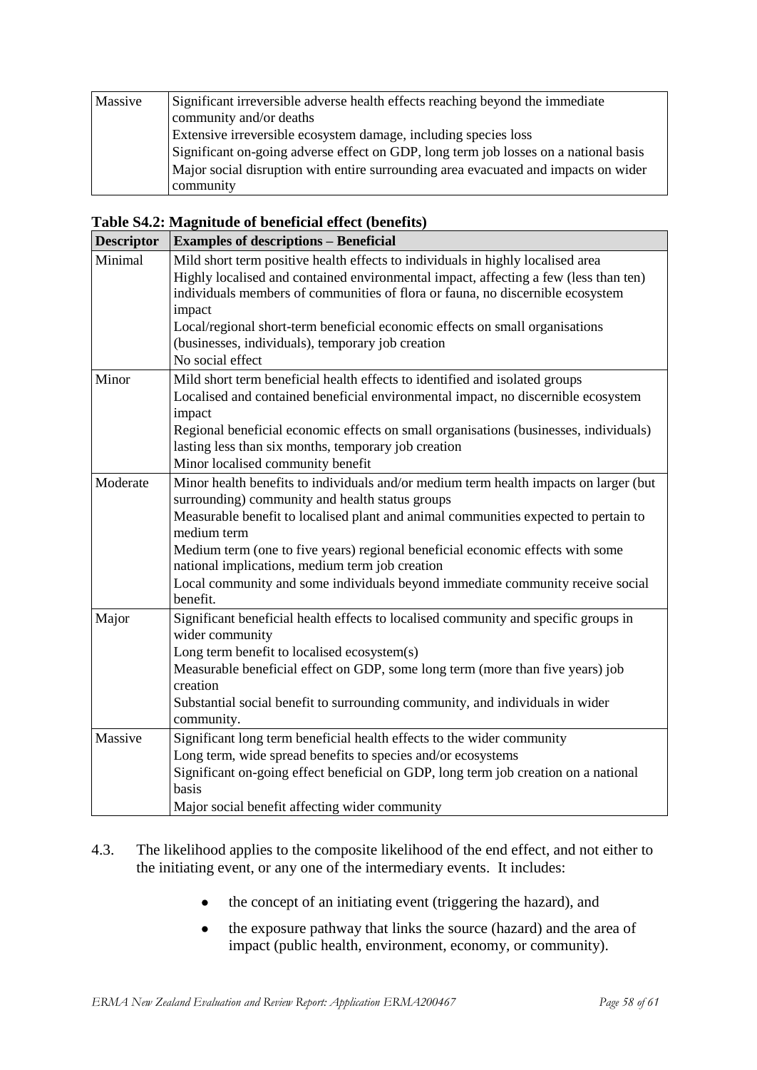| Massive | Significant irreversible adverse health effects reaching beyond the immediate community and/or deaths<br>Extensive irreversible ecosystem damage, including species loss<br>Significant on-going adverse effect on GDP, long term job losses on a national basis<br>Major social disruption with entire surrounding area evacuated and impacts on wider community |
|---|---|

**Table S4.2: Magnitude of beneficial effect (benefits)**

| Descriptor | Examples of descriptions – Beneficial |
|---|---|
| Minimal | Mild short term positive health effects to individuals in highly localised area<br>Highly localised and contained environmental impact, affecting a few (less than ten) individuals members of communities of flora or fauna, no discernible ecosystem impact<br>Local/regional short-term beneficial economic effects on small organisations (businesses, individuals), temporary job creation<br>No social effect |
| Minor | Mild short term beneficial health effects to identified and isolated groups<br>Localised and contained beneficial environmental impact, no discernible ecosystem impact<br>Regional beneficial economic effects on small organisations (businesses, individuals) lasting less than six months, temporary job creation<br>Minor localised community benefit |
| Moderate | Minor health benefits to individuals and/or medium term health impacts on larger (but surrounding) community and health status groups<br>Measurable benefit to localised plant and animal communities expected to pertain to medium term<br>Medium term (one to five years) regional beneficial economic effects with some national implications, medium term job creation<br>Local community and some individuals beyond immediate community receive social benefit. |
| Major | Significant beneficial health effects to localised community and specific groups in wider community<br>Long term benefit to localised ecosystem(s)<br>Measurable beneficial effect on GDP, some long term (more than five years) job creation<br>Substantial social benefit to surrounding community, and individuals in wider community. |
| Massive | Significant long term beneficial health effects to the wider community<br>Long term, wide spread benefits to species and/or ecosystems<br>Significant on-going effect beneficial on GDP, long term job creation on a national basis<br>Major social benefit affecting wider community |

4.3. The likelihood applies to the composite likelihood of the end effect, and not either to the initiating event, or any one of the intermediary events. It includes:

- the concept of an initiating event (triggering the hazard), and
- the exposure pathway that links the source (hazard) and the area of impact (public health, environment, economy, or community).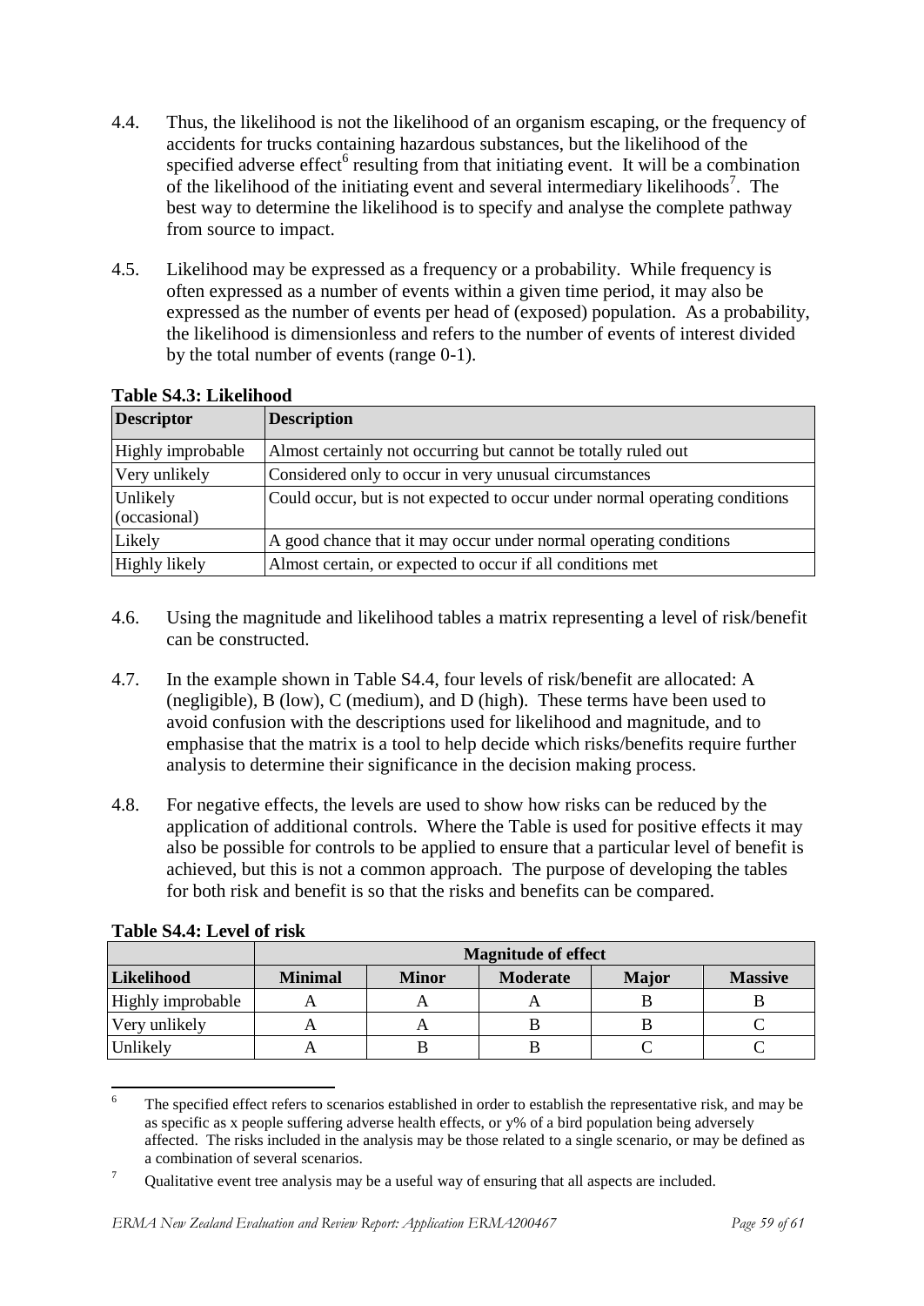4.4. Thus, the likelihood is not the likelihood of an organism escaping, or the frequency of accidents for trucks containing hazardous substances, but the likelihood of the specified adverse effect[6] resulting from that initiating event. It will be a combination of the likelihood of the initiating event and several intermediary likelihoods[7]. The best way to determine the likelihood is to specify and analyse the complete pathway from source to impact.

4.5. Likelihood may be expressed as a frequency or a probability. While frequency is often expressed as a number of events within a given time period, it may also be expressed as the number of events per head of (exposed) population. As a probability, the likelihood is dimensionless and refers to the number of events of interest divided by the total number of events (range 0-1).

**Table S4.3: Likelihood**

| Descriptor | Description |
|---|---|
| Highly improbable | Almost certainly not occurring but cannot be totally ruled out |
| Very unlikely | Considered only to occur in very unusual circumstances |
| Unlikely (occasional) | Could occur, but is not expected to occur under normal operating conditions |
| Likely | A good chance that it may occur under normal operating conditions |
| Highly likely | Almost certain, or expected to occur if all conditions met |

4.6. Using the magnitude and likelihood tables a matrix representing a level of risk/benefit can be constructed.

4.7. In the example shown in Table S4.4, four levels of risk/benefit are allocated: A (negligible), B (low), C (medium), and D (high). These terms have been used to avoid confusion with the descriptions used for likelihood and magnitude, and to emphasise that the matrix is a tool to help decide which risks/benefits require further analysis to determine their significance in the decision making process.

4.8. For negative effects, the levels are used to show how risks can be reduced by the application of additional controls. Where the Table is used for positive effects it may also be possible for controls to be applied to ensure that a particular level of benefit is achieved, but this is not a common approach. The purpose of developing the tables for both risk and benefit is so that the risks and benefits can be compared.

**Table S4.4: Level of risk**

| | Magnitude of effect | | | | |
|---|---|---|---|---|---|
| **Likelihood** | **Minimal** | **Minor** | **Moderate** | **Major** | **Massive** |
| Highly improbable | A | A | A | B | B |
| Very unlikely | A | A | B | B | C |
| Unlikely | A | B | B | C | C |

[6] The specified effect refers to scenarios established in order to establish the representative risk, and may be as specific as x people suffering adverse health effects, or y% of a bird population being adversely affected. The risks included in the analysis may be those related to a single scenario, or may be defined as a combination of several scenarios.

[7] Qualitative event tree analysis may be a useful way of ensuring that all aspects are included.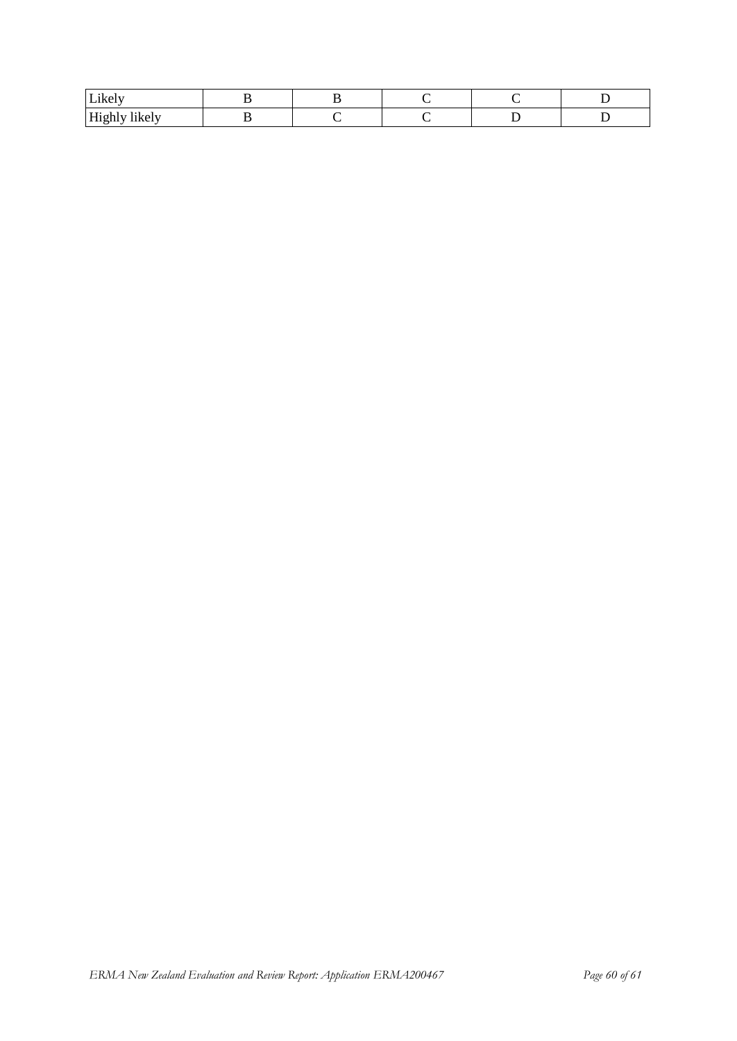| | | | | | |
|---|---|---|---|---|---|
| Likely | B | B | C | C | D |
| Highly likely | B | C | C | D | D |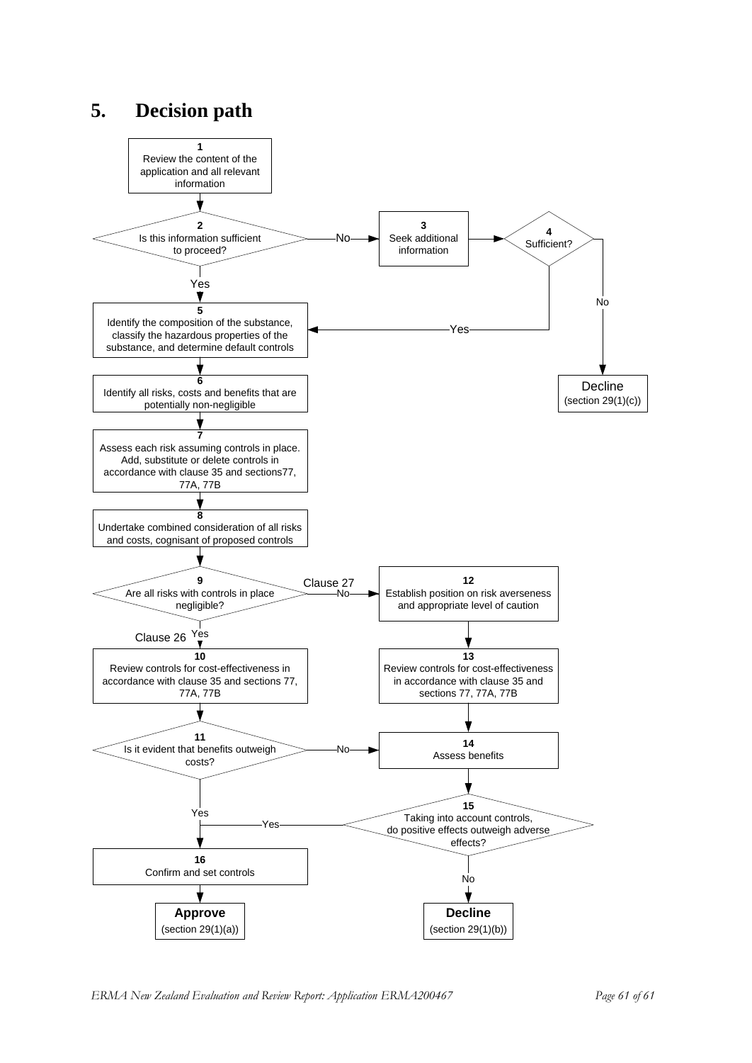# 5. Decision path

1
Review the content of the application and all relevant information

2
Is this information sufficient to proceed?

No

3
Seek additional information

4
Sufficient?

No

Decline
(section 29(1)(c))

Yes

Yes

5
Identify the composition of the substance, classify the hazardous properties of the substance, and determine default controls

6
Identify all risks, costs and benefits that are potentially non-negligible

7
Assess each risk assuming controls in place. Add, substitute or delete controls in accordance with clause 35 and sections77, 77A, 77B

8
Undertake combined consideration of all risks and costs, cognisant of proposed controls

9
Are all risks with controls in place negligible?

Clause 27
No

12
Establish position on risk averseness and appropriate level of caution

13
Review controls for cost-effectiveness in accordance with clause 35 and sections 77, 77A, 77B

Clause 26
Yes

10
Review controls for cost-effectiveness in accordance with clause 35 and sections 77, 77A, 77B

11
Is it evident that benefits outweigh costs?

No

14
Assess benefits

15
Taking into account controls, do positive effects outweigh adverse effects?

Yes

Yes

No

16
Confirm and set controls

**Approve**
(section 29(1)(a))

**Decline**
(section 29(1)(b))